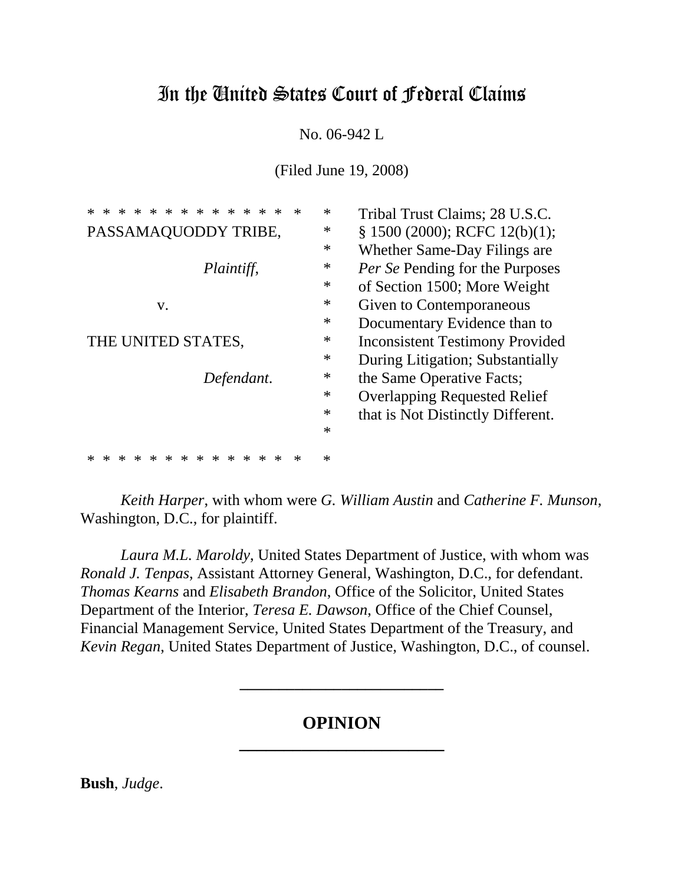# In the United States Court of Federal Claims

No. 06-942 L

(Filed June 19, 2008)

| | |
|---|---|
| * * * * * * * * * * * * * * * | |
| PASSAMAQUODDY TRIBE, | Tribal Trust Claims; 28 U.S.C. § 1500 (2000); RCFC 12(b)(1); Whether Same-Day Filings are *Per Se* Pending for the Purposes of Section 1500; More Weight Given to Contemporaneous Documentary Evidence than to Inconsistent Testimony Provided During Litigation; Substantially the Same Operative Facts; Overlapping Requested Relief that is Not Distinctly Different. |
| *Plaintiff*, | |
| v. | |
| THE UNITED STATES, | |
| *Defendant*. | |
| * * * * * * * * * * * * * * * | |

*Keith Harper*, with whom were *G. William Austin* and *Catherine F. Munson*, Washington, D.C., for plaintiff.

*Laura M.L. Maroldy*, United States Department of Justice, with whom was *Ronald J. Tenpas*, Assistant Attorney General, Washington, D.C., for defendant. *Thomas Kearns* and *Elisabeth Brandon*, Office of the Solicitor, United States Department of the Interior, *Teresa E. Dawson*, Office of the Chief Counsel, Financial Management Service, United States Department of the Treasury, and *Kevin Regan*, United States Department of Justice, Washington, D.C., of counsel.

## OPINION

**Bush**, *Judge*.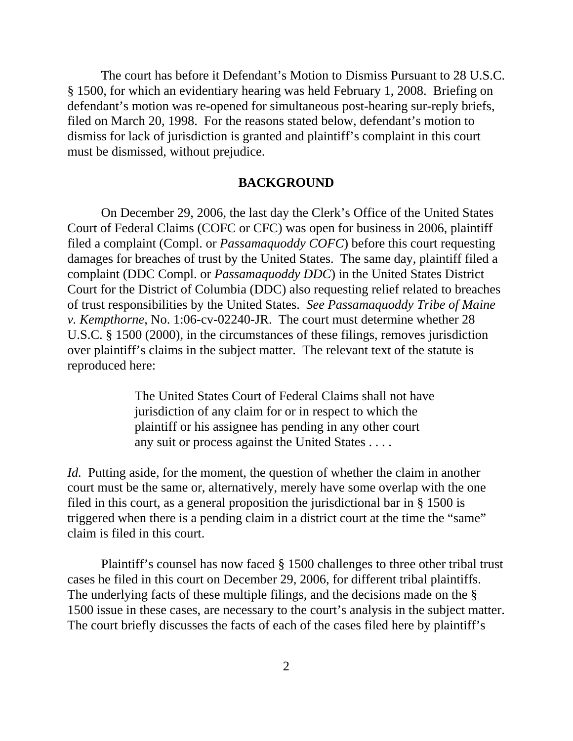The court has before it Defendant's Motion to Dismiss Pursuant to 28 U.S.C. § 1500, for which an evidentiary hearing was held February 1, 2008. Briefing on defendant's motion was re-opened for simultaneous post-hearing sur-reply briefs, filed on March 20, 1998. For the reasons stated below, defendant's motion to dismiss for lack of jurisdiction is granted and plaintiff's complaint in this court must be dismissed, without prejudice.

## BACKGROUND

On December 29, 2006, the last day the Clerk's Office of the United States Court of Federal Claims (COFC or CFC) was open for business in 2006, plaintiff filed a complaint (Compl. or *Passamaquoddy COFC*) before this court requesting damages for breaches of trust by the United States. The same day, plaintiff filed a complaint (DDC Compl. or *Passamaquoddy DDC*) in the United States District Court for the District of Columbia (DDC) also requesting relief related to breaches of trust responsibilities by the United States. *See Passamaquoddy Tribe of Maine v. Kempthorne*, No. 1:06-cv-02240-JR. The court must determine whether 28 U.S.C. § 1500 (2000), in the circumstances of these filings, removes jurisdiction over plaintiff's claims in the subject matter. The relevant text of the statute is reproduced here:

> The United States Court of Federal Claims shall not have jurisdiction of any claim for or in respect to which the plaintiff or his assignee has pending in any other court any suit or process against the United States . . . .

*Id.* Putting aside, for the moment, the question of whether the claim in another court must be the same or, alternatively, merely have some overlap with the one filed in this court, as a general proposition the jurisdictional bar in § 1500 is triggered when there is a pending claim in a district court at the time the "same" claim is filed in this court.

Plaintiff's counsel has now faced § 1500 challenges to three other tribal trust cases he filed in this court on December 29, 2006, for different tribal plaintiffs. The underlying facts of these multiple filings, and the decisions made on the § 1500 issue in these cases, are necessary to the court's analysis in the subject matter. The court briefly discusses the facts of each of the cases filed here by plaintiff's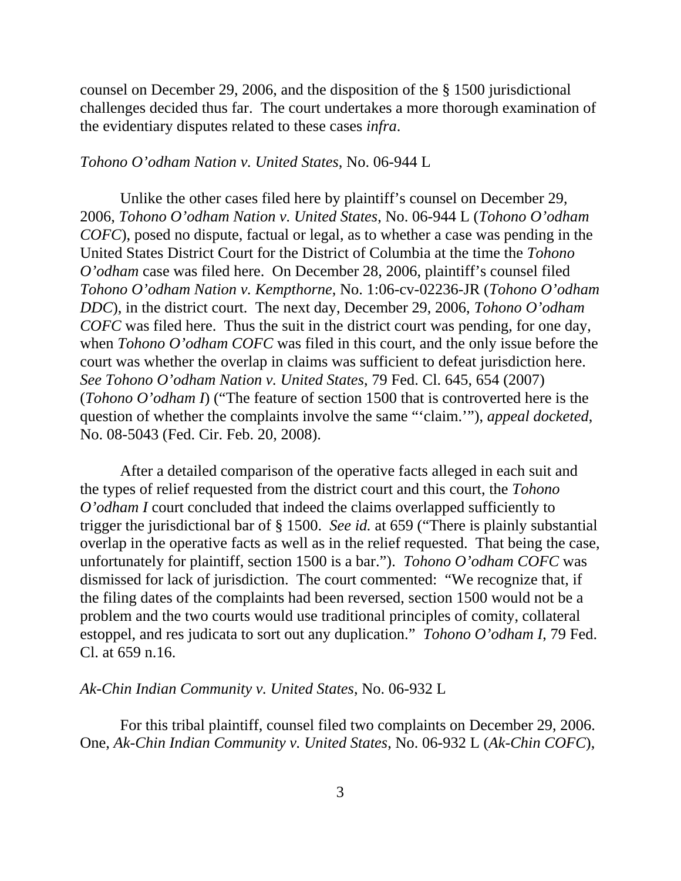counsel on December 29, 2006, and the disposition of the § 1500 jurisdictional challenges decided thus far. The court undertakes a more thorough examination of the evidentiary disputes related to these cases *infra*.

*Tohono O'odham Nation v. United States*, No. 06-944 L

Unlike the other cases filed here by plaintiff's counsel on December 29, 2006, *Tohono O'odham Nation v. United States*, No. 06-944 L (*Tohono O'odham COFC*), posed no dispute, factual or legal, as to whether a case was pending in the United States District Court for the District of Columbia at the time the *Tohono O'odham* case was filed here. On December 28, 2006, plaintiff's counsel filed *Tohono O'odham Nation v. Kempthorne*, No. 1:06-cv-02236-JR (*Tohono O'odham DDC*), in the district court. The next day, December 29, 2006, *Tohono O'odham COFC* was filed here. Thus the suit in the district court was pending, for one day, when *Tohono O'odham COFC* was filed in this court, and the only issue before the court was whether the overlap in claims was sufficient to defeat jurisdiction here. *See Tohono O'odham Nation v. United States*, 79 Fed. Cl. 645, 654 (2007) (*Tohono O'odham I*) ("The feature of section 1500 that is controverted here is the question of whether the complaints involve the same "'claim.'"), *appeal docketed*, No. 08-5043 (Fed. Cir. Feb. 20, 2008).

After a detailed comparison of the operative facts alleged in each suit and the types of relief requested from the district court and this court, the *Tohono O'odham I* court concluded that indeed the claims overlapped sufficiently to trigger the jurisdictional bar of § 1500. *See id.* at 659 ("There is plainly substantial overlap in the operative facts as well as in the relief requested. That being the case, unfortunately for plaintiff, section 1500 is a bar."). *Tohono O'odham COFC* was dismissed for lack of jurisdiction. The court commented: "We recognize that, if the filing dates of the complaints had been reversed, section 1500 would not be a problem and the two courts would use traditional principles of comity, collateral estoppel, and res judicata to sort out any duplication." *Tohono O'odham I*, 79 Fed. Cl. at 659 n.16.

*Ak-Chin Indian Community v. United States*, No. 06-932 L

For this tribal plaintiff, counsel filed two complaints on December 29, 2006. One, *Ak-Chin Indian Community v. United States*, No. 06-932 L (*Ak-Chin COFC*),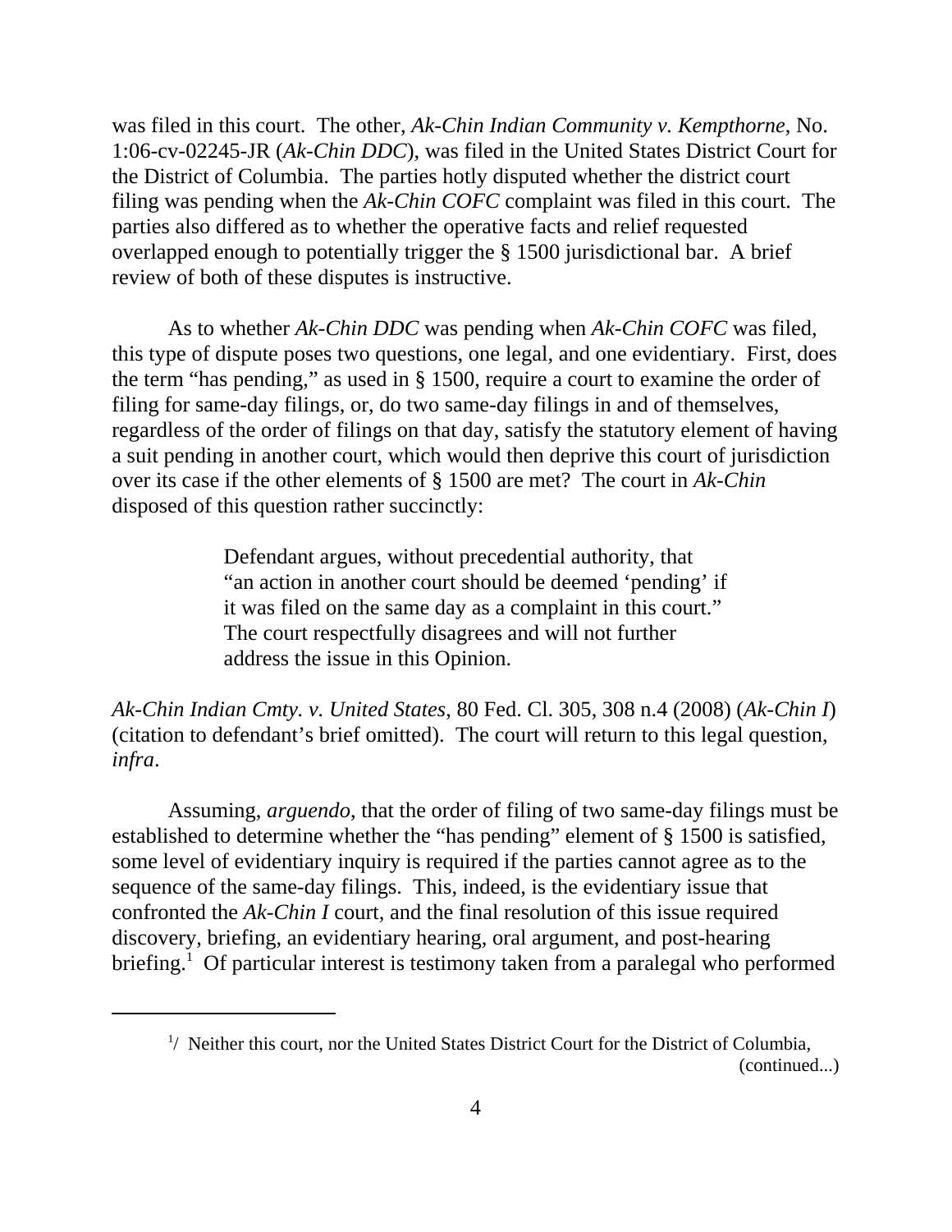was filed in this court. The other, *Ak-Chin Indian Community v. Kempthorne*, No. 1:06-cv-02245-JR (*Ak-Chin DDC*), was filed in the United States District Court for the District of Columbia. The parties hotly disputed whether the district court filing was pending when the *Ak-Chin COFC* complaint was filed in this court. The parties also differed as to whether the operative facts and relief requested overlapped enough to potentially trigger the § 1500 jurisdictional bar. A brief review of both of these disputes is instructive.

As to whether *Ak-Chin DDC* was pending when *Ak-Chin COFC* was filed, this type of dispute poses two questions, one legal, and one evidentiary. First, does the term "has pending," as used in § 1500, require a court to examine the order of filing for same-day filings, or, do two same-day filings in and of themselves, regardless of the order of filings on that day, satisfy the statutory element of having a suit pending in another court, which would then deprive this court of jurisdiction over its case if the other elements of § 1500 are met? The court in *Ak-Chin* disposed of this question rather succinctly:

> Defendant argues, without precedential authority, that "an action in another court should be deemed 'pending' if it was filed on the same day as a complaint in this court." The court respectfully disagrees and will not further address the issue in this Opinion.

*Ak-Chin Indian Cmty. v. United States*, 80 Fed. Cl. 305, 308 n.4 (2008) (*Ak-Chin I*) (citation to defendant's brief omitted). The court will return to this legal question, *infra*.

Assuming, *arguendo*, that the order of filing of two same-day filings must be established to determine whether the "has pending" element of § 1500 is satisfied, some level of evidentiary inquiry is required if the parties cannot agree as to the sequence of the same-day filings. This, indeed, is the evidentiary issue that confronted the *Ak-Chin I* court, and the final resolution of this issue required discovery, briefing, an evidentiary hearing, oral argument, and post-hearing briefing.[1] Of particular interest is testimony taken from a paralegal who performed

---

[1]/ Neither this court, nor the United States District Court for the District of Columbia, (continued...)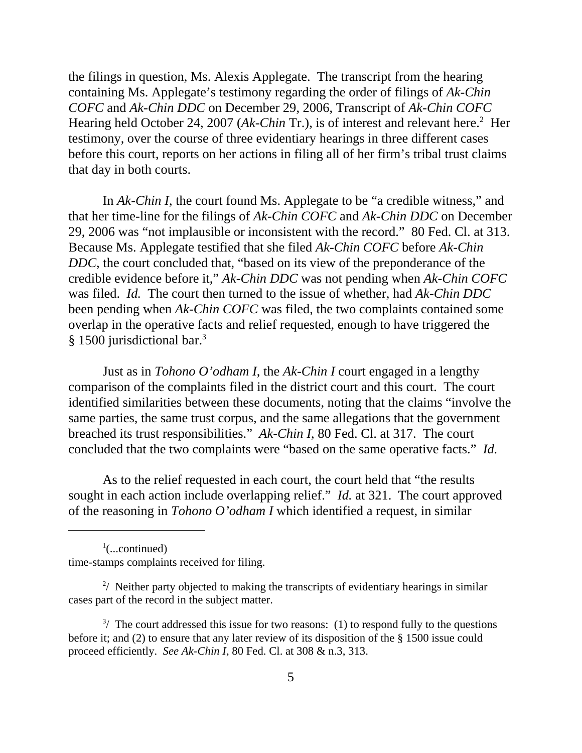the filings in question, Ms. Alexis Applegate. The transcript from the hearing containing Ms. Applegate's testimony regarding the order of filings of *Ak-Chin COFC* and *Ak-Chin DDC* on December 29, 2006, Transcript of *Ak-Chin COFC* Hearing held October 24, 2007 (*Ak-Chin* Tr.), is of interest and relevant here.[2] Her testimony, over the course of three evidentiary hearings in three different cases before this court, reports on her actions in filing all of her firm's tribal trust claims that day in both courts.

In *Ak-Chin I*, the court found Ms. Applegate to be "a credible witness," and that her time-line for the filings of *Ak-Chin COFC* and *Ak-Chin DDC* on December 29, 2006 was "not implausible or inconsistent with the record." 80 Fed. Cl. at 313. Because Ms. Applegate testified that she filed *Ak-Chin COFC* before *Ak-Chin DDC*, the court concluded that, "based on its view of the preponderance of the credible evidence before it," *Ak-Chin DDC* was not pending when *Ak-Chin COFC* was filed. *Id.* The court then turned to the issue of whether, had *Ak-Chin DDC* been pending when *Ak-Chin COFC* was filed, the two complaints contained some overlap in the operative facts and relief requested, enough to have triggered the § 1500 jurisdictional bar.[3]

Just as in *Tohono O'odham I*, the *Ak-Chin I* court engaged in a lengthy comparison of the complaints filed in the district court and this court. The court identified similarities between these documents, noting that the claims "involve the same parties, the same trust corpus, and the same allegations that the government breached its trust responsibilities." *Ak-Chin I*, 80 Fed. Cl. at 317. The court concluded that the two complaints were "based on the same operative facts." *Id.*

As to the relief requested in each court, the court held that "the results sought in each action include overlapping relief." *Id.* at 321. The court approved of the reasoning in *Tohono O'odham I* which identified a request, in similar

---

[1](...continued)
time-stamps complaints received for filing.

[2]/ Neither party objected to making the transcripts of evidentiary hearings in similar cases part of the record in the subject matter.

[3]/ The court addressed this issue for two reasons: (1) to respond fully to the questions before it; and (2) to ensure that any later review of its disposition of the § 1500 issue could proceed efficiently. *See Ak-Chin I*, 80 Fed. Cl. at 308 & n.3, 313.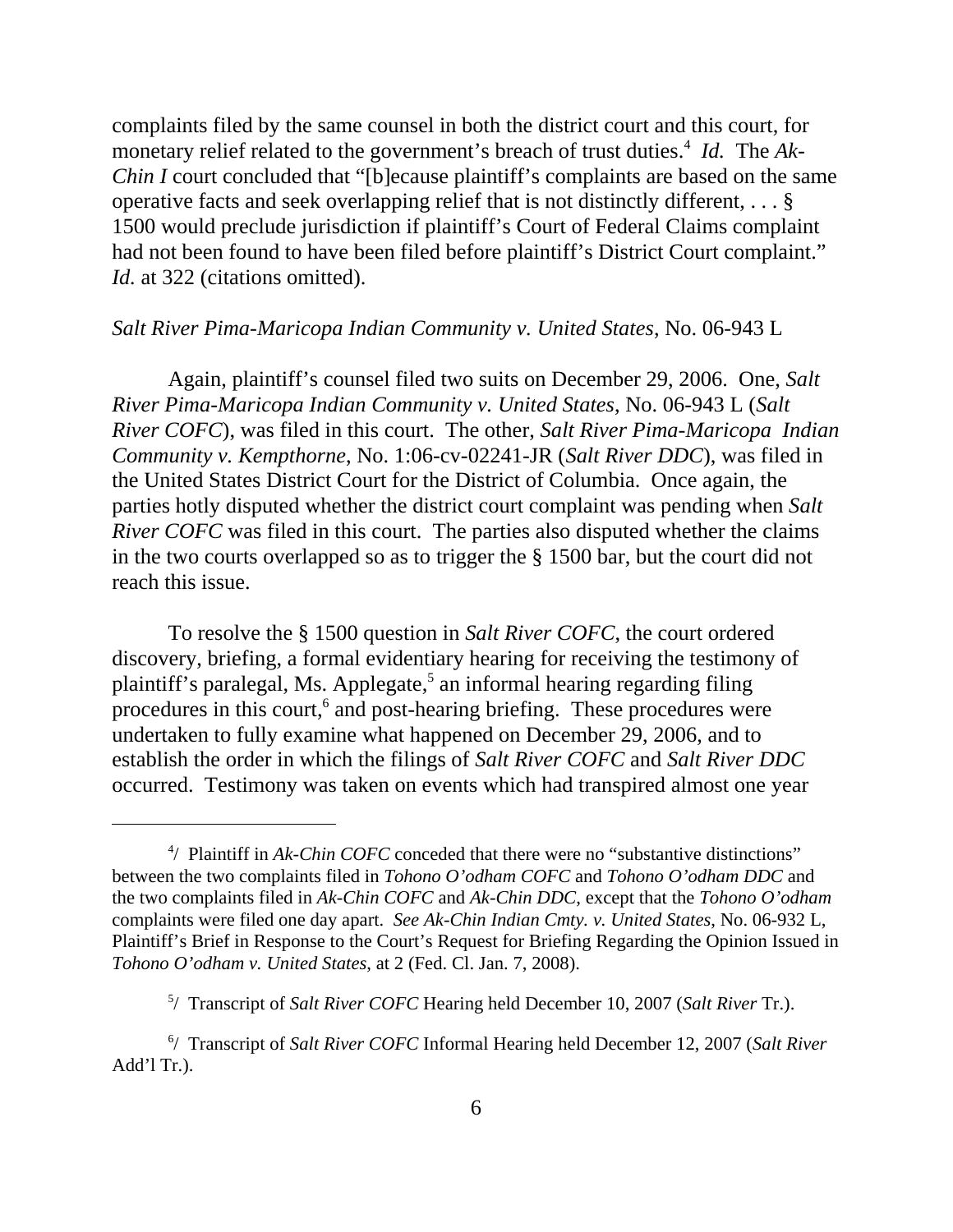complaints filed by the same counsel in both the district court and this court, for monetary relief related to the government's breach of trust duties.[4] *Id.* The *Ak-Chin I* court concluded that "[b]ecause plaintiff's complaints are based on the same operative facts and seek overlapping relief that is not distinctly different, . . . § 1500 would preclude jurisdiction if plaintiff's Court of Federal Claims complaint had not been found to have been filed before plaintiff's District Court complaint." *Id.* at 322 (citations omitted).

*Salt River Pima-Maricopa Indian Community v. United States*, No. 06-943 L

Again, plaintiff's counsel filed two suits on December 29, 2006. One, *Salt River Pima-Maricopa Indian Community v. United States*, No. 06-943 L (*Salt River COFC*), was filed in this court. The other, *Salt River Pima-Maricopa Indian Community v. Kempthorne*, No. 1:06-cv-02241-JR (*Salt River DDC*), was filed in the United States District Court for the District of Columbia. Once again, the parties hotly disputed whether the district court complaint was pending when *Salt River COFC* was filed in this court. The parties also disputed whether the claims in the two courts overlapped so as to trigger the § 1500 bar, but the court did not reach this issue.

To resolve the § 1500 question in *Salt River COFC*, the court ordered discovery, briefing, a formal evidentiary hearing for receiving the testimony of plaintiff's paralegal, Ms. Applegate,[5] an informal hearing regarding filing procedures in this court,[6] and post-hearing briefing. These procedures were undertaken to fully examine what happened on December 29, 2006, and to establish the order in which the filings of *Salt River COFC* and *Salt River DDC* occurred. Testimony was taken on events which had transpired almost one year

---

[4]/ Plaintiff in *Ak-Chin COFC* conceded that there were no "substantive distinctions" between the two complaints filed in *Tohono O'odham COFC* and *Tohono O'odham DDC* and the two complaints filed in *Ak-Chin COFC* and *Ak-Chin DDC*, except that the *Tohono O'odham* complaints were filed one day apart. *See Ak-Chin Indian Cmty. v. United States*, No. 06-932 L, Plaintiff's Brief in Response to the Court's Request for Briefing Regarding the Opinion Issued in *Tohono O'odham v. United States*, at 2 (Fed. Cl. Jan. 7, 2008).

[5]/ Transcript of *Salt River COFC* Hearing held December 10, 2007 (*Salt River* Tr.).

[6]/ Transcript of *Salt River COFC* Informal Hearing held December 12, 2007 (*Salt River* Add'l Tr.).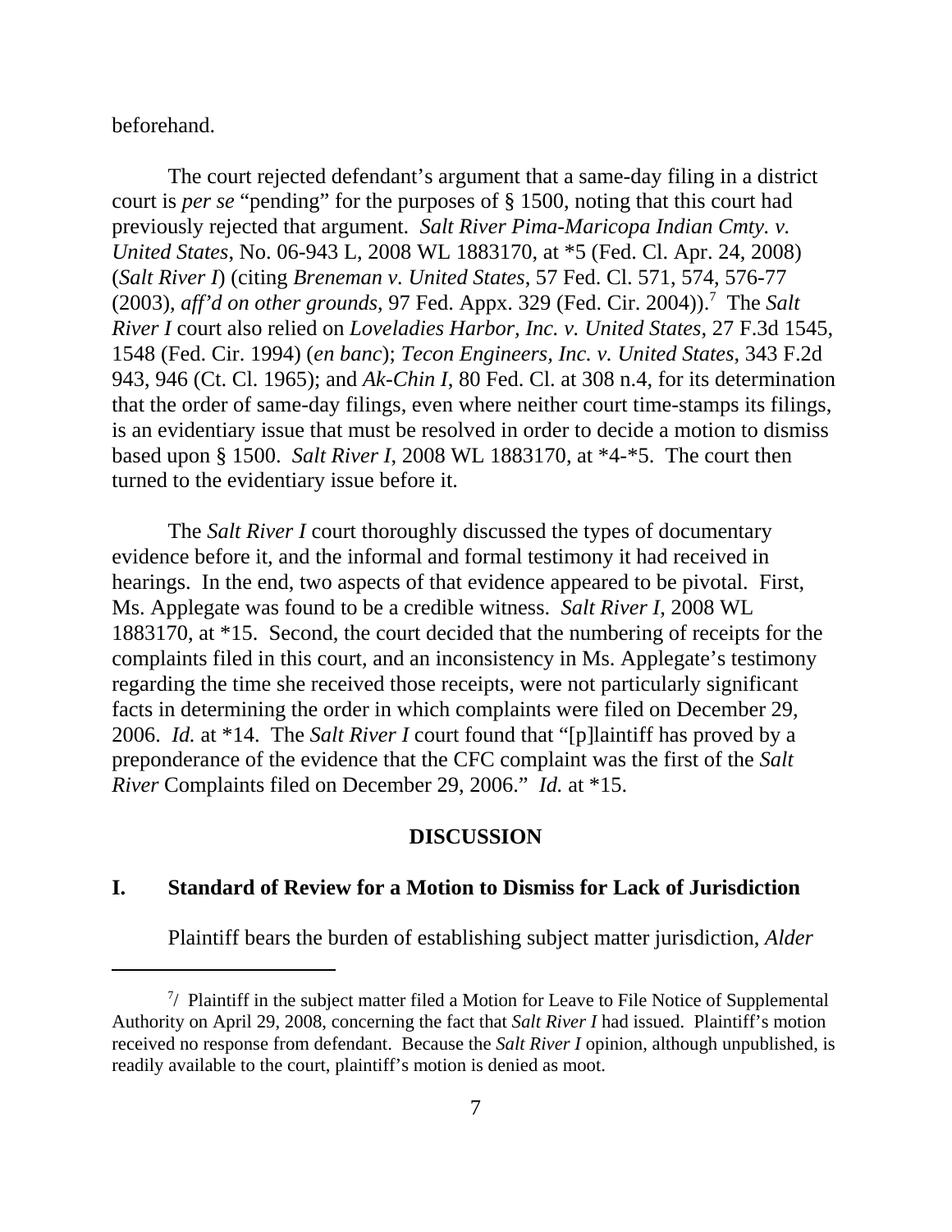beforehand.

The court rejected defendant's argument that a same-day filing in a district court is *per se* "pending" for the purposes of § 1500, noting that this court had previously rejected that argument. *Salt River Pima-Maricopa Indian Cmty. v. United States*, No. 06-943 L, 2008 WL 1883170, at *5 (Fed. Cl. Apr. 24, 2008) (*Salt River I*) (citing *Breneman v. United States*, 57 Fed. Cl. 571, 574, 576-77 (2003), *aff'd on other grounds*, 97 Fed. Appx. 329 (Fed. Cir. 2004)).[7] The *Salt River I* court also relied on *Loveladies Harbor, Inc. v. United States*, 27 F.3d 1545, 1548 (Fed. Cir. 1994) (*en banc*); *Tecon Engineers, Inc. v. United States*, 343 F.2d 943, 946 (Ct. Cl. 1965); and *Ak-Chin I*, 80 Fed. Cl. at 308 n.4, for its determination that the order of same-day filings, even where neither court time-stamps its filings, is an evidentiary issue that must be resolved in order to decide a motion to dismiss based upon § 1500. *Salt River I*, 2008 WL 1883170, at *4-*5. The court then turned to the evidentiary issue before it.

The *Salt River I* court thoroughly discussed the types of documentary evidence before it, and the informal and formal testimony it had received in hearings. In the end, two aspects of that evidence appeared to be pivotal. First, Ms. Applegate was found to be a credible witness. *Salt River I*, 2008 WL 1883170, at *15. Second, the court decided that the numbering of receipts for the complaints filed in this court, and an inconsistency in Ms. Applegate's testimony regarding the time she received those receipts, were not particularly significant facts in determining the order in which complaints were filed on December 29, 2006. *Id.* at *14. The *Salt River I* court found that "[p]laintiff has proved by a preponderance of the evidence that the CFC complaint was the first of the *Salt River* Complaints filed on December 29, 2006." *Id.* at *15.

## DISCUSSION

### I. Standard of Review for a Motion to Dismiss for Lack of Jurisdiction

Plaintiff bears the burden of establishing subject matter jurisdiction, *Alder*

---

[7]/ Plaintiff in the subject matter filed a Motion for Leave to File Notice of Supplemental Authority on April 29, 2008, concerning the fact that *Salt River I* had issued. Plaintiff's motion received no response from defendant. Because the *Salt River I* opinion, although unpublished, is readily available to the court, plaintiff's motion is denied as moot.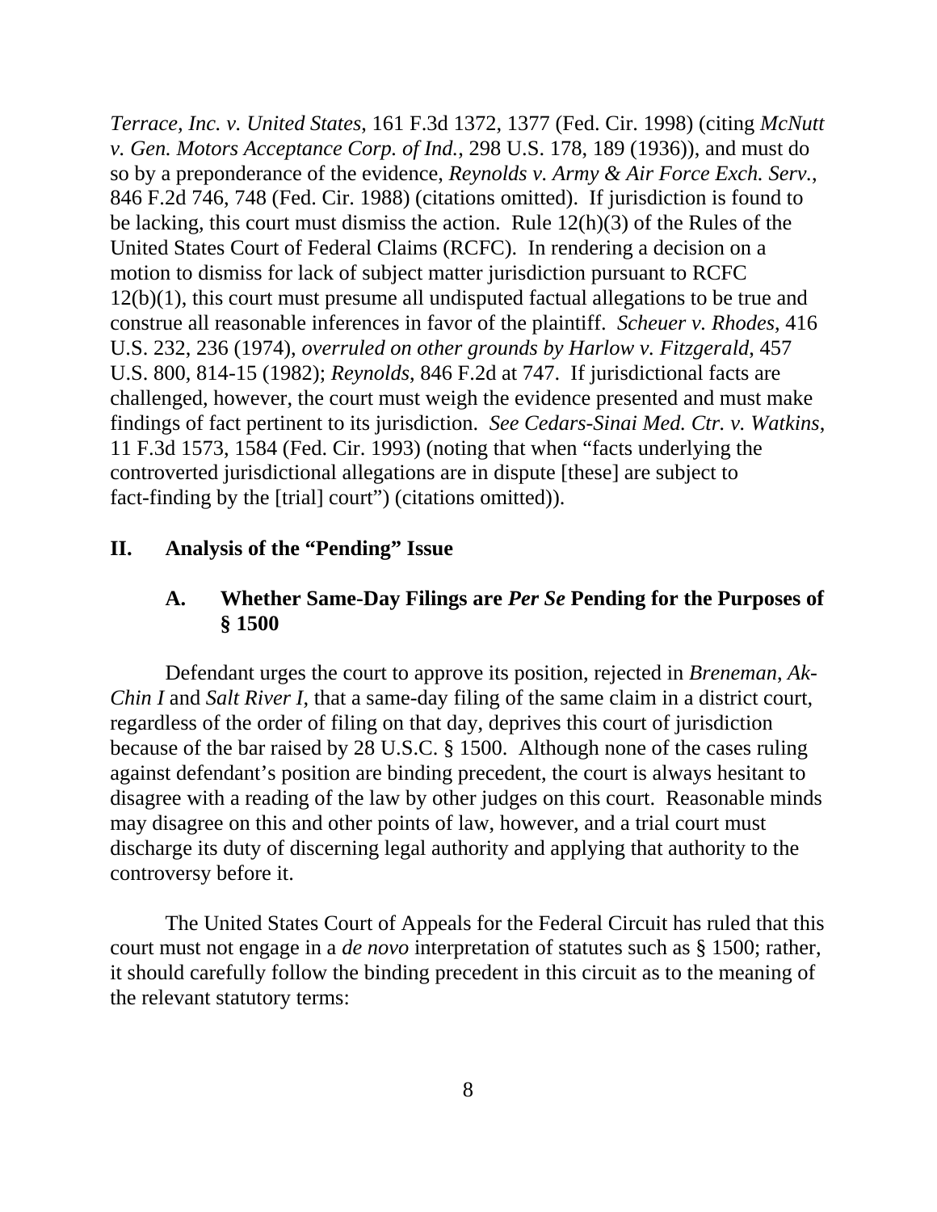*Terrace, Inc. v. United States*, 161 F.3d 1372, 1377 (Fed. Cir. 1998) (citing *McNutt v. Gen. Motors Acceptance Corp. of Ind.*, 298 U.S. 178, 189 (1936)), and must do so by a preponderance of the evidence, *Reynolds v. Army & Air Force Exch. Serv.*, 846 F.2d 746, 748 (Fed. Cir. 1988) (citations omitted). If jurisdiction is found to be lacking, this court must dismiss the action. Rule 12(h)(3) of the Rules of the United States Court of Federal Claims (RCFC). In rendering a decision on a motion to dismiss for lack of subject matter jurisdiction pursuant to RCFC 12(b)(1), this court must presume all undisputed factual allegations to be true and construe all reasonable inferences in favor of the plaintiff. *Scheuer v. Rhodes*, 416 U.S. 232, 236 (1974), *overruled on other grounds by Harlow v. Fitzgerald*, 457 U.S. 800, 814-15 (1982); *Reynolds*, 846 F.2d at 747. If jurisdictional facts are challenged, however, the court must weigh the evidence presented and must make findings of fact pertinent to its jurisdiction. *See Cedars-Sinai Med. Ctr. v. Watkins*, 11 F.3d 1573, 1584 (Fed. Cir. 1993) (noting that when "facts underlying the controverted jurisdictional allegations are in dispute [these] are subject to fact-finding by the [trial] court") (citations omitted)).

## II. Analysis of the "Pending" Issue

### A. Whether Same-Day Filings are *Per Se* Pending for the Purposes of § 1500

Defendant urges the court to approve its position, rejected in *Breneman*, *Ak-Chin I* and *Salt River I*, that a same-day filing of the same claim in a district court, regardless of the order of filing on that day, deprives this court of jurisdiction because of the bar raised by 28 U.S.C. § 1500. Although none of the cases ruling against defendant's position are binding precedent, the court is always hesitant to disagree with a reading of the law by other judges on this court. Reasonable minds may disagree on this and other points of law, however, and a trial court must discharge its duty of discerning legal authority and applying that authority to the controversy before it.

The United States Court of Appeals for the Federal Circuit has ruled that this court must not engage in a *de novo* interpretation of statutes such as § 1500; rather, it should carefully follow the binding precedent in this circuit as to the meaning of the relevant statutory terms: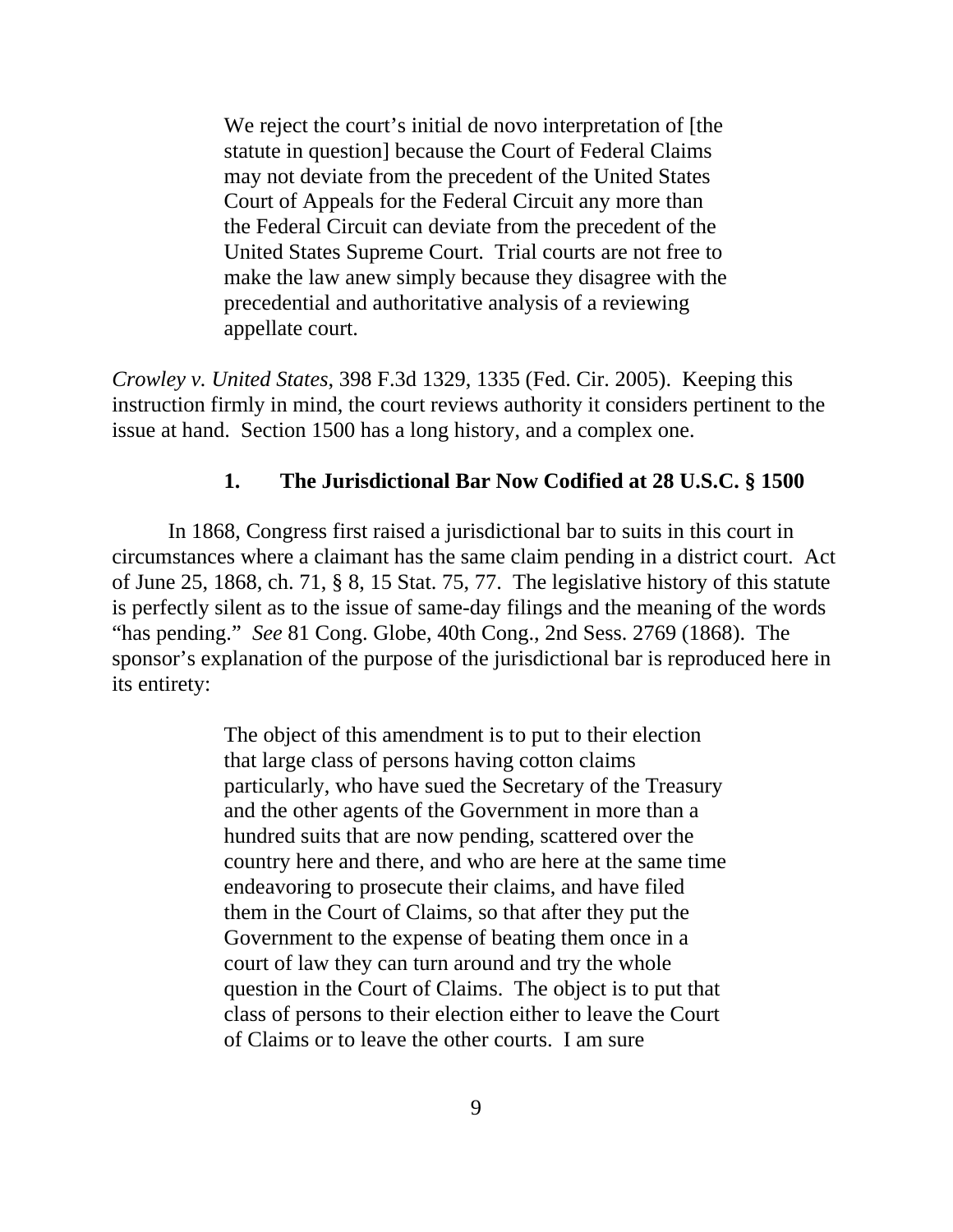> We reject the court's initial de novo interpretation of [the statute in question] because the Court of Federal Claims may not deviate from the precedent of the United States Court of Appeals for the Federal Circuit any more than the Federal Circuit can deviate from the precedent of the United States Supreme Court. Trial courts are not free to make the law anew simply because they disagree with the precedential and authoritative analysis of a reviewing appellate court.

*Crowley v. United States*, 398 F.3d 1329, 1335 (Fed. Cir. 2005). Keeping this instruction firmly in mind, the court reviews authority it considers pertinent to the issue at hand. Section 1500 has a long history, and a complex one.

### 1. The Jurisdictional Bar Now Codified at 28 U.S.C. § 1500

In 1868, Congress first raised a jurisdictional bar to suits in this court in circumstances where a claimant has the same claim pending in a district court. Act of June 25, 1868, ch. 71, § 8, 15 Stat. 75, 77. The legislative history of this statute is perfectly silent as to the issue of same-day filings and the meaning of the words "has pending." *See* 81 Cong. Globe, 40th Cong., 2nd Sess. 2769 (1868). The sponsor's explanation of the purpose of the jurisdictional bar is reproduced here in its entirety:

> The object of this amendment is to put to their election that large class of persons having cotton claims particularly, who have sued the Secretary of the Treasury and the other agents of the Government in more than a hundred suits that are now pending, scattered over the country here and there, and who are here at the same time endeavoring to prosecute their claims, and have filed them in the Court of Claims, so that after they put the Government to the expense of beating them once in a court of law they can turn around and try the whole question in the Court of Claims. The object is to put that class of persons to their election either to leave the Court of Claims or to leave the other courts. I am sure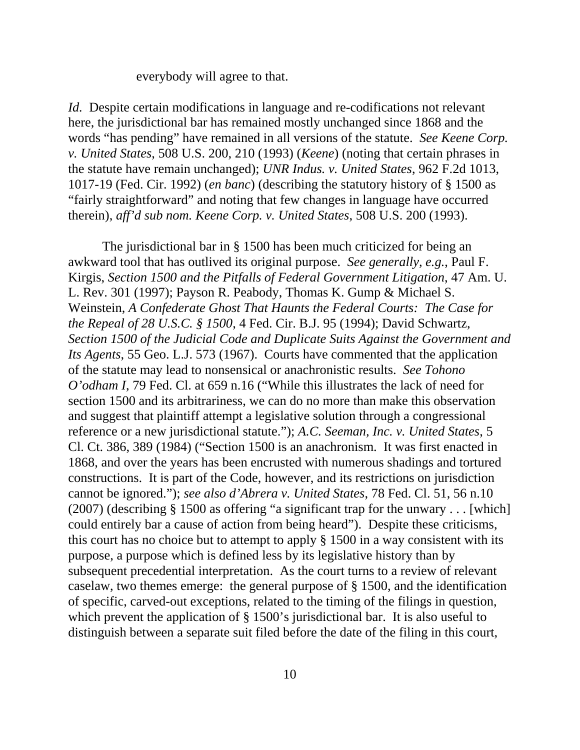everybody will agree to that.

*Id.* Despite certain modifications in language and re-codifications not relevant here, the jurisdictional bar has remained mostly unchanged since 1868 and the words "has pending" have remained in all versions of the statute. *See Keene Corp. v. United States*, 508 U.S. 200, 210 (1993) (*Keene*) (noting that certain phrases in the statute have remain unchanged); *UNR Indus. v. United States*, 962 F.2d 1013, 1017-19 (Fed. Cir. 1992) (*en banc*) (describing the statutory history of § 1500 as "fairly straightforward" and noting that few changes in language have occurred therein), *aff'd sub nom. Keene Corp. v. United States*, 508 U.S. 200 (1993).

The jurisdictional bar in § 1500 has been much criticized for being an awkward tool that has outlived its original purpose. *See generally, e.g.*, Paul F. Kirgis, *Section 1500 and the Pitfalls of Federal Government Litigation*, 47 Am. U. L. Rev. 301 (1997); Payson R. Peabody, Thomas K. Gump & Michael S. Weinstein, *A Confederate Ghost That Haunts the Federal Courts: The Case for the Repeal of 28 U.S.C. § 1500*, 4 Fed. Cir. B.J. 95 (1994); David Schwartz, *Section 1500 of the Judicial Code and Duplicate Suits Against the Government and Its Agents*, 55 Geo. L.J. 573 (1967). Courts have commented that the application of the statute may lead to nonsensical or anachronistic results. *See Tohono O'odham I*, 79 Fed. Cl. at 659 n.16 ("While this illustrates the lack of need for section 1500 and its arbitrariness, we can do no more than make this observation and suggest that plaintiff attempt a legislative solution through a congressional reference or a new jurisdictional statute."); *A.C. Seeman, Inc. v. United States*, 5 Cl. Ct. 386, 389 (1984) ("Section 1500 is an anachronism. It was first enacted in 1868, and over the years has been encrusted with numerous shadings and tortured constructions. It is part of the Code, however, and its restrictions on jurisdiction cannot be ignored."); *see also d'Abrera v. United States*, 78 Fed. Cl. 51, 56 n.10 (2007) (describing § 1500 as offering "a significant trap for the unwary . . . [which] could entirely bar a cause of action from being heard"). Despite these criticisms, this court has no choice but to attempt to apply § 1500 in a way consistent with its purpose, a purpose which is defined less by its legislative history than by subsequent precedential interpretation. As the court turns to a review of relevant caselaw, two themes emerge: the general purpose of § 1500, and the identification of specific, carved-out exceptions, related to the timing of the filings in question, which prevent the application of § 1500's jurisdictional bar. It is also useful to distinguish between a separate suit filed before the date of the filing in this court,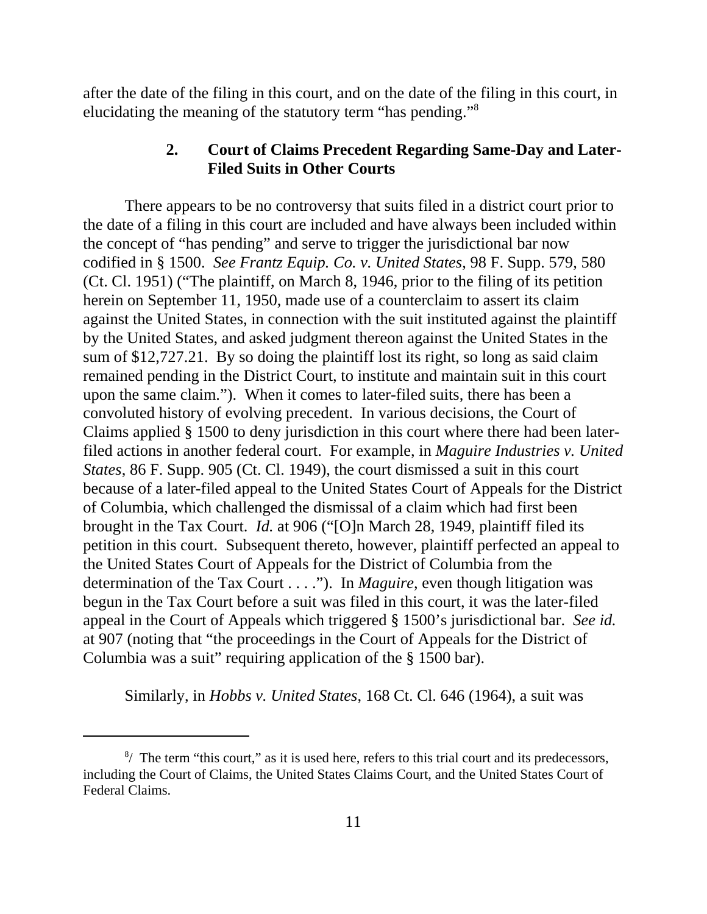after the date of the filing in this court, and on the date of the filing in this court, in elucidating the meaning of the statutory term "has pending."[8]

### 2. Court of Claims Precedent Regarding Same-Day and Later-Filed Suits in Other Courts

There appears to be no controversy that suits filed in a district court prior to the date of a filing in this court are included and have always been included within the concept of "has pending" and serve to trigger the jurisdictional bar now codified in § 1500. *See Frantz Equip. Co. v. United States*, 98 F. Supp. 579, 580 (Ct. Cl. 1951) ("The plaintiff, on March 8, 1946, prior to the filing of its petition herein on September 11, 1950, made use of a counterclaim to assert its claim against the United States, in connection with the suit instituted against the plaintiff by the United States, and asked judgment thereon against the United States in the sum of $12,727.21. By so doing the plaintiff lost its right, so long as said claim remained pending in the District Court, to institute and maintain suit in this court upon the same claim."). When it comes to later-filed suits, there has been a convoluted history of evolving precedent. In various decisions, the Court of Claims applied § 1500 to deny jurisdiction in this court where there had been later-filed actions in another federal court. For example, in *Maguire Industries v. United States*, 86 F. Supp. 905 (Ct. Cl. 1949), the court dismissed a suit in this court because of a later-filed appeal to the United States Court of Appeals for the District of Columbia, which challenged the dismissal of a claim which had first been brought in the Tax Court. *Id.* at 906 ("[O]n March 28, 1949, plaintiff filed its petition in this court. Subsequent thereto, however, plaintiff perfected an appeal to the United States Court of Appeals for the District of Columbia from the determination of the Tax Court . . . ."). In *Maguire*, even though litigation was begun in the Tax Court before a suit was filed in this court, it was the later-filed appeal in the Court of Appeals which triggered § 1500's jurisdictional bar. *See id.* at 907 (noting that "the proceedings in the Court of Appeals for the District of Columbia was a suit" requiring application of the § 1500 bar).

Similarly, in *Hobbs v. United States*, 168 Ct. Cl. 646 (1964), a suit was

---

[8]/ The term "this court," as it is used here, refers to this trial court and its predecessors, including the Court of Claims, the United States Claims Court, and the United States Court of Federal Claims.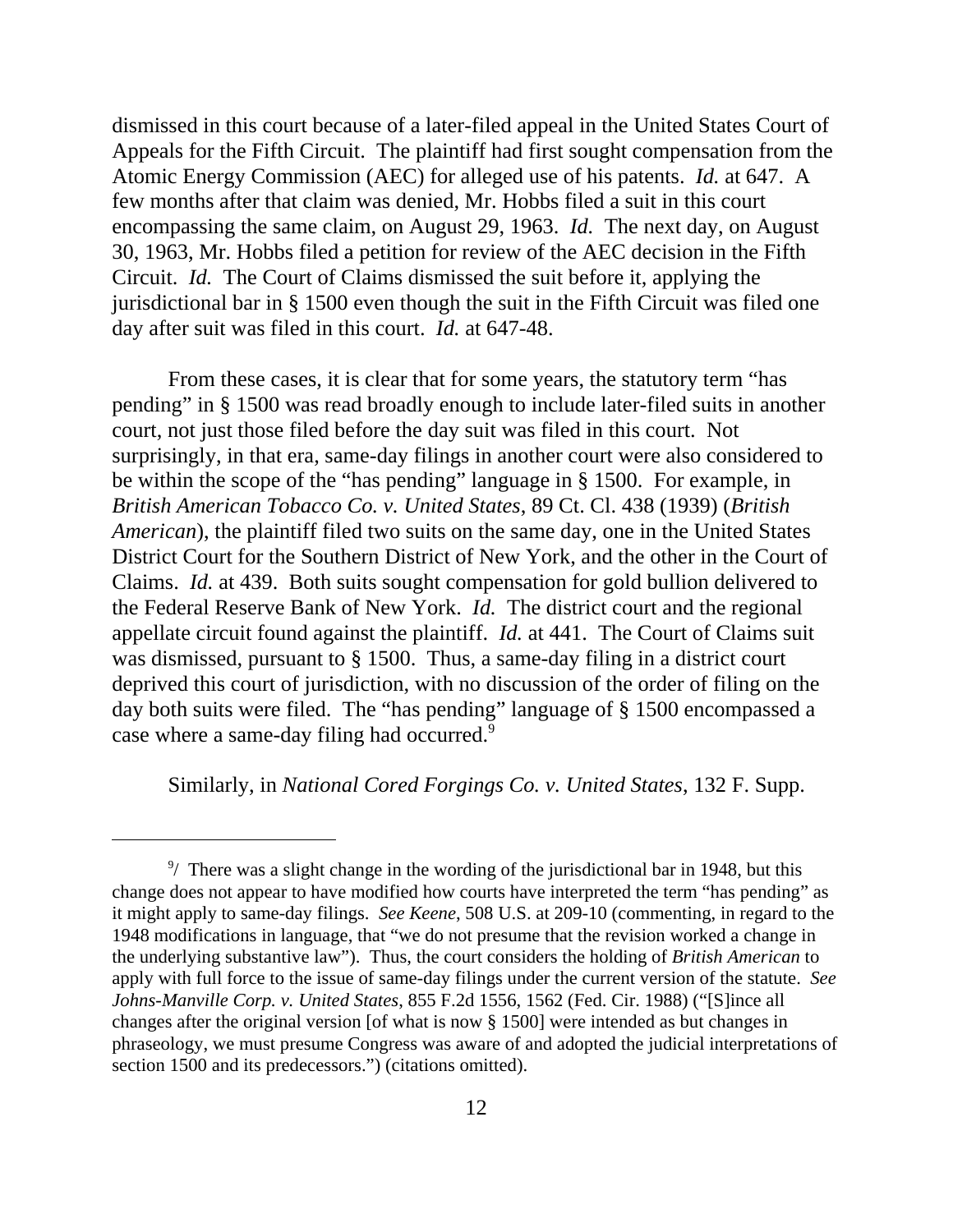dismissed in this court because of a later-filed appeal in the United States Court of Appeals for the Fifth Circuit. The plaintiff had first sought compensation from the Atomic Energy Commission (AEC) for alleged use of his patents. *Id.* at 647. A few months after that claim was denied, Mr. Hobbs filed a suit in this court encompassing the same claim, on August 29, 1963. *Id.* The next day, on August 30, 1963, Mr. Hobbs filed a petition for review of the AEC decision in the Fifth Circuit. *Id.* The Court of Claims dismissed the suit before it, applying the jurisdictional bar in § 1500 even though the suit in the Fifth Circuit was filed one day after suit was filed in this court. *Id.* at 647-48.

From these cases, it is clear that for some years, the statutory term "has pending" in § 1500 was read broadly enough to include later-filed suits in another court, not just those filed before the day suit was filed in this court. Not surprisingly, in that era, same-day filings in another court were also considered to be within the scope of the "has pending" language in § 1500. For example, in *British American Tobacco Co. v. United States*, 89 Ct. Cl. 438 (1939) (*British American*), the plaintiff filed two suits on the same day, one in the United States District Court for the Southern District of New York, and the other in the Court of Claims. *Id.* at 439. Both suits sought compensation for gold bullion delivered to the Federal Reserve Bank of New York. *Id.* The district court and the regional appellate circuit found against the plaintiff. *Id.* at 441. The Court of Claims suit was dismissed, pursuant to § 1500. Thus, a same-day filing in a district court deprived this court of jurisdiction, with no discussion of the order of filing on the day both suits were filed. The "has pending" language of § 1500 encompassed a case where a same-day filing had occurred.[9]

Similarly, in *National Cored Forgings Co. v. United States*, 132 F. Supp.

---

[9]/ There was a slight change in the wording of the jurisdictional bar in 1948, but this change does not appear to have modified how courts have interpreted the term "has pending" as it might apply to same-day filings. *See Keene*, 508 U.S. at 209-10 (commenting, in regard to the 1948 modifications in language, that "we do not presume that the revision worked a change in the underlying substantive law"). Thus, the court considers the holding of *British American* to apply with full force to the issue of same-day filings under the current version of the statute. *See Johns-Manville Corp. v. United States*, 855 F.2d 1556, 1562 (Fed. Cir. 1988) ("[S]ince all changes after the original version [of what is now § 1500] were intended as but changes in phraseology, we must presume Congress was aware of and adopted the judicial interpretations of section 1500 and its predecessors.") (citations omitted).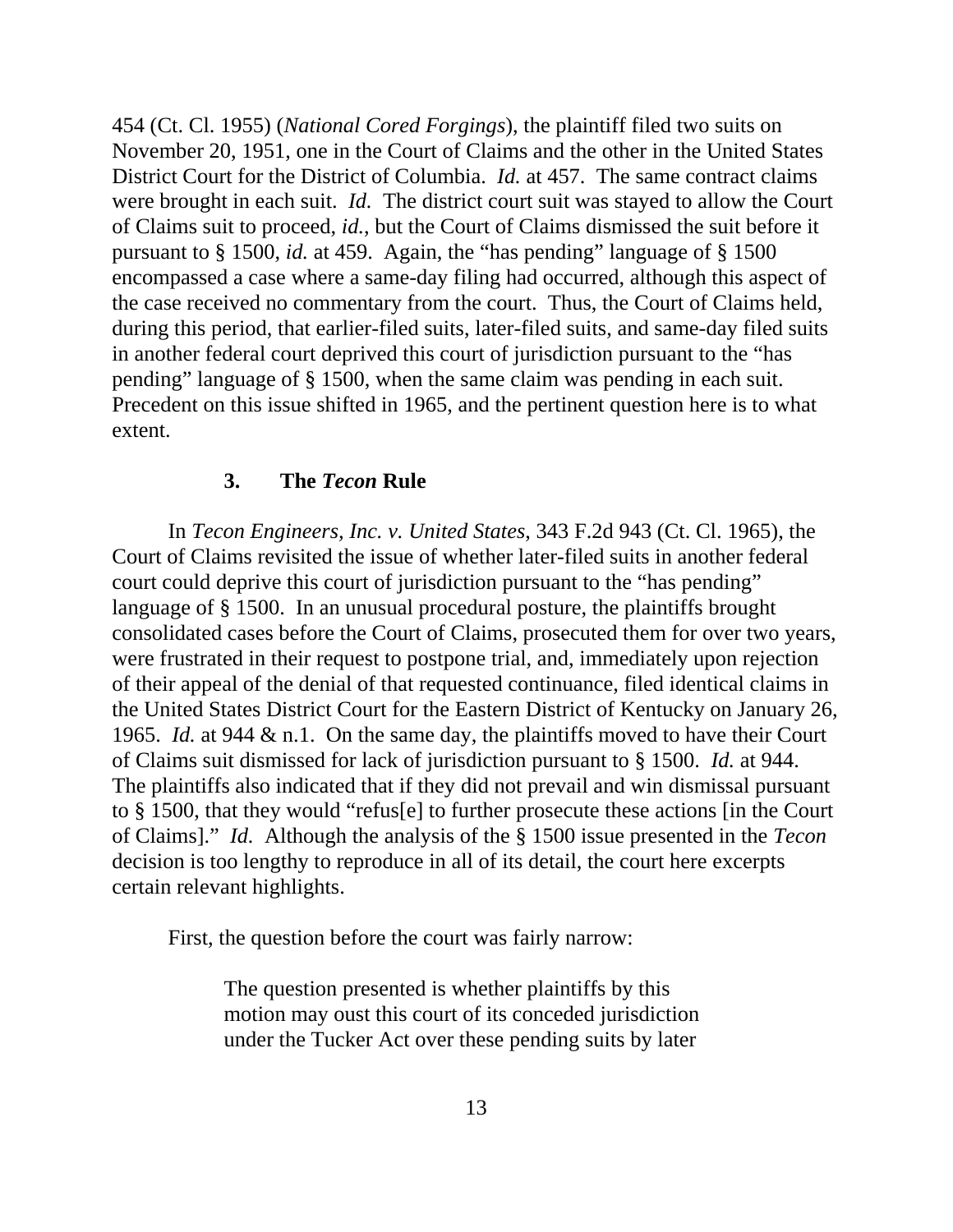454 (Ct. Cl. 1955) (*National Cored Forgings*), the plaintiff filed two suits on November 20, 1951, one in the Court of Claims and the other in the United States District Court for the District of Columbia. *Id.* at 457. The same contract claims were brought in each suit. *Id.* The district court suit was stayed to allow the Court of Claims suit to proceed, *id.*, but the Court of Claims dismissed the suit before it pursuant to § 1500, *id.* at 459. Again, the "has pending" language of § 1500 encompassed a case where a same-day filing had occurred, although this aspect of the case received no commentary from the court. Thus, the Court of Claims held, during this period, that earlier-filed suits, later-filed suits, and same-day filed suits in another federal court deprived this court of jurisdiction pursuant to the "has pending" language of § 1500, when the same claim was pending in each suit. Precedent on this issue shifted in 1965, and the pertinent question here is to what extent.

### 3. The *Tecon* Rule

In *Tecon Engineers, Inc. v. United States*, 343 F.2d 943 (Ct. Cl. 1965), the Court of Claims revisited the issue of whether later-filed suits in another federal court could deprive this court of jurisdiction pursuant to the "has pending" language of § 1500. In an unusual procedural posture, the plaintiffs brought consolidated cases before the Court of Claims, prosecuted them for over two years, were frustrated in their request to postpone trial, and, immediately upon rejection of their appeal of the denial of that requested continuance, filed identical claims in the United States District Court for the Eastern District of Kentucky on January 26, 1965. *Id.* at 944 & n.1. On the same day, the plaintiffs moved to have their Court of Claims suit dismissed for lack of jurisdiction pursuant to § 1500. *Id.* at 944. The plaintiffs also indicated that if they did not prevail and win dismissal pursuant to § 1500, that they would "refus[e] to further prosecute these actions [in the Court of Claims]." *Id.* Although the analysis of the § 1500 issue presented in the *Tecon* decision is too lengthy to reproduce in all of its detail, the court here excerpts certain relevant highlights.

First, the question before the court was fairly narrow:

> The question presented is whether plaintiffs by this motion may oust this court of its conceded jurisdiction under the Tucker Act over these pending suits by later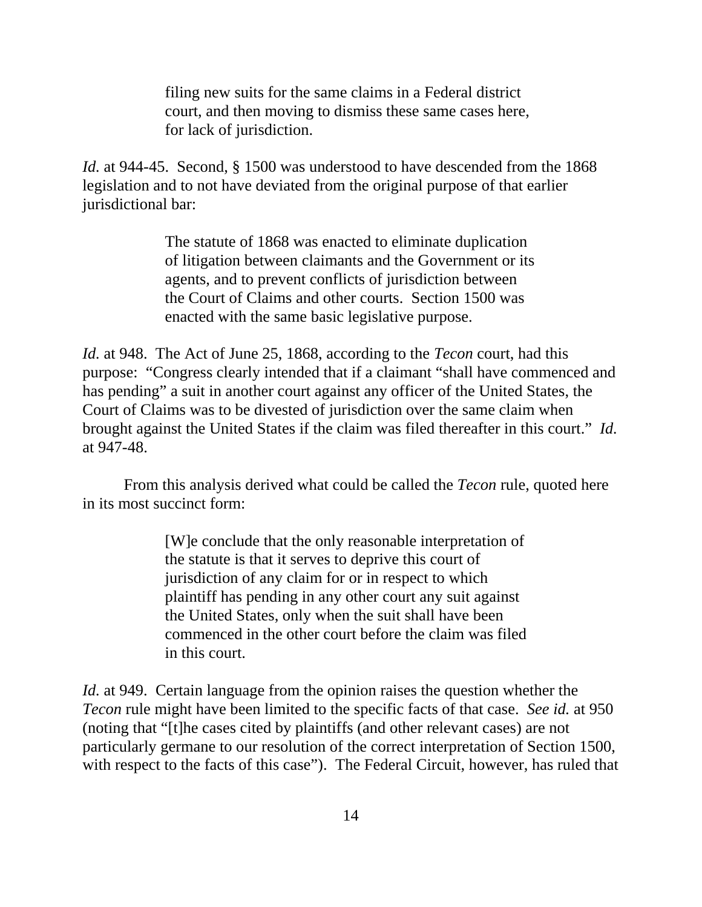> filing new suits for the same claims in a Federal district court, and then moving to dismiss these same cases here, for lack of jurisdiction.

*Id.* at 944-45. Second, § 1500 was understood to have descended from the 1868 legislation and to not have deviated from the original purpose of that earlier jurisdictional bar:

> The statute of 1868 was enacted to eliminate duplication of litigation between claimants and the Government or its agents, and to prevent conflicts of jurisdiction between the Court of Claims and other courts. Section 1500 was enacted with the same basic legislative purpose.

*Id.* at 948. The Act of June 25, 1868, according to the *Tecon* court, had this purpose: "Congress clearly intended that if a claimant "shall have commenced and has pending" a suit in another court against any officer of the United States, the Court of Claims was to be divested of jurisdiction over the same claim when brought against the United States if the claim was filed thereafter in this court." *Id.* at 947-48.

From this analysis derived what could be called the *Tecon* rule, quoted here in its most succinct form:

> [W]e conclude that the only reasonable interpretation of the statute is that it serves to deprive this court of jurisdiction of any claim for or in respect to which plaintiff has pending in any other court any suit against the United States, only when the suit shall have been commenced in the other court before the claim was filed in this court.

*Id.* at 949. Certain language from the opinion raises the question whether the *Tecon* rule might have been limited to the specific facts of that case. *See id.* at 950 (noting that "[t]he cases cited by plaintiffs (and other relevant cases) are not particularly germane to our resolution of the correct interpretation of Section 1500, with respect to the facts of this case"). The Federal Circuit, however, has ruled that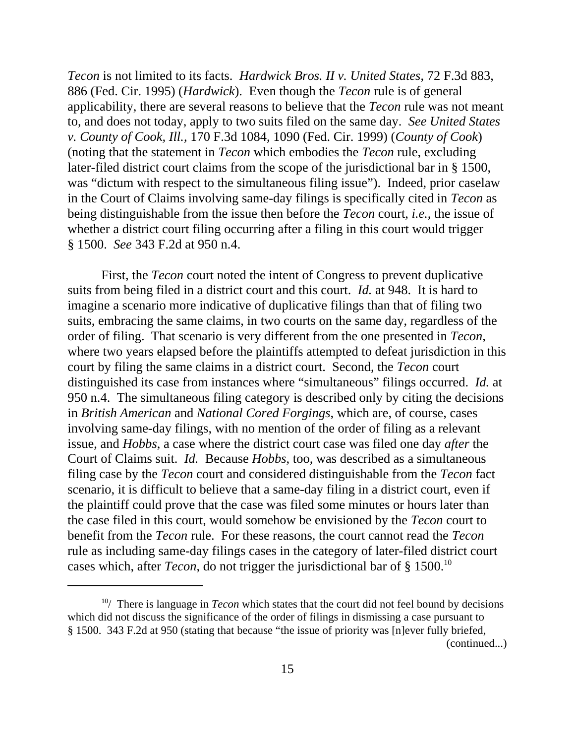*Tecon* is not limited to its facts. *Hardwick Bros. II v. United States*, 72 F.3d 883, 886 (Fed. Cir. 1995) (*Hardwick*). Even though the *Tecon* rule is of general applicability, there are several reasons to believe that the *Tecon* rule was not meant to, and does not today, apply to two suits filed on the same day. *See United States v. County of Cook, Ill.*, 170 F.3d 1084, 1090 (Fed. Cir. 1999) (*County of Cook*) (noting that the statement in *Tecon* which embodies the *Tecon* rule, excluding later-filed district court claims from the scope of the jurisdictional bar in § 1500, was "dictum with respect to the simultaneous filing issue"). Indeed, prior caselaw in the Court of Claims involving same-day filings is specifically cited in *Tecon* as being distinguishable from the issue then before the *Tecon* court, *i.e.*, the issue of whether a district court filing occurring after a filing in this court would trigger § 1500. *See* 343 F.2d at 950 n.4.

First, the *Tecon* court noted the intent of Congress to prevent duplicative suits from being filed in a district court and this court. *Id.* at 948. It is hard to imagine a scenario more indicative of duplicative filings than that of filing two suits, embracing the same claims, in two courts on the same day, regardless of the order of filing. That scenario is very different from the one presented in *Tecon*, where two years elapsed before the plaintiffs attempted to defeat jurisdiction in this court by filing the same claims in a district court. Second, the *Tecon* court distinguished its case from instances where "simultaneous" filings occurred. *Id.* at 950 n.4. The simultaneous filing category is described only by citing the decisions in *British American* and *National Cored Forgings*, which are, of course, cases involving same-day filings, with no mention of the order of filing as a relevant issue, and *Hobbs*, a case where the district court case was filed one day *after* the Court of Claims suit. *Id.* Because *Hobbs*, too, was described as a simultaneous filing case by the *Tecon* court and considered distinguishable from the *Tecon* fact scenario, it is difficult to believe that a same-day filing in a district court, even if the plaintiff could prove that the case was filed some minutes or hours later than the case filed in this court, would somehow be envisioned by the *Tecon* court to benefit from the *Tecon* rule. For these reasons, the court cannot read the *Tecon* rule as including same-day filings cases in the category of later-filed district court cases which, after *Tecon*, do not trigger the jurisdictional bar of § 1500.[10]

---

[10]/ There is language in *Tecon* which states that the court did not feel bound by decisions which did not discuss the significance of the order of filings in dismissing a case pursuant to § 1500. 343 F.2d at 950 (stating that because "the issue of priority was [n]ever fully briefed,

(continued...)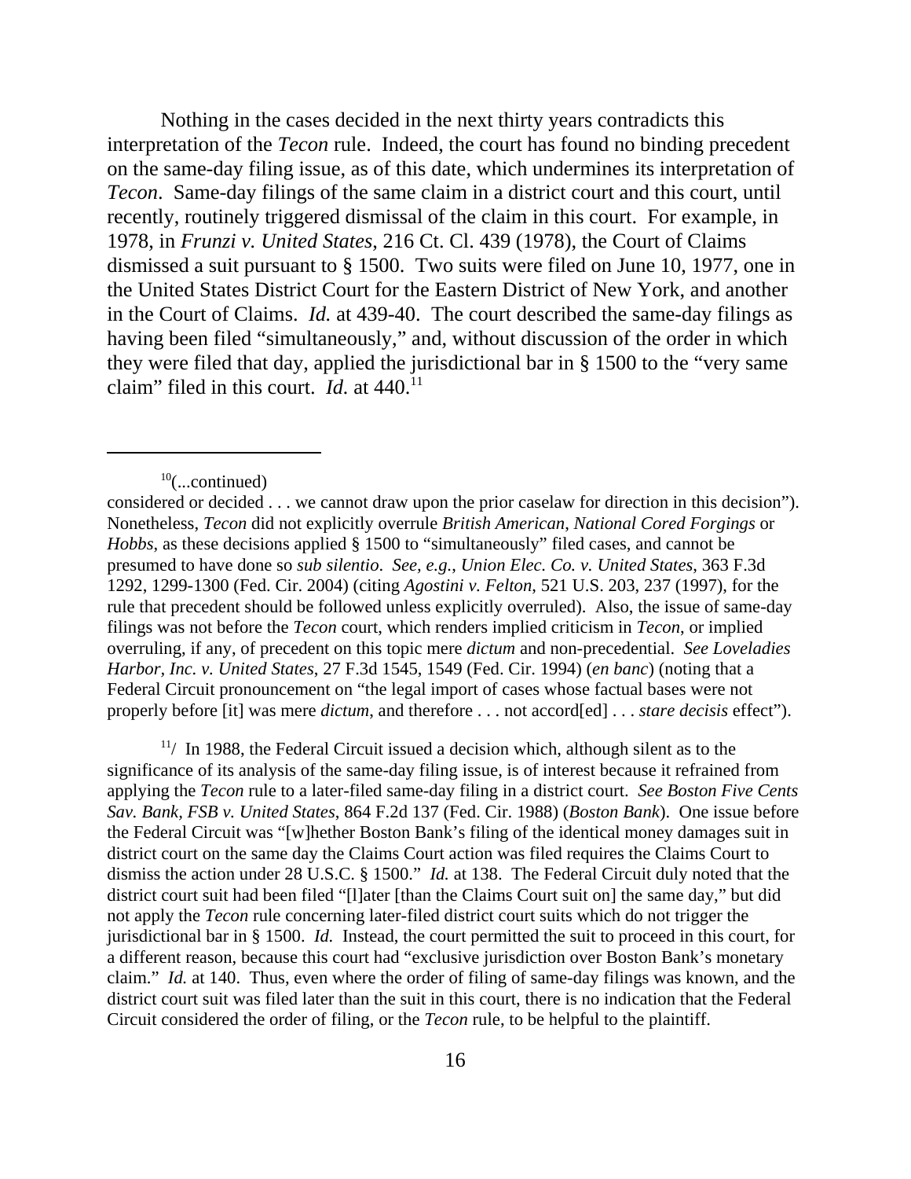Nothing in the cases decided in the next thirty years contradicts this interpretation of the *Tecon* rule. Indeed, the court has found no binding precedent on the same-day filing issue, as of this date, which undermines its interpretation of *Tecon*. Same-day filings of the same claim in a district court and this court, until recently, routinely triggered dismissal of the claim in this court. For example, in 1978, in *Frunzi v. United States*, 216 Ct. Cl. 439 (1978), the Court of Claims dismissed a suit pursuant to § 1500. Two suits were filed on June 10, 1977, one in the United States District Court for the Eastern District of New York, and another in the Court of Claims. *Id.* at 439-40. The court described the same-day filings as having been filed "simultaneously," and, without discussion of the order in which they were filed that day, applied the jurisdictional bar in § 1500 to the "very same claim" filed in this court. *Id.* at 440.[11]

---

[10](...continued)
considered or decided . . . we cannot draw upon the prior caselaw for direction in this decision"). Nonetheless, *Tecon* did not explicitly overrule *British American*, *National Cored Forgings* or *Hobbs*, as these decisions applied § 1500 to "simultaneously" filed cases, and cannot be presumed to have done so *sub silentio*. *See, e.g.*, *Union Elec. Co. v. United States*, 363 F.3d 1292, 1299-1300 (Fed. Cir. 2004) (citing *Agostini v. Felton*, 521 U.S. 203, 237 (1997), for the rule that precedent should be followed unless explicitly overruled). Also, the issue of same-day filings was not before the *Tecon* court, which renders implied criticism in *Tecon*, or implied overruling, if any, of precedent on this topic mere *dictum* and non-precedential. *See Loveladies Harbor, Inc. v. United States*, 27 F.3d 1545, 1549 (Fed. Cir. 1994) (*en banc*) (noting that a Federal Circuit pronouncement on "the legal import of cases whose factual bases were not properly before [it] was mere *dictum*, and therefore . . . not accord[ed] . . . *stare decisis* effect").

[11]/ In 1988, the Federal Circuit issued a decision which, although silent as to the significance of its analysis of the same-day filing issue, is of interest because it refrained from applying the *Tecon* rule to a later-filed same-day filing in a district court. *See Boston Five Cents Sav. Bank, FSB v. United States*, 864 F.2d 137 (Fed. Cir. 1988) (*Boston Bank*). One issue before the Federal Circuit was "[w]hether Boston Bank's filing of the identical money damages suit in district court on the same day the Claims Court action was filed requires the Claims Court to dismiss the action under 28 U.S.C. § 1500." *Id.* at 138. The Federal Circuit duly noted that the district court suit had been filed "[l]ater [than the Claims Court suit on] the same day," but did not apply the *Tecon* rule concerning later-filed district court suits which do not trigger the jurisdictional bar in § 1500. *Id.* Instead, the court permitted the suit to proceed in this court, for a different reason, because this court had "exclusive jurisdiction over Boston Bank's monetary claim." *Id.* at 140. Thus, even where the order of filing of same-day filings was known, and the district court suit was filed later than the suit in this court, there is no indication that the Federal Circuit considered the order of filing, or the *Tecon* rule, to be helpful to the plaintiff.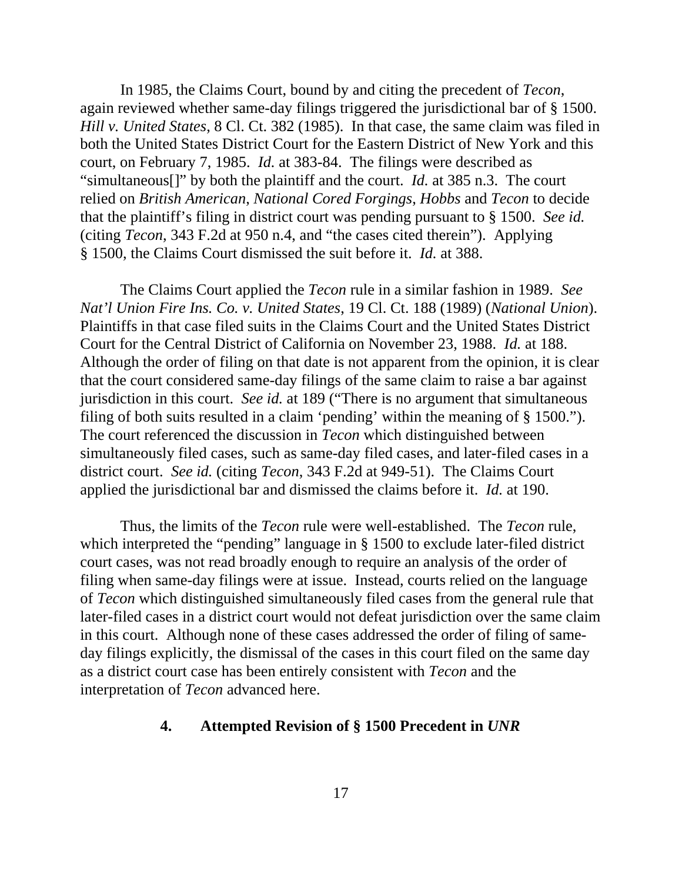In 1985, the Claims Court, bound by and citing the precedent of *Tecon*, again reviewed whether same-day filings triggered the jurisdictional bar of § 1500. *Hill v. United States*, 8 Cl. Ct. 382 (1985). In that case, the same claim was filed in both the United States District Court for the Eastern District of New York and this court, on February 7, 1985. *Id.* at 383-84. The filings were described as "simultaneous[]" by both the plaintiff and the court. *Id.* at 385 n.3. The court relied on *British American*, *National Cored Forgings*, *Hobbs* and *Tecon* to decide that the plaintiff's filing in district court was pending pursuant to § 1500. *See id.* (citing *Tecon*, 343 F.2d at 950 n.4, and "the cases cited therein"). Applying § 1500, the Claims Court dismissed the suit before it. *Id.* at 388.

The Claims Court applied the *Tecon* rule in a similar fashion in 1989. *See Nat'l Union Fire Ins. Co. v. United States*, 19 Cl. Ct. 188 (1989) (*National Union*). Plaintiffs in that case filed suits in the Claims Court and the United States District Court for the Central District of California on November 23, 1988. *Id.* at 188. Although the order of filing on that date is not apparent from the opinion, it is clear that the court considered same-day filings of the same claim to raise a bar against jurisdiction in this court. *See id.* at 189 ("There is no argument that simultaneous filing of both suits resulted in a claim 'pending' within the meaning of § 1500."). The court referenced the discussion in *Tecon* which distinguished between simultaneously filed cases, such as same-day filed cases, and later-filed cases in a district court. *See id.* (citing *Tecon*, 343 F.2d at 949-51). The Claims Court applied the jurisdictional bar and dismissed the claims before it. *Id.* at 190.

Thus, the limits of the *Tecon* rule were well-established. The *Tecon* rule, which interpreted the "pending" language in § 1500 to exclude later-filed district court cases, was not read broadly enough to require an analysis of the order of filing when same-day filings were at issue. Instead, courts relied on the language of *Tecon* which distinguished simultaneously filed cases from the general rule that later-filed cases in a district court would not defeat jurisdiction over the same claim in this court. Although none of these cases addressed the order of filing of same-day filings explicitly, the dismissal of the cases in this court filed on the same day as a district court case has been entirely consistent with *Tecon* and the interpretation of *Tecon* advanced here.

#### 4. Attempted Revision of § 1500 Precedent in *UNR*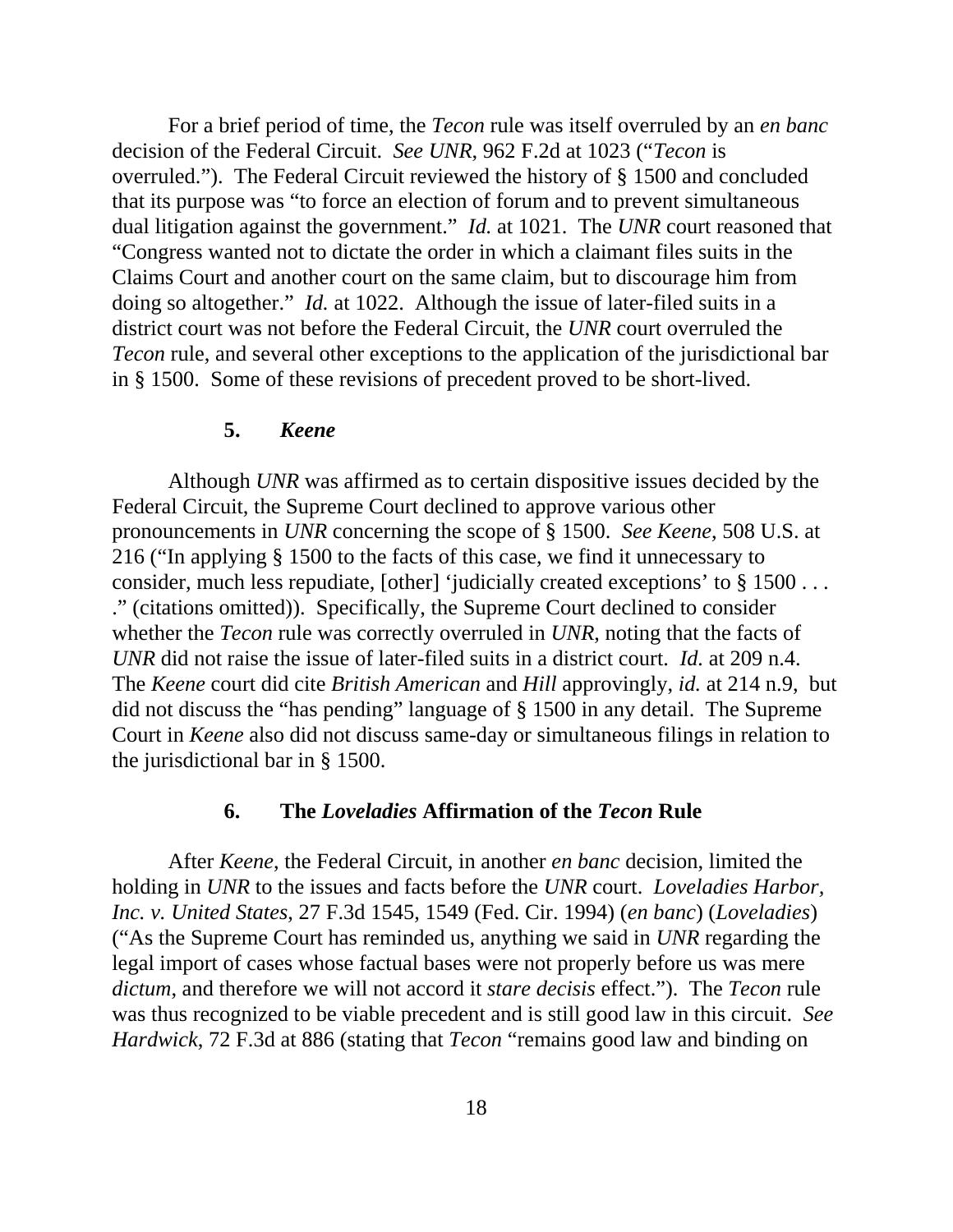For a brief period of time, the *Tecon* rule was itself overruled by an *en banc* decision of the Federal Circuit. *See UNR*, 962 F.2d at 1023 ("*Tecon* is overruled."). The Federal Circuit reviewed the history of § 1500 and concluded that its purpose was "to force an election of forum and to prevent simultaneous dual litigation against the government." *Id.* at 1021. The *UNR* court reasoned that "Congress wanted not to dictate the order in which a claimant files suits in the Claims Court and another court on the same claim, but to discourage him from doing so altogether." *Id.* at 1022. Although the issue of later-filed suits in a district court was not before the Federal Circuit, the *UNR* court overruled the *Tecon* rule, and several other exceptions to the application of the jurisdictional bar in § 1500. Some of these revisions of precedent proved to be short-lived.

### 5. *Keene*

Although *UNR* was affirmed as to certain dispositive issues decided by the Federal Circuit, the Supreme Court declined to approve various other pronouncements in *UNR* concerning the scope of § 1500. *See Keene*, 508 U.S. at 216 ("In applying § 1500 to the facts of this case, we find it unnecessary to consider, much less repudiate, [other] 'judicially created exceptions' to § 1500 . . . ." (citations omitted)). Specifically, the Supreme Court declined to consider whether the *Tecon* rule was correctly overruled in *UNR*, noting that the facts of *UNR* did not raise the issue of later-filed suits in a district court. *Id.* at 209 n.4. The *Keene* court did cite *British American* and *Hill* approvingly, *id.* at 214 n.9, but did not discuss the "has pending" language of § 1500 in any detail. The Supreme Court in *Keene* also did not discuss same-day or simultaneous filings in relation to the jurisdictional bar in § 1500.

### 6. The *Loveladies* Affirmation of the *Tecon* Rule

After *Keene*, the Federal Circuit, in another *en banc* decision, limited the holding in *UNR* to the issues and facts before the *UNR* court. *Loveladies Harbor, Inc. v. United States*, 27 F.3d 1545, 1549 (Fed. Cir. 1994) (*en banc*) (*Loveladies*) ("As the Supreme Court has reminded us, anything we said in *UNR* regarding the legal import of cases whose factual bases were not properly before us was mere *dictum*, and therefore we will not accord it *stare decisis* effect."). The *Tecon* rule was thus recognized to be viable precedent and is still good law in this circuit. *See Hardwick*, 72 F.3d at 886 (stating that *Tecon* "remains good law and binding on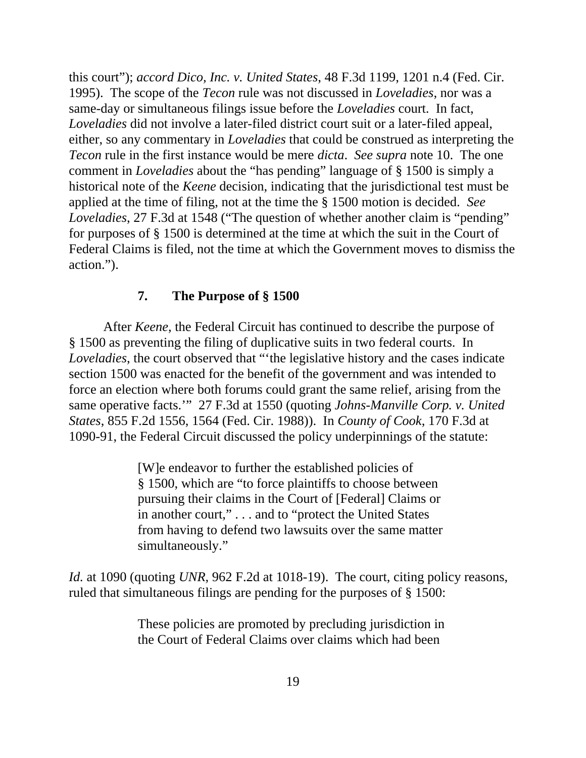this court"); *accord Dico, Inc. v. United States*, 48 F.3d 1199, 1201 n.4 (Fed. Cir. 1995). The scope of the *Tecon* rule was not discussed in *Loveladies*, nor was a same-day or simultaneous filings issue before the *Loveladies* court. In fact, *Loveladies* did not involve a later-filed district court suit or a later-filed appeal, either, so any commentary in *Loveladies* that could be construed as interpreting the *Tecon* rule in the first instance would be mere *dicta*. *See supra* note 10. The one comment in *Loveladies* about the "has pending" language of § 1500 is simply a historical note of the *Keene* decision, indicating that the jurisdictional test must be applied at the time of filing, not at the time the § 1500 motion is decided. *See Loveladies*, 27 F.3d at 1548 ("The question of whether another claim is "pending" for purposes of § 1500 is determined at the time at which the suit in the Court of Federal Claims is filed, not the time at which the Government moves to dismiss the action.").

### 7. The Purpose of § 1500

After *Keene,* the Federal Circuit has continued to describe the purpose of § 1500 as preventing the filing of duplicative suits in two federal courts. In *Loveladies*, the court observed that "'the legislative history and the cases indicate section 1500 was enacted for the benefit of the government and was intended to force an election where both forums could grant the same relief, arising from the same operative facts.'" 27 F.3d at 1550 (quoting *Johns-Manville Corp. v. United States,* 855 F.2d 1556, 1564 (Fed. Cir. 1988)). In *County of Cook*, 170 F.3d at 1090-91, the Federal Circuit discussed the policy underpinnings of the statute:

> [W]e endeavor to further the established policies of § 1500, which are "to force plaintiffs to choose between pursuing their claims in the Court of [Federal] Claims or in another court," . . . and to "protect the United States from having to defend two lawsuits over the same matter simultaneously."

*Id.* at 1090 (quoting *UNR*, 962 F.2d at 1018-19). The court, citing policy reasons, ruled that simultaneous filings are pending for the purposes of § 1500:

> These policies are promoted by precluding jurisdiction in the Court of Federal Claims over claims which had been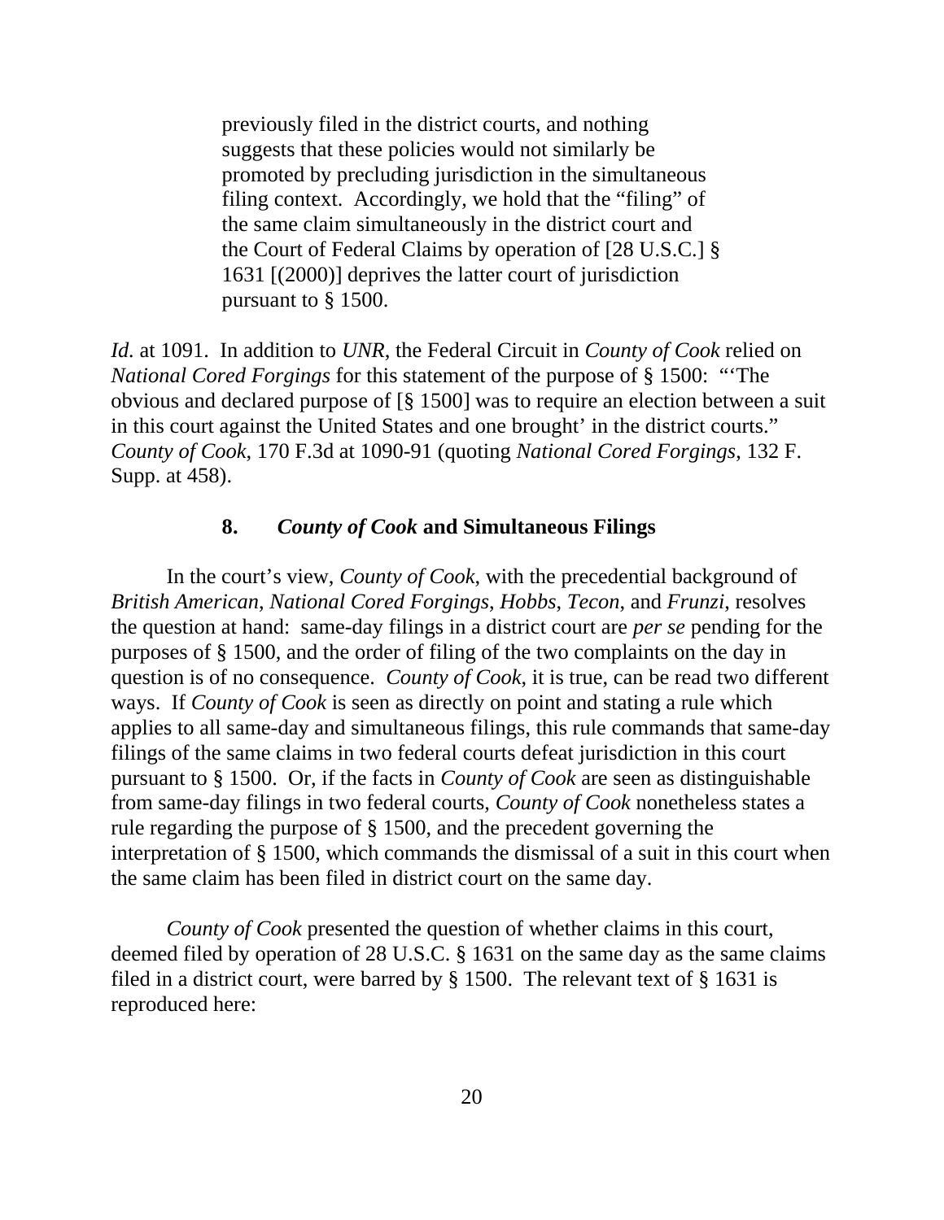> previously filed in the district courts, and nothing suggests that these policies would not similarly be promoted by precluding jurisdiction in the simultaneous filing context. Accordingly, we hold that the "filing" of the same claim simultaneously in the district court and the Court of Federal Claims by operation of [28 U.S.C.] § 1631 [(2000)] deprives the latter court of jurisdiction pursuant to § 1500.

*Id.* at 1091. In addition to *UNR*, the Federal Circuit in *County of Cook* relied on *National Cored Forgings* for this statement of the purpose of § 1500: "'The obvious and declared purpose of [§ 1500] was to require an election between a suit in this court against the United States and one brought' in the district courts." *County of Cook*, 170 F.3d at 1090-91 (quoting *National Cored Forgings*, 132 F. Supp. at 458).

### 8. *County of Cook* and Simultaneous Filings

In the court's view, *County of Cook*, with the precedential background of *British American*, *National Cored Forgings*, *Hobbs*, *Tecon*, and *Frunzi*, resolves the question at hand: same-day filings in a district court are *per se* pending for the purposes of § 1500, and the order of filing of the two complaints on the day in question is of no consequence. *County of Cook*, it is true, can be read two different ways. If *County of Cook* is seen as directly on point and stating a rule which applies to all same-day and simultaneous filings, this rule commands that same-day filings of the same claims in two federal courts defeat jurisdiction in this court pursuant to § 1500. Or, if the facts in *County of Cook* are seen as distinguishable from same-day filings in two federal courts, *County of Cook* nonetheless states a rule regarding the purpose of § 1500, and the precedent governing the interpretation of § 1500, which commands the dismissal of a suit in this court when the same claim has been filed in district court on the same day.

*County of Cook* presented the question of whether claims in this court, deemed filed by operation of 28 U.S.C. § 1631 on the same day as the same claims filed in a district court, were barred by § 1500. The relevant text of § 1631 is reproduced here: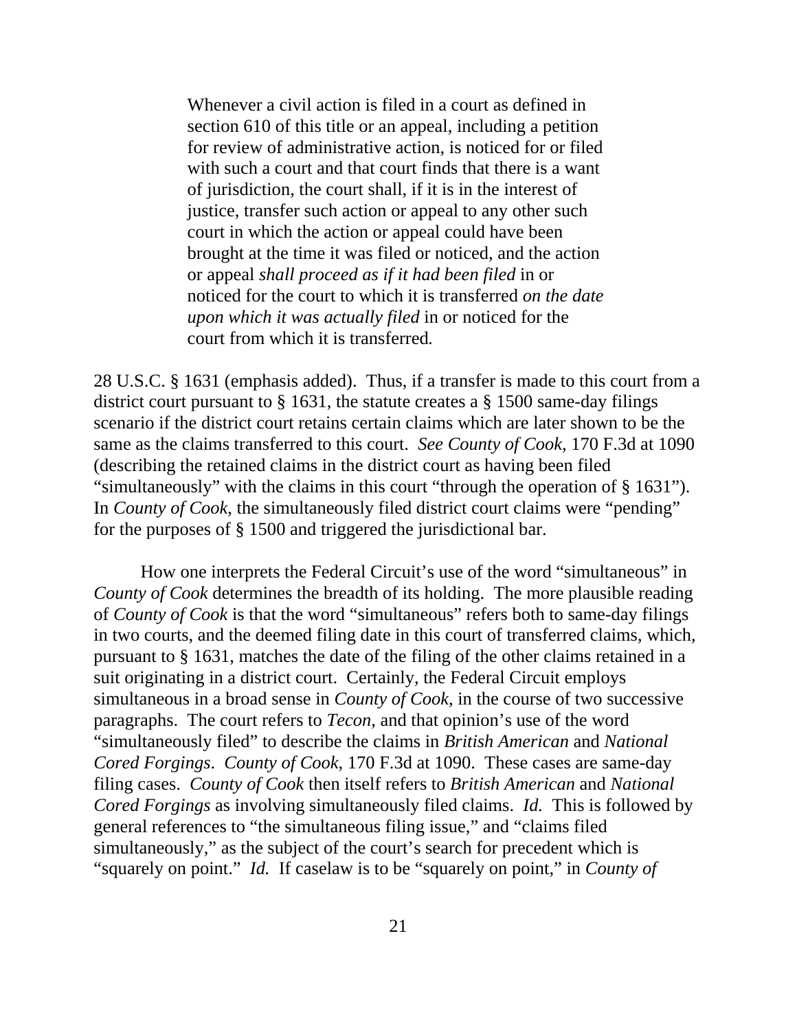> Whenever a civil action is filed in a court as defined in section 610 of this title or an appeal, including a petition for review of administrative action, is noticed for or filed with such a court and that court finds that there is a want of jurisdiction, the court shall, if it is in the interest of justice, transfer such action or appeal to any other such court in which the action or appeal could have been brought at the time it was filed or noticed, and the action or appeal *shall proceed as if it had been filed* in or noticed for the court to which it is transferred *on the date upon which it was actually filed* in or noticed for the court from which it is transferred.

28 U.S.C. § 1631 (emphasis added). Thus, if a transfer is made to this court from a district court pursuant to § 1631, the statute creates a § 1500 same-day filings scenario if the district court retains certain claims which are later shown to be the same as the claims transferred to this court. *See County of Cook*, 170 F.3d at 1090 (describing the retained claims in the district court as having been filed "simultaneously" with the claims in this court "through the operation of § 1631"). In *County of Cook*, the simultaneously filed district court claims were "pending" for the purposes of § 1500 and triggered the jurisdictional bar.

How one interprets the Federal Circuit's use of the word "simultaneous" in *County of Cook* determines the breadth of its holding. The more plausible reading of *County of Cook* is that the word "simultaneous" refers both to same-day filings in two courts, and the deemed filing date in this court of transferred claims, which, pursuant to § 1631, matches the date of the filing of the other claims retained in a suit originating in a district court. Certainly, the Federal Circuit employs simultaneous in a broad sense in *County of Cook*, in the course of two successive paragraphs. The court refers to *Tecon*, and that opinion's use of the word "simultaneously filed" to describe the claims in *British American* and *National Cored Forgings*. *County of Cook*, 170 F.3d at 1090. These cases are same-day filing cases. *County of Cook* then itself refers to *British American* and *National Cored Forgings* as involving simultaneously filed claims. *Id.* This is followed by general references to "the simultaneous filing issue," and "claims filed simultaneously," as the subject of the court's search for precedent which is "squarely on point." *Id.* If caselaw is to be "squarely on point," in *County of*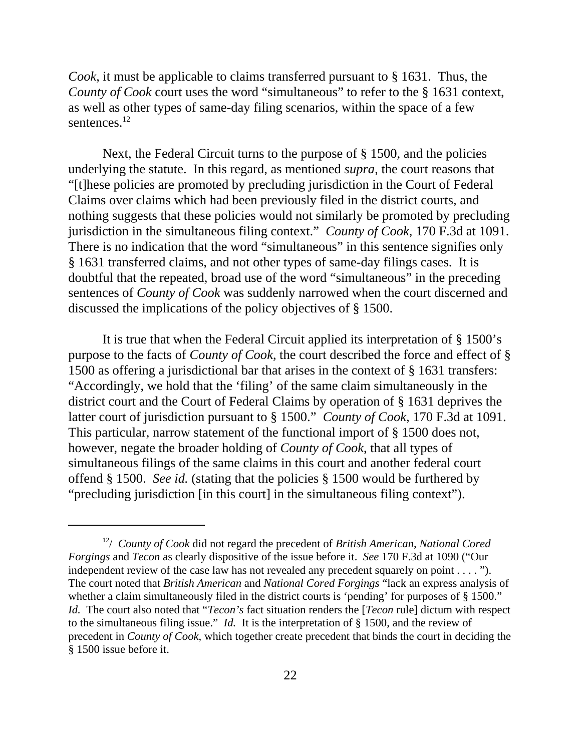*Cook*, it must be applicable to claims transferred pursuant to § 1631. Thus, the *County of Cook* court uses the word "simultaneous" to refer to the § 1631 context, as well as other types of same-day filing scenarios, within the space of a few sentences.[12]

Next, the Federal Circuit turns to the purpose of § 1500, and the policies underlying the statute. In this regard, as mentioned *supra*, the court reasons that "[t]hese policies are promoted by precluding jurisdiction in the Court of Federal Claims over claims which had been previously filed in the district courts, and nothing suggests that these policies would not similarly be promoted by precluding jurisdiction in the simultaneous filing context." *County of Cook*, 170 F.3d at 1091. There is no indication that the word "simultaneous" in this sentence signifies only § 1631 transferred claims, and not other types of same-day filings cases. It is doubtful that the repeated, broad use of the word "simultaneous" in the preceding sentences of *County of Cook* was suddenly narrowed when the court discerned and discussed the implications of the policy objectives of § 1500.

It is true that when the Federal Circuit applied its interpretation of § 1500's purpose to the facts of *County of Cook*, the court described the force and effect of § 1500 as offering a jurisdictional bar that arises in the context of § 1631 transfers: "Accordingly, we hold that the 'filing' of the same claim simultaneously in the district court and the Court of Federal Claims by operation of § 1631 deprives the latter court of jurisdiction pursuant to § 1500." *County of Cook*, 170 F.3d at 1091. This particular, narrow statement of the functional import of § 1500 does not, however, negate the broader holding of *County of Cook*, that all types of simultaneous filings of the same claims in this court and another federal court offend § 1500. *See id.* (stating that the policies § 1500 would be furthered by "precluding jurisdiction [in this court] in the simultaneous filing context").

---

[12]/ *County of Cook* did not regard the precedent of *British American*, *National Cored Forgings* and *Tecon* as clearly dispositive of the issue before it. *See* 170 F.3d at 1090 ("Our independent review of the case law has not revealed any precedent squarely on point . . . . "). The court noted that *British American* and *National Cored Forgings* "lack an express analysis of whether a claim simultaneously filed in the district courts is 'pending' for purposes of § 1500." *Id.* The court also noted that "*Tecon's* fact situation renders the [*Tecon* rule] dictum with respect to the simultaneous filing issue." *Id.* It is the interpretation of § 1500, and the review of precedent in *County of Cook*, which together create precedent that binds the court in deciding the § 1500 issue before it.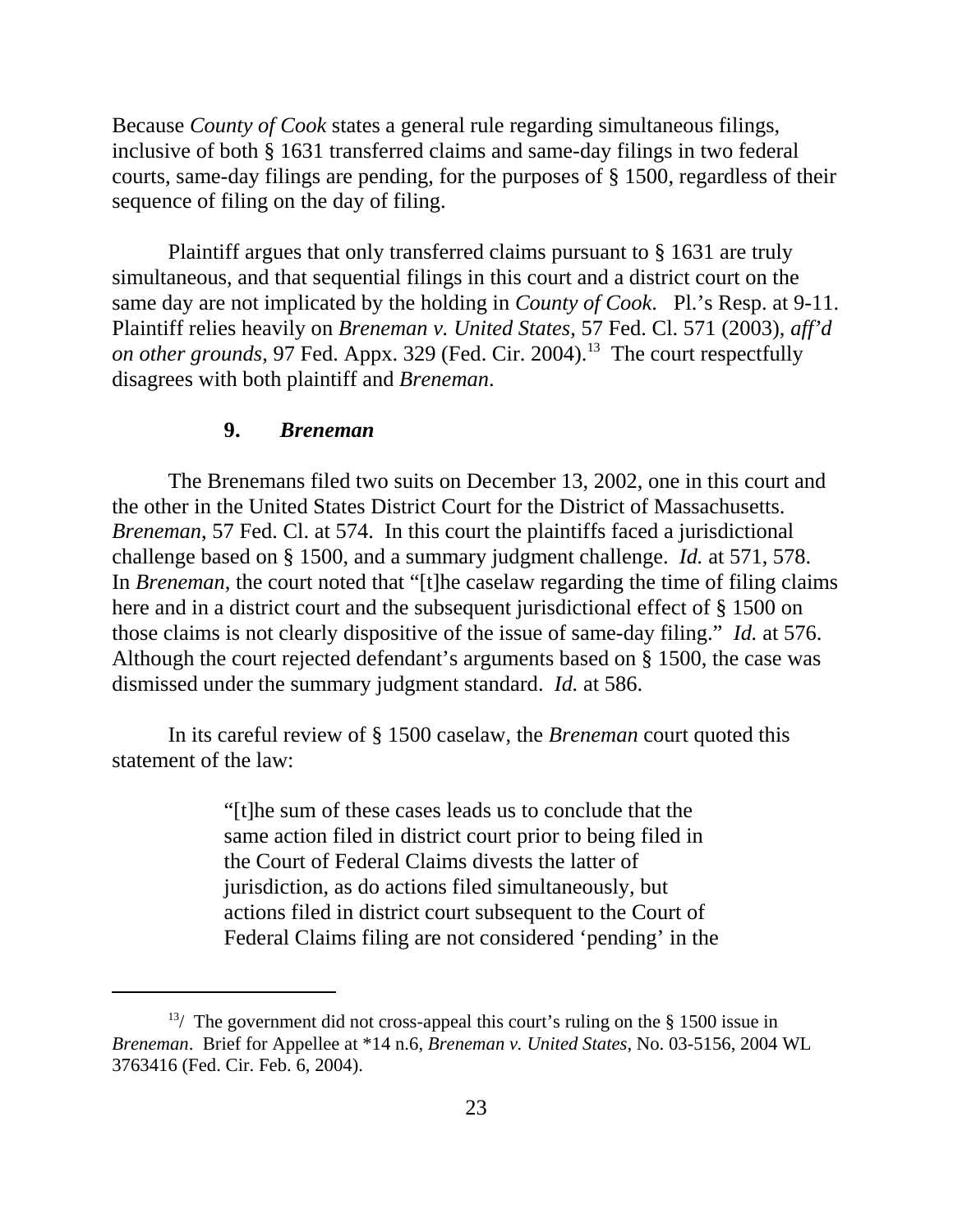Because *County of Cook* states a general rule regarding simultaneous filings, inclusive of both § 1631 transferred claims and same-day filings in two federal courts, same-day filings are pending, for the purposes of § 1500, regardless of their sequence of filing on the day of filing.

Plaintiff argues that only transferred claims pursuant to § 1631 are truly simultaneous, and that sequential filings in this court and a district court on the same day are not implicated by the holding in *County of Cook*. Pl.'s Resp. at 9-11. Plaintiff relies heavily on *Breneman v. United States*, 57 Fed. Cl. 571 (2003), *aff'd on other grounds*, 97 Fed. Appx. 329 (Fed. Cir. 2004).[13] The court respectfully disagrees with both plaintiff and *Breneman*.

### 9. *Breneman*

The Brenemans filed two suits on December 13, 2002, one in this court and the other in the United States District Court for the District of Massachusetts. *Breneman*, 57 Fed. Cl. at 574. In this court the plaintiffs faced a jurisdictional challenge based on § 1500, and a summary judgment challenge. *Id.* at 571, 578. In *Breneman*, the court noted that "[t]he caselaw regarding the time of filing claims here and in a district court and the subsequent jurisdictional effect of § 1500 on those claims is not clearly dispositive of the issue of same-day filing." *Id.* at 576. Although the court rejected defendant's arguments based on § 1500, the case was dismissed under the summary judgment standard. *Id.* at 586.

In its careful review of § 1500 caselaw, the *Breneman* court quoted this statement of the law:

> "[t]he sum of these cases leads us to conclude that the same action filed in district court prior to being filed in the Court of Federal Claims divests the latter of jurisdiction, as do actions filed simultaneously, but actions filed in district court subsequent to the Court of Federal Claims filing are not considered 'pending' in the

---

[13] The government did not cross-appeal this court's ruling on the § 1500 issue in *Breneman*. Brief for Appellee at *14 n.6, *Breneman v. United States*, No. 03-5156, 2004 WL 3763416 (Fed. Cir. Feb. 6, 2004).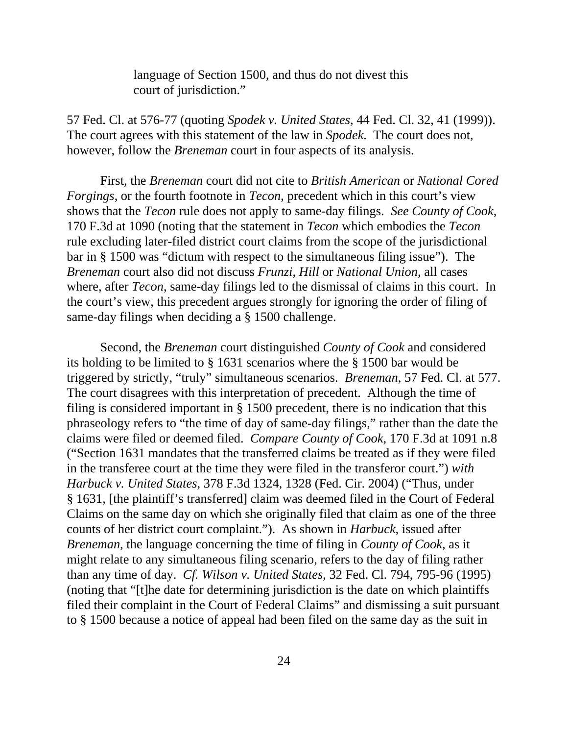> language of Section 1500, and thus do not divest this court of jurisdiction."

57 Fed. Cl. at 576-77 (quoting *Spodek v. United States*, 44 Fed. Cl. 32, 41 (1999)). The court agrees with this statement of the law in *Spodek*. The court does not, however, follow the *Breneman* court in four aspects of its analysis.

First, the *Breneman* court did not cite to *British American* or *National Cored Forgings*, or the fourth footnote in *Tecon*, precedent which in this court's view shows that the *Tecon* rule does not apply to same-day filings. *See County of Cook*, 170 F.3d at 1090 (noting that the statement in *Tecon* which embodies the *Tecon* rule excluding later-filed district court claims from the scope of the jurisdictional bar in § 1500 was "dictum with respect to the simultaneous filing issue"). The *Breneman* court also did not discuss *Frunzi*, *Hill* or *National Union*, all cases where, after *Tecon*, same-day filings led to the dismissal of claims in this court. In the court's view, this precedent argues strongly for ignoring the order of filing of same-day filings when deciding a § 1500 challenge.

Second, the *Breneman* court distinguished *County of Cook* and considered its holding to be limited to § 1631 scenarios where the § 1500 bar would be triggered by strictly, "truly" simultaneous scenarios. *Breneman*, 57 Fed. Cl. at 577. The court disagrees with this interpretation of precedent. Although the time of filing is considered important in § 1500 precedent, there is no indication that this phraseology refers to "the time of day of same-day filings," rather than the date the claims were filed or deemed filed. *Compare County of Cook*, 170 F.3d at 1091 n.8 ("Section 1631 mandates that the transferred claims be treated as if they were filed in the transferee court at the time they were filed in the transferor court.") *with Harbuck v. United States*, 378 F.3d 1324, 1328 (Fed. Cir. 2004) ("Thus, under § 1631, [the plaintiff's transferred] claim was deemed filed in the Court of Federal Claims on the same day on which she originally filed that claim as one of the three counts of her district court complaint."). As shown in *Harbuck*, issued after *Breneman*, the language concerning the time of filing in *County of Cook*, as it might relate to any simultaneous filing scenario, refers to the day of filing rather than any time of day. *Cf. Wilson v. United States*, 32 Fed. Cl. 794, 795-96 (1995) (noting that "[t]he date for determining jurisdiction is the date on which plaintiffs filed their complaint in the Court of Federal Claims" and dismissing a suit pursuant to § 1500 because a notice of appeal had been filed on the same day as the suit in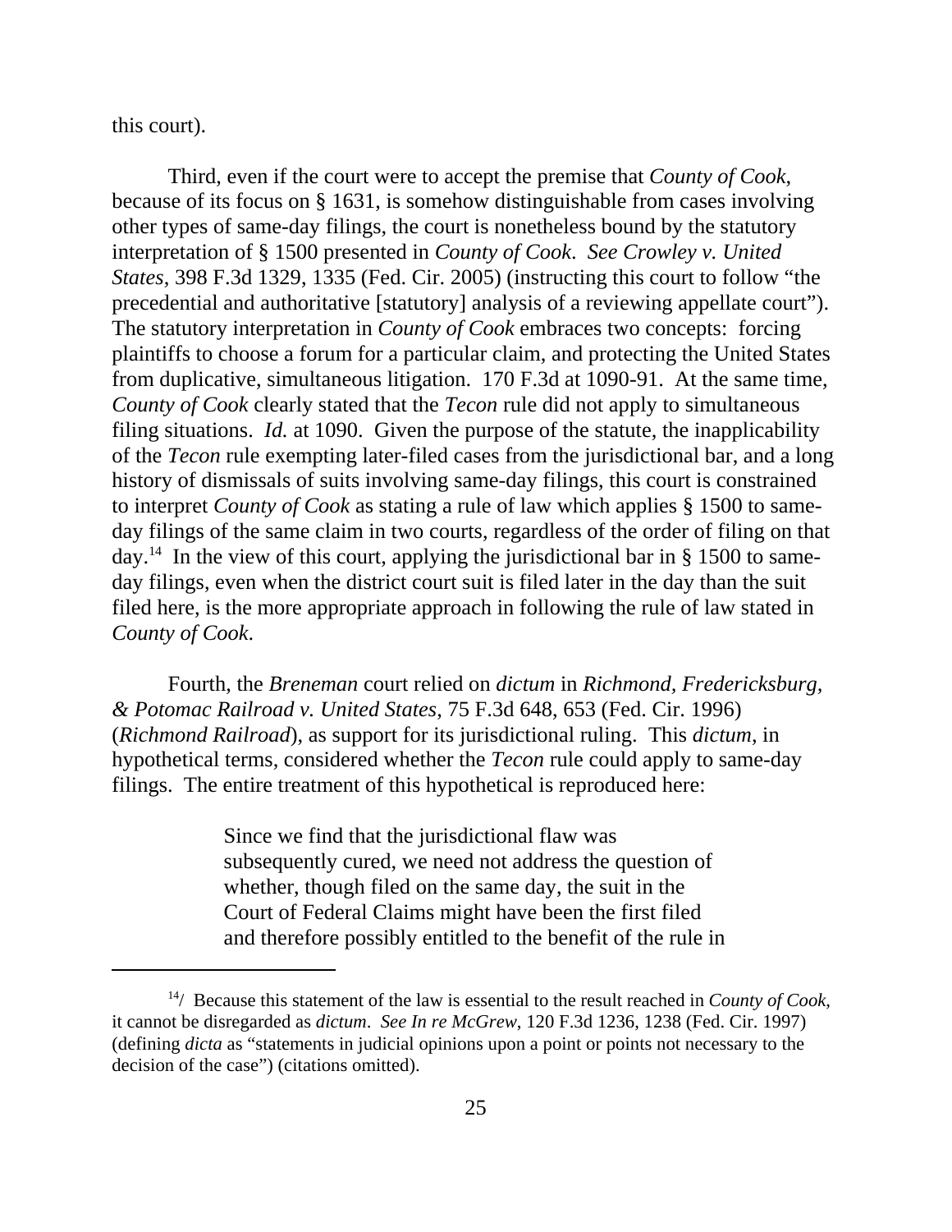this court).

Third, even if the court were to accept the premise that *County of Cook*, because of its focus on § 1631, is somehow distinguishable from cases involving other types of same-day filings, the court is nonetheless bound by the statutory interpretation of § 1500 presented in *County of Cook*. *See Crowley v. United States*, 398 F.3d 1329, 1335 (Fed. Cir. 2005) (instructing this court to follow "the precedential and authoritative [statutory] analysis of a reviewing appellate court"). The statutory interpretation in *County of Cook* embraces two concepts: forcing plaintiffs to choose a forum for a particular claim, and protecting the United States from duplicative, simultaneous litigation. 170 F.3d at 1090-91. At the same time, *County of Cook* clearly stated that the *Tecon* rule did not apply to simultaneous filing situations. *Id.* at 1090. Given the purpose of the statute, the inapplicability of the *Tecon* rule exempting later-filed cases from the jurisdictional bar, and a long history of dismissals of suits involving same-day filings, this court is constrained to interpret *County of Cook* as stating a rule of law which applies § 1500 to same-day filings of the same claim in two courts, regardless of the order of filing on that day.[14] In the view of this court, applying the jurisdictional bar in § 1500 to same-day filings, even when the district court suit is filed later in the day than the suit filed here, is the more appropriate approach in following the rule of law stated in *County of Cook*.

Fourth, the *Breneman* court relied on *dictum* in *Richmond, Fredericksburg, & Potomac Railroad v. United States*, 75 F.3d 648, 653 (Fed. Cir. 1996) (*Richmond Railroad*), as support for its jurisdictional ruling. This *dictum*, in hypothetical terms, considered whether the *Tecon* rule could apply to same-day filings. The entire treatment of this hypothetical is reproduced here:

> Since we find that the jurisdictional flaw was subsequently cured, we need not address the question of whether, though filed on the same day, the suit in the Court of Federal Claims might have been the first filed and therefore possibly entitled to the benefit of the rule in

---

[14]/ Because this statement of the law is essential to the result reached in *County of Cook*, it cannot be disregarded as *dictum*. *See In re McGrew*, 120 F.3d 1236, 1238 (Fed. Cir. 1997) (defining *dicta* as "statements in judicial opinions upon a point or points not necessary to the decision of the case") (citations omitted).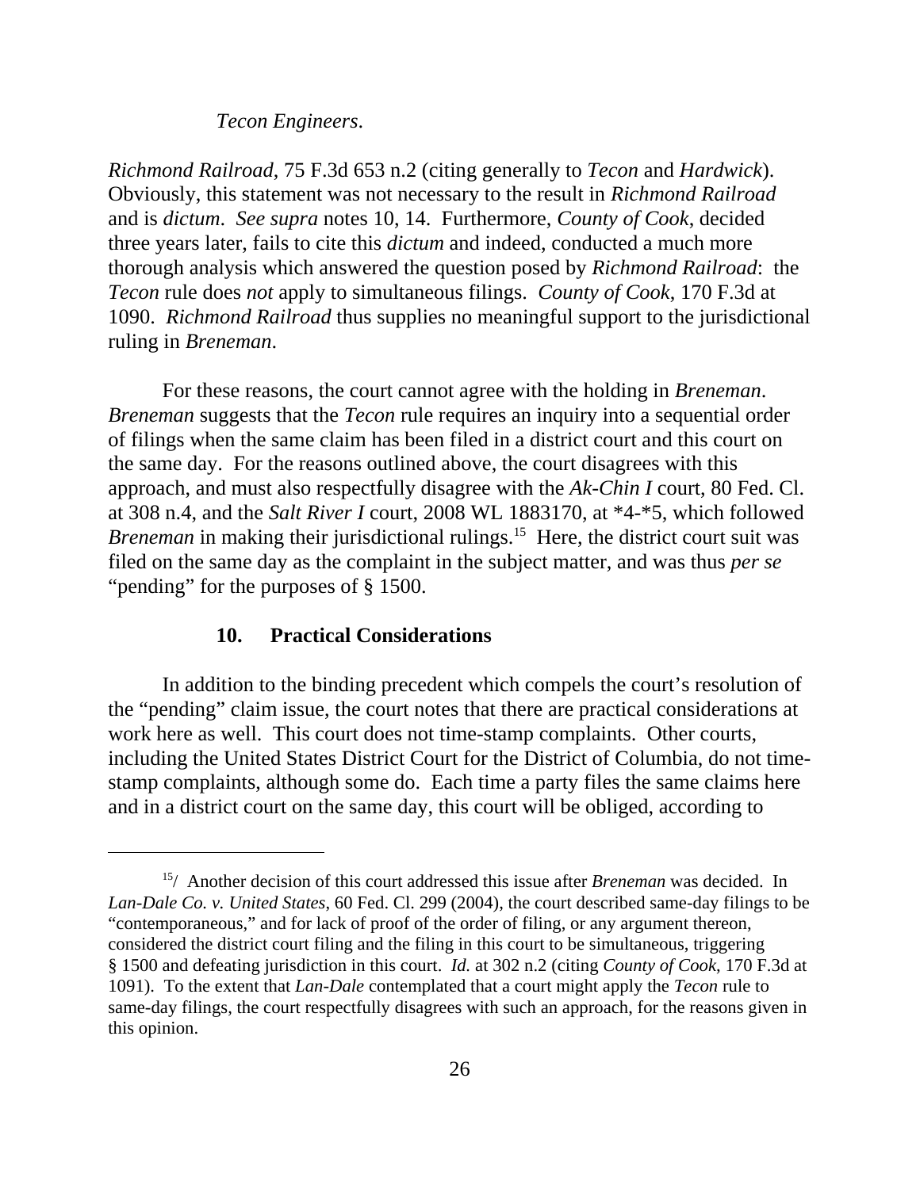*Tecon Engineers*.

*Richmond Railroad*, 75 F.3d 653 n.2 (citing generally to *Tecon* and *Hardwick*). Obviously, this statement was not necessary to the result in *Richmond Railroad* and is *dictum*. *See supra* notes 10, 14. Furthermore, *County of Cook*, decided three years later, fails to cite this *dictum* and indeed, conducted a much more thorough analysis which answered the question posed by *Richmond Railroad*: the *Tecon* rule does *not* apply to simultaneous filings. *County of Cook*, 170 F.3d at 1090. *Richmond Railroad* thus supplies no meaningful support to the jurisdictional ruling in *Breneman*.

For these reasons, the court cannot agree with the holding in *Breneman*. *Breneman* suggests that the *Tecon* rule requires an inquiry into a sequential order of filings when the same claim has been filed in a district court and this court on the same day. For the reasons outlined above, the court disagrees with this approach, and must also respectfully disagree with the *Ak-Chin I* court, 80 Fed. Cl. at 308 n.4, and the *Salt River I* court, 2008 WL 1883170, at \*4-\*5, which followed *Breneman* in making their jurisdictional rulings.[15] Here, the district court suit was filed on the same day as the complaint in the subject matter, and was thus *per se* "pending" for the purposes of § 1500.

### 10. Practical Considerations

In addition to the binding precedent which compels the court's resolution of the "pending" claim issue, the court notes that there are practical considerations at work here as well. This court does not time-stamp complaints. Other courts, including the United States District Court for the District of Columbia, do not time-stamp complaints, although some do. Each time a party files the same claims here and in a district court on the same day, this court will be obliged, according to

---

[15]/ Another decision of this court addressed this issue after *Breneman* was decided. In *Lan-Dale Co. v. United States*, 60 Fed. Cl. 299 (2004), the court described same-day filings to be "contemporaneous," and for lack of proof of the order of filing, or any argument thereon, considered the district court filing and the filing in this court to be simultaneous, triggering § 1500 and defeating jurisdiction in this court. *Id.* at 302 n.2 (citing *County of Cook*, 170 F.3d at 1091). To the extent that *Lan-Dale* contemplated that a court might apply the *Tecon* rule to same-day filings, the court respectfully disagrees with such an approach, for the reasons given in this opinion.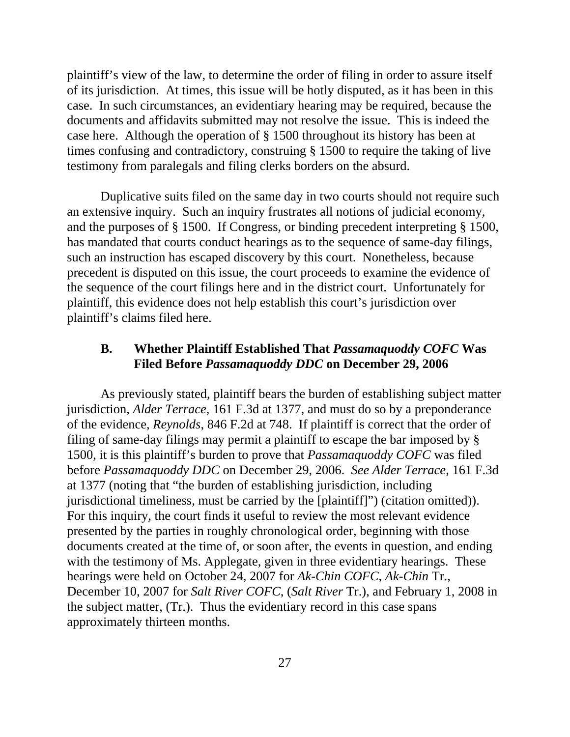plaintiff's view of the law, to determine the order of filing in order to assure itself of its jurisdiction. At times, this issue will be hotly disputed, as it has been in this case. In such circumstances, an evidentiary hearing may be required, because the documents and affidavits submitted may not resolve the issue. This is indeed the case here. Although the operation of § 1500 throughout its history has been at times confusing and contradictory, construing § 1500 to require the taking of live testimony from paralegals and filing clerks borders on the absurd.

Duplicative suits filed on the same day in two courts should not require such an extensive inquiry. Such an inquiry frustrates all notions of judicial economy, and the purposes of § 1500. If Congress, or binding precedent interpreting § 1500, has mandated that courts conduct hearings as to the sequence of same-day filings, such an instruction has escaped discovery by this court. Nonetheless, because precedent is disputed on this issue, the court proceeds to examine the evidence of the sequence of the court filings here and in the district court. Unfortunately for plaintiff, this evidence does not help establish this court's jurisdiction over plaintiff's claims filed here.

### B. Whether Plaintiff Established That *Passamaquoddy COFC* Was Filed Before *Passamaquoddy DDC* on December 29, 2006

As previously stated, plaintiff bears the burden of establishing subject matter jurisdiction, *Alder Terrace*, 161 F.3d at 1377, and must do so by a preponderance of the evidence, *Reynolds*, 846 F.2d at 748. If plaintiff is correct that the order of filing of same-day filings may permit a plaintiff to escape the bar imposed by § 1500, it is this plaintiff's burden to prove that *Passamaquoddy COFC* was filed before *Passamaquoddy DDC* on December 29, 2006. *See Alder Terrace*, 161 F.3d at 1377 (noting that "the burden of establishing jurisdiction, including jurisdictional timeliness, must be carried by the [plaintiff]") (citation omitted)). For this inquiry, the court finds it useful to review the most relevant evidence presented by the parties in roughly chronological order, beginning with those documents created at the time of, or soon after, the events in question, and ending with the testimony of Ms. Applegate, given in three evidentiary hearings. These hearings were held on October 24, 2007 for *Ak-Chin COFC*, *Ak-Chin* Tr., December 10, 2007 for *Salt River COFC*, (*Salt River* Tr.), and February 1, 2008 in the subject matter, (Tr.). Thus the evidentiary record in this case spans approximately thirteen months.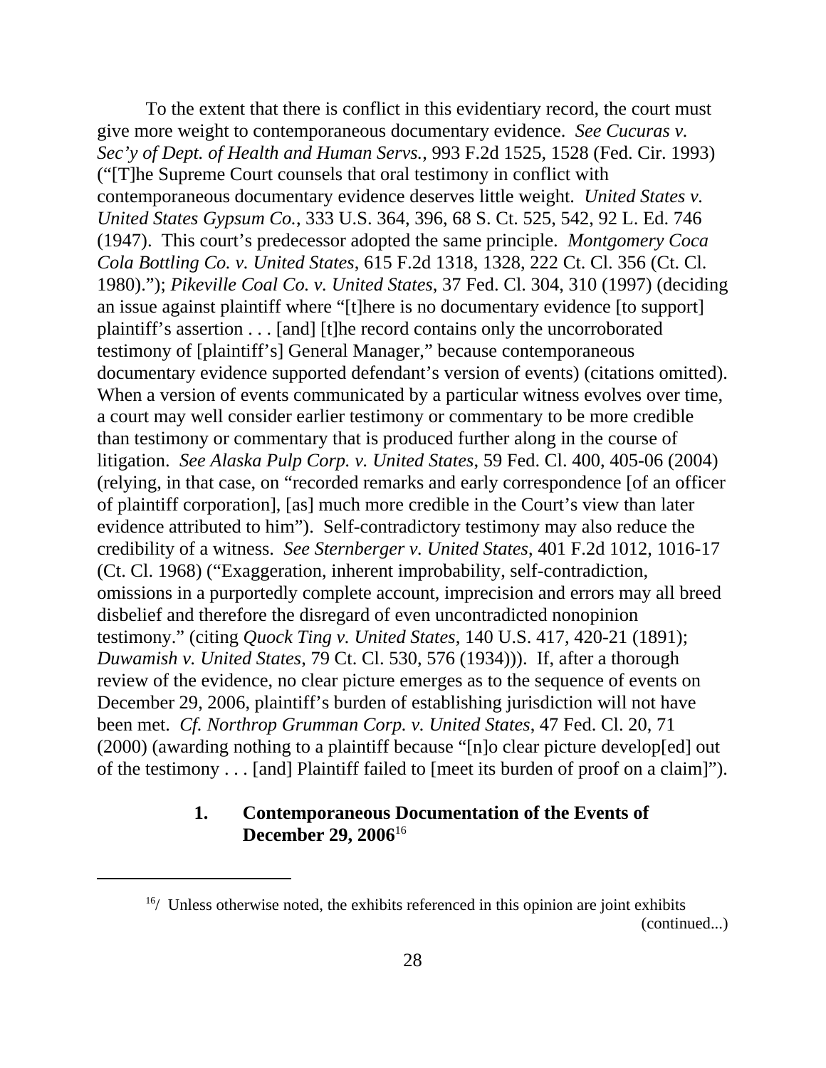To the extent that there is conflict in this evidentiary record, the court must give more weight to contemporaneous documentary evidence. *See Cucuras v. Sec'y of Dept. of Health and Human Servs.*, 993 F.2d 1525, 1528 (Fed. Cir. 1993) ("[T]he Supreme Court counsels that oral testimony in conflict with contemporaneous documentary evidence deserves little weight. *United States v. United States Gypsum Co.*, 333 U.S. 364, 396, 68 S. Ct. 525, 542, 92 L. Ed. 746 (1947). This court's predecessor adopted the same principle. *Montgomery Coca Cola Bottling Co. v. United States*, 615 F.2d 1318, 1328, 222 Ct. Cl. 356 (Ct. Cl. 1980)."); *Pikeville Coal Co. v. United States*, 37 Fed. Cl. 304, 310 (1997) (deciding an issue against plaintiff where "[t]here is no documentary evidence [to support] plaintiff's assertion . . . [and] [t]he record contains only the uncorroborated testimony of [plaintiff's] General Manager," because contemporaneous documentary evidence supported defendant's version of events) (citations omitted). When a version of events communicated by a particular witness evolves over time, a court may well consider earlier testimony or commentary to be more credible than testimony or commentary that is produced further along in the course of litigation. *See Alaska Pulp Corp. v. United States*, 59 Fed. Cl. 400, 405-06 (2004) (relying, in that case, on "recorded remarks and early correspondence [of an officer of plaintiff corporation], [as] much more credible in the Court's view than later evidence attributed to him"). Self-contradictory testimony may also reduce the credibility of a witness. *See Sternberger v. United States*, 401 F.2d 1012, 1016-17 (Ct. Cl. 1968) ("Exaggeration, inherent improbability, self-contradiction, omissions in a purportedly complete account, imprecision and errors may all breed disbelief and therefore the disregard of even uncontradicted nonopinion testimony." (citing *Quock Ting v. United States*, 140 U.S. 417, 420-21 (1891); *Duwamish v. United States*, 79 Ct. Cl. 530, 576 (1934))). If, after a thorough review of the evidence, no clear picture emerges as to the sequence of events on December 29, 2006, plaintiff's burden of establishing jurisdiction will not have been met. *Cf. Northrop Grumman Corp. v. United States*, 47 Fed. Cl. 20, 71 (2000) (awarding nothing to a plaintiff because "[n]o clear picture develop[ed] out of the testimony . . . [and] Plaintiff failed to [meet its burden of proof on a claim]").

### 1. Contemporaneous Documentation of the Events of December 29, 2006[16]

---

[16]/ Unless otherwise noted, the exhibits referenced in this opinion are joint exhibits (continued...)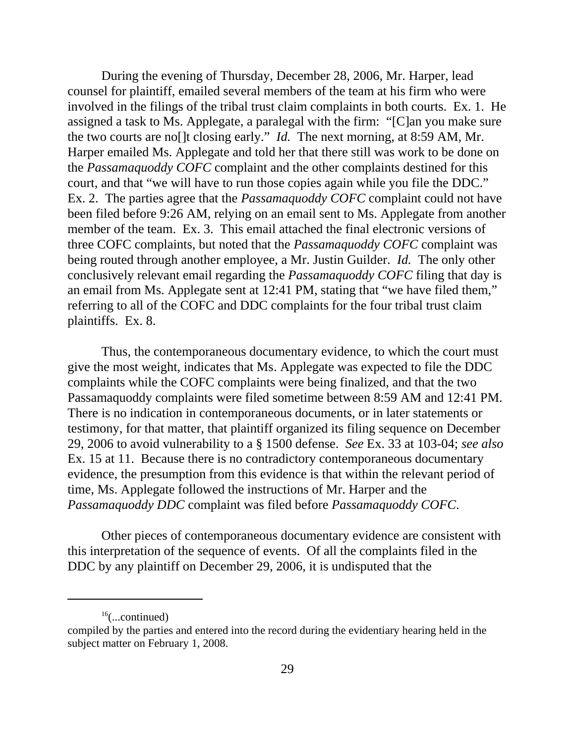During the evening of Thursday, December 28, 2006, Mr. Harper, lead counsel for plaintiff, emailed several members of the team at his firm who were involved in the filings of the tribal trust claim complaints in both courts. Ex. 1. He assigned a task to Ms. Applegate, a paralegal with the firm: "[C]an you make sure the two courts are no[]t closing early." *Id.* The next morning, at 8:59 AM, Mr. Harper emailed Ms. Applegate and told her that there still was work to be done on the *Passamaquoddy COFC* complaint and the other complaints destined for this court, and that "we will have to run those copies again while you file the DDC." Ex. 2. The parties agree that the *Passamaquoddy COFC* complaint could not have been filed before 9:26 AM, relying on an email sent to Ms. Applegate from another member of the team. Ex. 3. This email attached the final electronic versions of three COFC complaints, but noted that the *Passamaquoddy COFC* complaint was being routed through another employee, a Mr. Justin Guilder. *Id.* The only other conclusively relevant email regarding the *Passamaquoddy COFC* filing that day is an email from Ms. Applegate sent at 12:41 PM, stating that "we have filed them," referring to all of the COFC and DDC complaints for the four tribal trust claim plaintiffs. Ex. 8.

Thus, the contemporaneous documentary evidence, to which the court must give the most weight, indicates that Ms. Applegate was expected to file the DDC complaints while the COFC complaints were being finalized, and that the two Passamaquoddy complaints were filed sometime between 8:59 AM and 12:41 PM. There is no indication in contemporaneous documents, or in later statements or testimony, for that matter, that plaintiff organized its filing sequence on December 29, 2006 to avoid vulnerability to a § 1500 defense. *See* Ex. 33 at 103-04; *see also* Ex. 15 at 11. Because there is no contradictory contemporaneous documentary evidence, the presumption from this evidence is that within the relevant period of time, Ms. Applegate followed the instructions of Mr. Harper and the *Passamaquoddy DDC* complaint was filed before *Passamaquoddy COFC*.

Other pieces of contemporaneous documentary evidence are consistent with this interpretation of the sequence of events. Of all the complaints filed in the DDC by any plaintiff on December 29, 2006, it is undisputed that the

---

[16](...continued)
compiled by the parties and entered into the record during the evidentiary hearing held in the subject matter on February 1, 2008.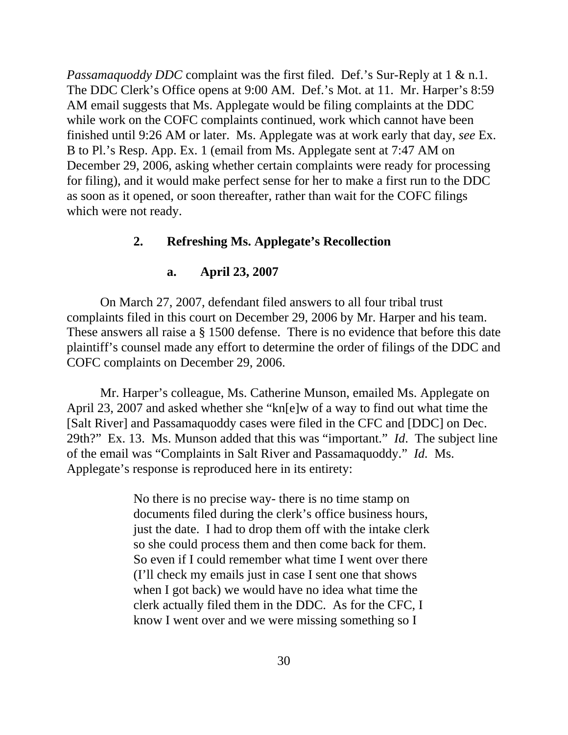*Passamaquoddy DDC* complaint was the first filed. Def.'s Sur-Reply at 1 & n.1. The DDC Clerk's Office opens at 9:00 AM. Def.'s Mot. at 11. Mr. Harper's 8:59 AM email suggests that Ms. Applegate would be filing complaints at the DDC while work on the COFC complaints continued, work which cannot have been finished until 9:26 AM or later. Ms. Applegate was at work early that day, *see* Ex. B to Pl.'s Resp. App. Ex. 1 (email from Ms. Applegate sent at 7:47 AM on December 29, 2006, asking whether certain complaints were ready for processing for filing), and it would make perfect sense for her to make a first run to the DDC as soon as it opened, or soon thereafter, rather than wait for the COFC filings which were not ready.

### 2. Refreshing Ms. Applegate's Recollection

#### a. April 23, 2007

On March 27, 2007, defendant filed answers to all four tribal trust complaints filed in this court on December 29, 2006 by Mr. Harper and his team. These answers all raise a § 1500 defense. There is no evidence that before this date plaintiff's counsel made any effort to determine the order of filings of the DDC and COFC complaints on December 29, 2006.

Mr. Harper's colleague, Ms. Catherine Munson, emailed Ms. Applegate on April 23, 2007 and asked whether she "kn[e]w of a way to find out what time the [Salt River] and Passamaquoddy cases were filed in the CFC and [DDC] on Dec. 29th?" Ex. 13. Ms. Munson added that this was "important." *Id.* The subject line of the email was "Complaints in Salt River and Passamaquoddy." *Id.* Ms. Applegate's response is reproduced here in its entirety:

> No there is no precise way- there is no time stamp on documents filed during the clerk's office business hours, just the date. I had to drop them off with the intake clerk so she could process them and then come back for them. So even if I could remember what time I went over there (I'll check my emails just in case I sent one that shows when I got back) we would have no idea what time the clerk actually filed them in the DDC. As for the CFC, I know I went over and we were missing something so I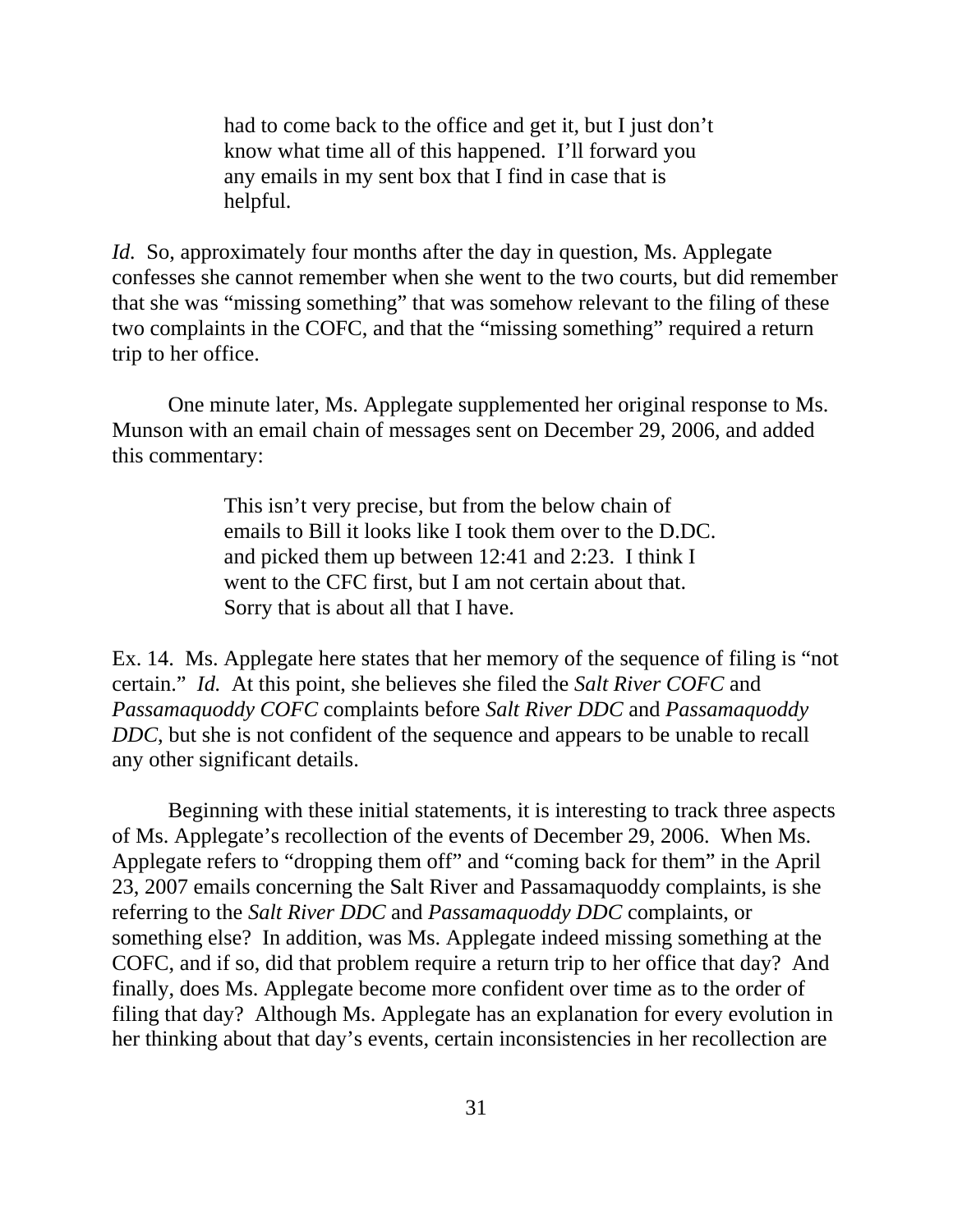> had to come back to the office and get it, but I just don't know what time all of this happened. I'll forward you any emails in my sent box that I find in case that is helpful.

*Id.* So, approximately four months after the day in question, Ms. Applegate confesses she cannot remember when she went to the two courts, but did remember that she was "missing something" that was somehow relevant to the filing of these two complaints in the COFC, and that the "missing something" required a return trip to her office.

One minute later, Ms. Applegate supplemented her original response to Ms. Munson with an email chain of messages sent on December 29, 2006, and added this commentary:

> This isn't very precise, but from the below chain of emails to Bill it looks like I took them over to the D.DC. and picked them up between 12:41 and 2:23. I think I went to the CFC first, but I am not certain about that. Sorry that is about all that I have.

Ex. 14. Ms. Applegate here states that her memory of the sequence of filing is "not certain." *Id.* At this point, she believes she filed the *Salt River COFC* and *Passamaquoddy COFC* complaints before *Salt River DDC* and *Passamaquoddy DDC*, but she is not confident of the sequence and appears to be unable to recall any other significant details.

Beginning with these initial statements, it is interesting to track three aspects of Ms. Applegate's recollection of the events of December 29, 2006. When Ms. Applegate refers to "dropping them off" and "coming back for them" in the April 23, 2007 emails concerning the Salt River and Passamaquoddy complaints, is she referring to the *Salt River DDC* and *Passamaquoddy DDC* complaints, or something else? In addition, was Ms. Applegate indeed missing something at the COFC, and if so, did that problem require a return trip to her office that day? And finally, does Ms. Applegate become more confident over time as to the order of filing that day? Although Ms. Applegate has an explanation for every evolution in her thinking about that day's events, certain inconsistencies in her recollection are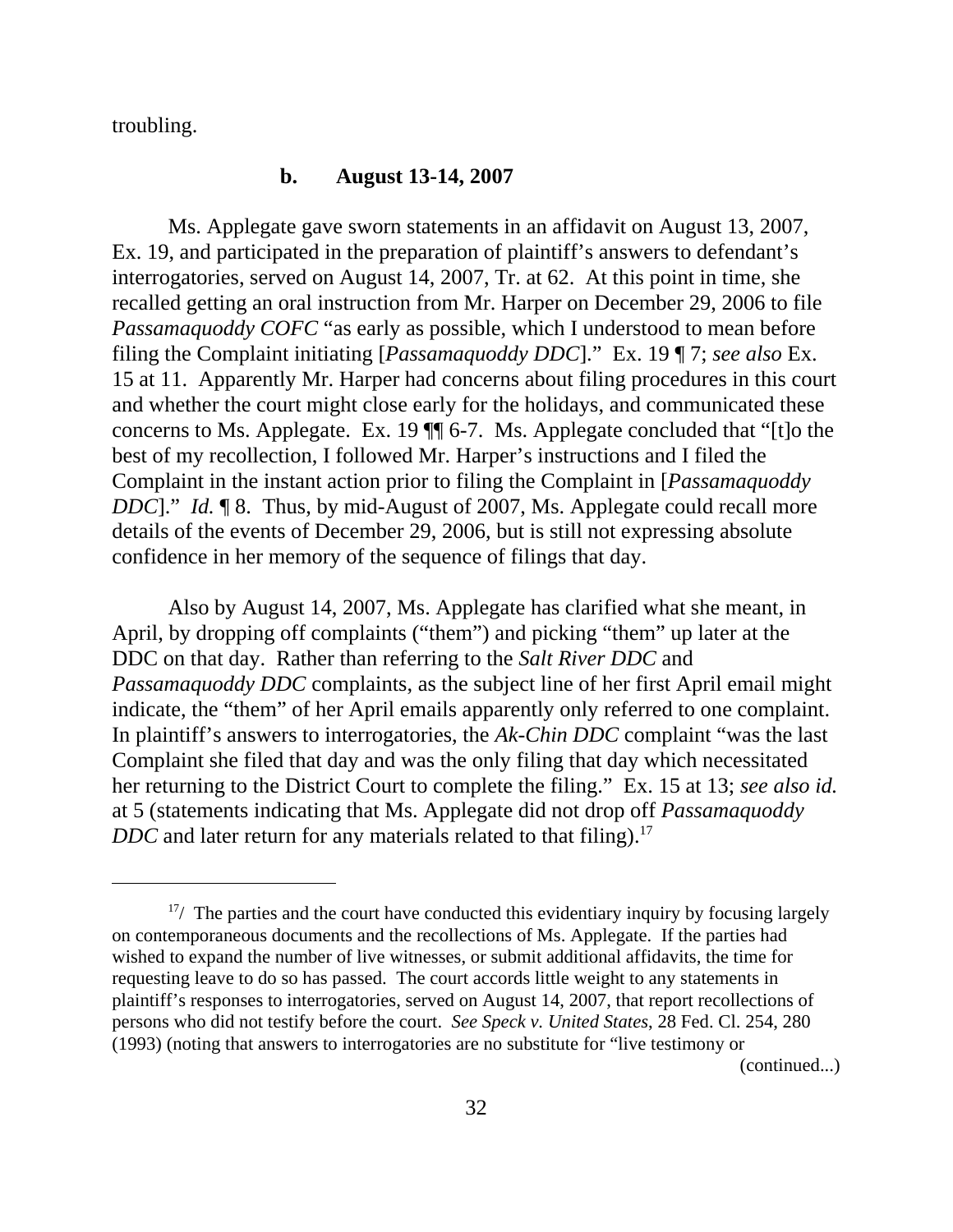troubling.

**b. August 13-14, 2007**

Ms. Applegate gave sworn statements in an affidavit on August 13, 2007, Ex. 19, and participated in the preparation of plaintiff's answers to defendant's interrogatories, served on August 14, 2007, Tr. at 62. At this point in time, she recalled getting an oral instruction from Mr. Harper on December 29, 2006 to file *Passamaquoddy COFC* "as early as possible, which I understood to mean before filing the Complaint initiating [*Passamaquoddy DDC*]." Ex. 19 ¶ 7; *see also* Ex. 15 at 11. Apparently Mr. Harper had concerns about filing procedures in this court and whether the court might close early for the holidays, and communicated these concerns to Ms. Applegate. Ex. 19 ¶¶ 6-7. Ms. Applegate concluded that "[t]o the best of my recollection, I followed Mr. Harper's instructions and I filed the Complaint in the instant action prior to filing the Complaint in [*Passamaquoddy DDC*]." *Id.* ¶ 8. Thus, by mid-August of 2007, Ms. Applegate could recall more details of the events of December 29, 2006, but is still not expressing absolute confidence in her memory of the sequence of filings that day.

Also by August 14, 2007, Ms. Applegate has clarified what she meant, in April, by dropping off complaints ("them") and picking "them" up later at the DDC on that day. Rather than referring to the *Salt River DDC* and *Passamaquoddy DDC* complaints, as the subject line of her first April email might indicate, the "them" of her April emails apparently only referred to one complaint. In plaintiff's answers to interrogatories, the *Ak-Chin DDC* complaint "was the last Complaint she filed that day and was the only filing that day which necessitated her returning to the District Court to complete the filing." Ex. 15 at 13; *see also id.* at 5 (statements indicating that Ms. Applegate did not drop off *Passamaquoddy DDC* and later return for any materials related to that filing).[17]

---

[17]/ The parties and the court have conducted this evidentiary inquiry by focusing largely on contemporaneous documents and the recollections of Ms. Applegate. If the parties had wished to expand the number of live witnesses, or submit additional affidavits, the time for requesting leave to do so has passed. The court accords little weight to any statements in plaintiff's responses to interrogatories, served on August 14, 2007, that report recollections of persons who did not testify before the court. *See Speck v. United States*, 28 Fed. Cl. 254, 280 (1993) (noting that answers to interrogatories are no substitute for "live testimony or

(continued...)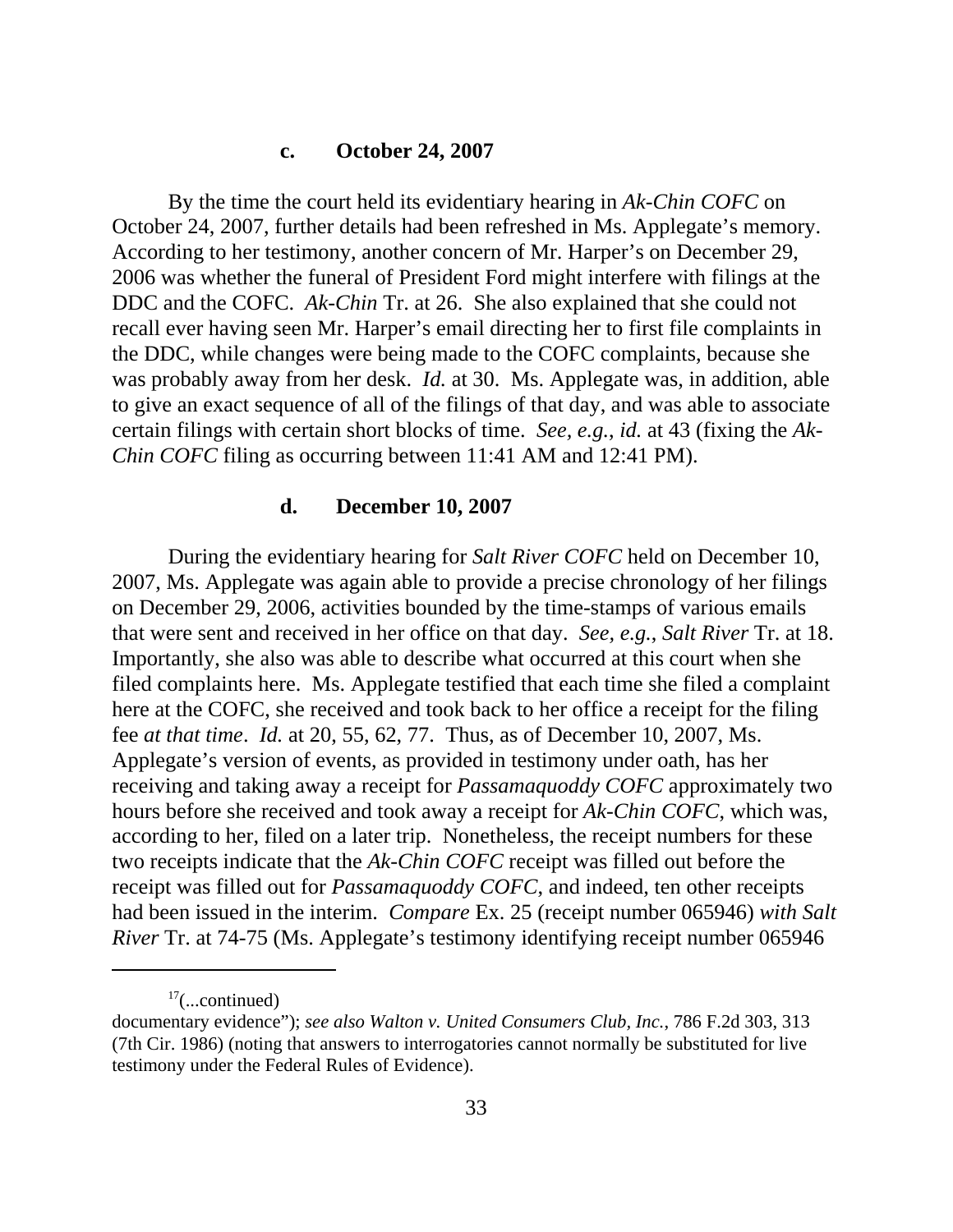#### c. October 24, 2007

By the time the court held its evidentiary hearing in *Ak-Chin COFC* on October 24, 2007, further details had been refreshed in Ms. Applegate's memory. According to her testimony, another concern of Mr. Harper's on December 29, 2006 was whether the funeral of President Ford might interfere with filings at the DDC and the COFC. *Ak-Chin* Tr. at 26. She also explained that she could not recall ever having seen Mr. Harper's email directing her to first file complaints in the DDC, while changes were being made to the COFC complaints, because she was probably away from her desk. *Id.* at 30. Ms. Applegate was, in addition, able to give an exact sequence of all of the filings of that day, and was able to associate certain filings with certain short blocks of time. *See, e.g.*, *id.* at 43 (fixing the *Ak-Chin COFC* filing as occurring between 11:41 AM and 12:41 PM).

#### d. December 10, 2007

During the evidentiary hearing for *Salt River COFC* held on December 10, 2007, Ms. Applegate was again able to provide a precise chronology of her filings on December 29, 2006, activities bounded by the time-stamps of various emails that were sent and received in her office on that day. *See, e.g.*, *Salt River* Tr. at 18. Importantly, she also was able to describe what occurred at this court when she filed complaints here. Ms. Applegate testified that each time she filed a complaint here at the COFC, she received and took back to her office a receipt for the filing fee *at that time*. *Id.* at 20, 55, 62, 77. Thus, as of December 10, 2007, Ms. Applegate's version of events, as provided in testimony under oath, has her receiving and taking away a receipt for *Passamaquoddy COFC* approximately two hours before she received and took away a receipt for *Ak-Chin COFC*, which was, according to her, filed on a later trip. Nonetheless, the receipt numbers for these two receipts indicate that the *Ak-Chin COFC* receipt was filled out before the receipt was filled out for *Passamaquoddy COFC*, and indeed, ten other receipts had been issued in the interim. *Compare* Ex. 25 (receipt number 065946) *with Salt River* Tr. at 74-75 (Ms. Applegate's testimony identifying receipt number 065946

---

[17](...continued)
documentary evidence"); *see also Walton v. United Consumers Club, Inc.*, 786 F.2d 303, 313 (7th Cir. 1986) (noting that answers to interrogatories cannot normally be substituted for live testimony under the Federal Rules of Evidence).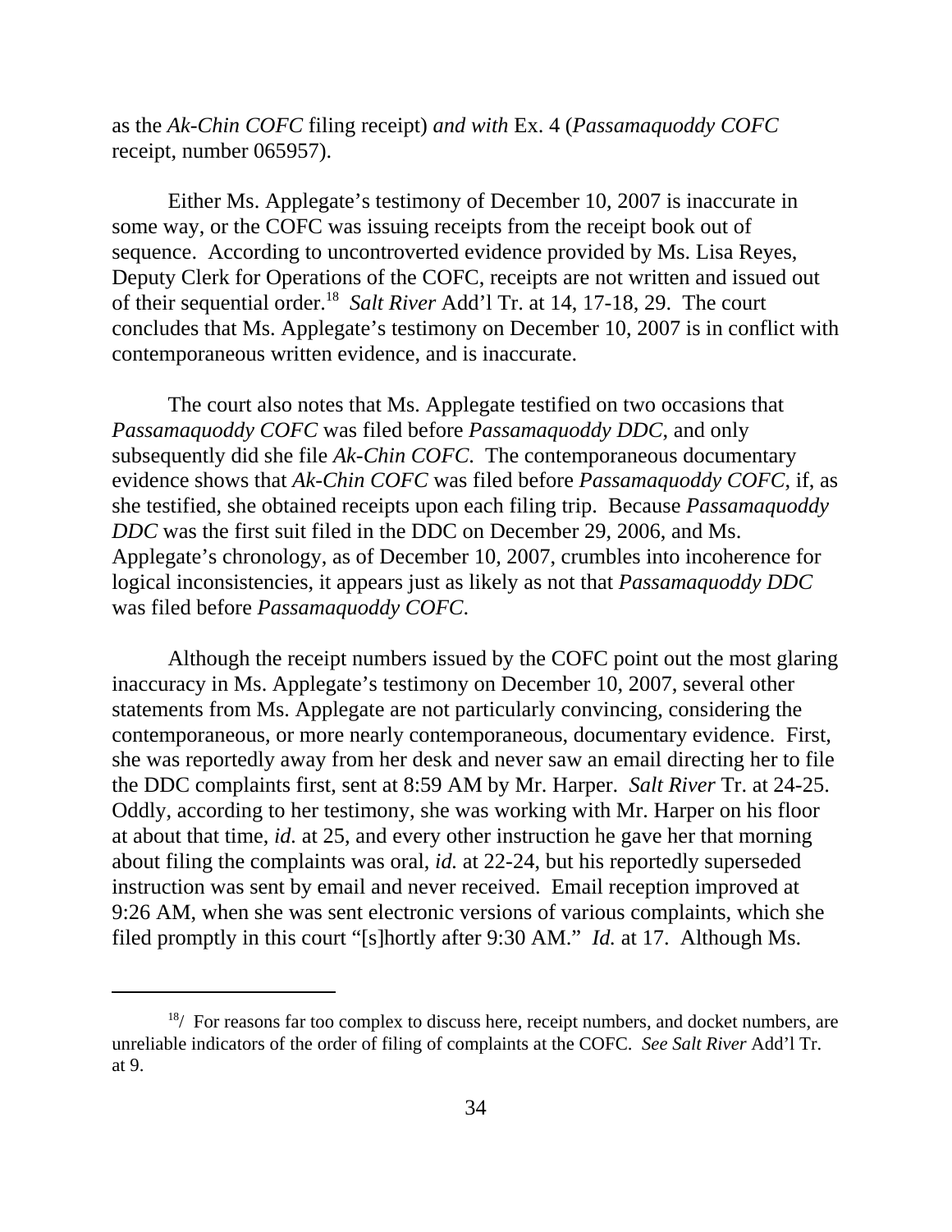as the *Ak-Chin COFC* filing receipt) *and with* Ex. 4 (*Passamaquoddy COFC* receipt, number 065957).

Either Ms. Applegate's testimony of December 10, 2007 is inaccurate in some way, or the COFC was issuing receipts from the receipt book out of sequence. According to uncontroverted evidence provided by Ms. Lisa Reyes, Deputy Clerk for Operations of the COFC, receipts are not written and issued out of their sequential order.[18] *Salt River* Add'l Tr. at 14, 17-18, 29. The court concludes that Ms. Applegate's testimony on December 10, 2007 is in conflict with contemporaneous written evidence, and is inaccurate.

The court also notes that Ms. Applegate testified on two occasions that *Passamaquoddy COFC* was filed before *Passamaquoddy DDC*, and only subsequently did she file *Ak-Chin COFC*. The contemporaneous documentary evidence shows that *Ak-Chin COFC* was filed before *Passamaquoddy COFC*, if, as she testified, she obtained receipts upon each filing trip. Because *Passamaquoddy DDC* was the first suit filed in the DDC on December 29, 2006, and Ms. Applegate's chronology, as of December 10, 2007, crumbles into incoherence for logical inconsistencies, it appears just as likely as not that *Passamaquoddy DDC* was filed before *Passamaquoddy COFC*.

Although the receipt numbers issued by the COFC point out the most glaring inaccuracy in Ms. Applegate's testimony on December 10, 2007, several other statements from Ms. Applegate are not particularly convincing, considering the contemporaneous, or more nearly contemporaneous, documentary evidence. First, she was reportedly away from her desk and never saw an email directing her to file the DDC complaints first, sent at 8:59 AM by Mr. Harper. *Salt River* Tr. at 24-25. Oddly, according to her testimony, she was working with Mr. Harper on his floor at about that time, *id.* at 25, and every other instruction he gave her that morning about filing the complaints was oral, *id.* at 22-24, but his reportedly superseded instruction was sent by email and never received. Email reception improved at 9:26 AM, when she was sent electronic versions of various complaints, which she filed promptly in this court "[s]hortly after 9:30 AM." *Id.* at 17. Although Ms.

---

[18]/ For reasons far too complex to discuss here, receipt numbers, and docket numbers, are unreliable indicators of the order of filing of complaints at the COFC. *See Salt River* Add'l Tr. at 9.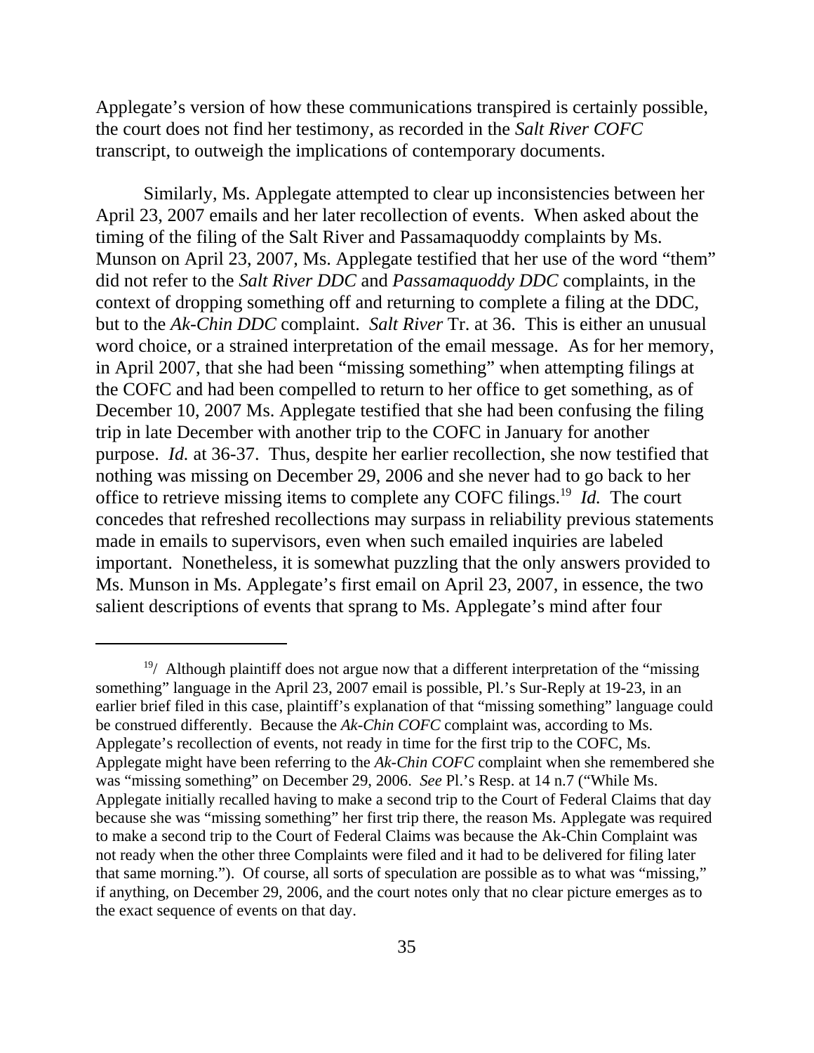Applegate's version of how these communications transpired is certainly possible, the court does not find her testimony, as recorded in the *Salt River COFC* transcript, to outweigh the implications of contemporary documents.

Similarly, Ms. Applegate attempted to clear up inconsistencies between her April 23, 2007 emails and her later recollection of events. When asked about the timing of the filing of the Salt River and Passamaquoddy complaints by Ms. Munson on April 23, 2007, Ms. Applegate testified that her use of the word "them" did not refer to the *Salt River DDC* and *Passamaquoddy DDC* complaints, in the context of dropping something off and returning to complete a filing at the DDC, but to the *Ak-Chin DDC* complaint. *Salt River* Tr. at 36. This is either an unusual word choice, or a strained interpretation of the email message. As for her memory, in April 2007, that she had been "missing something" when attempting filings at the COFC and had been compelled to return to her office to get something, as of December 10, 2007 Ms. Applegate testified that she had been confusing the filing trip in late December with another trip to the COFC in January for another purpose. *Id.* at 36-37. Thus, despite her earlier recollection, she now testified that nothing was missing on December 29, 2006 and she never had to go back to her office to retrieve missing items to complete any COFC filings.[19] *Id.* The court concedes that refreshed recollections may surpass in reliability previous statements made in emails to supervisors, even when such emailed inquiries are labeled important. Nonetheless, it is somewhat puzzling that the only answers provided to Ms. Munson in Ms. Applegate's first email on April 23, 2007, in essence, the two salient descriptions of events that sprang to Ms. Applegate's mind after four

---

[19]/ Although plaintiff does not argue now that a different interpretation of the "missing something" language in the April 23, 2007 email is possible, Pl.'s Sur-Reply at 19-23, in an earlier brief filed in this case, plaintiff's explanation of that "missing something" language could be construed differently. Because the *Ak-Chin COFC* complaint was, according to Ms. Applegate's recollection of events, not ready in time for the first trip to the COFC, Ms. Applegate might have been referring to the *Ak-Chin COFC* complaint when she remembered she was "missing something" on December 29, 2006. *See* Pl.'s Resp. at 14 n.7 ("While Ms. Applegate initially recalled having to make a second trip to the Court of Federal Claims that day because she was "missing something" her first trip there, the reason Ms. Applegate was required to make a second trip to the Court of Federal Claims was because the Ak-Chin Complaint was not ready when the other three Complaints were filed and it had to be delivered for filing later that same morning."). Of course, all sorts of speculation are possible as to what was "missing," if anything, on December 29, 2006, and the court notes only that no clear picture emerges as to the exact sequence of events on that day.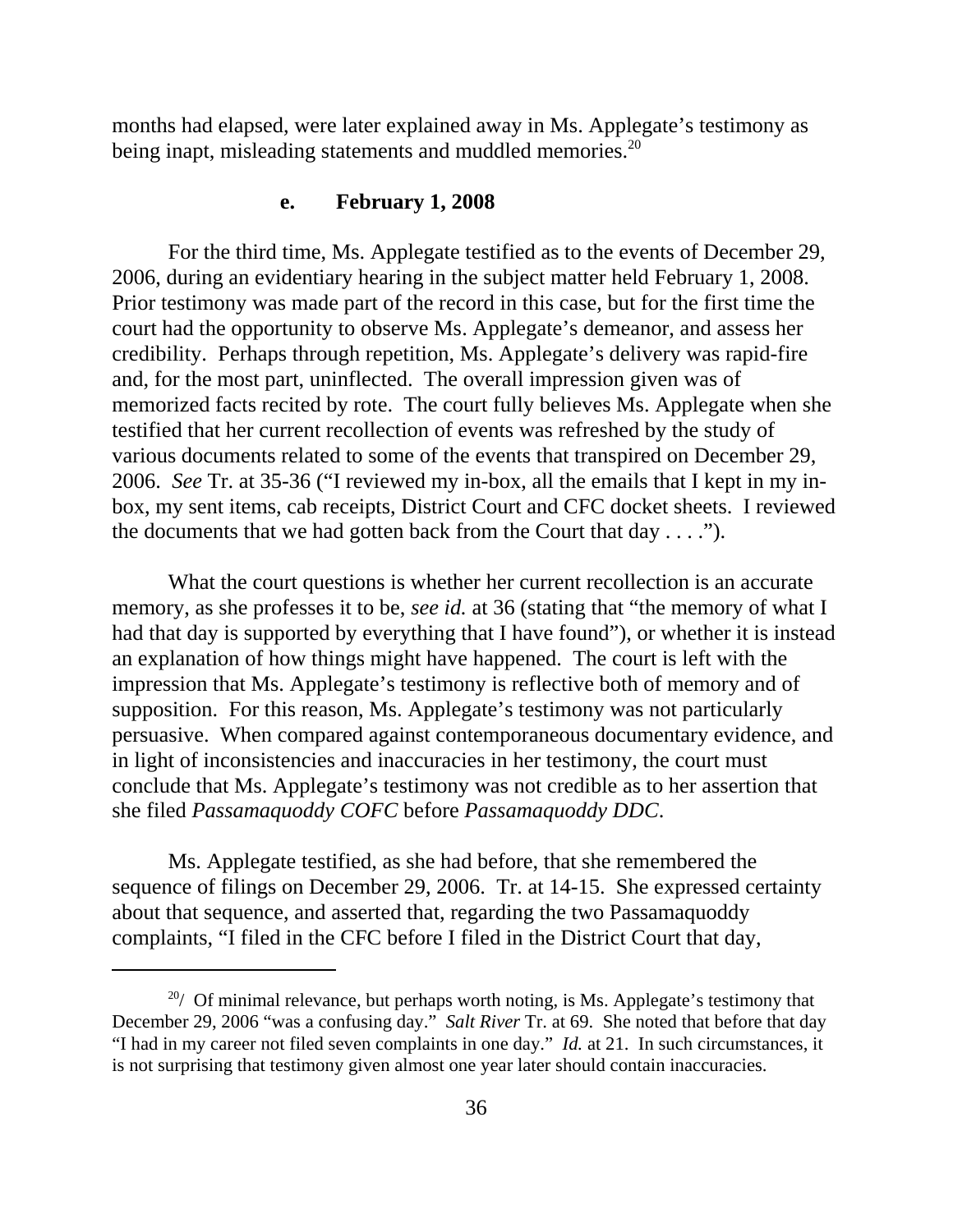months had elapsed, were later explained away in Ms. Applegate's testimony as being inapt, misleading statements and muddled memories.[20]

**e. February 1, 2008**

For the third time, Ms. Applegate testified as to the events of December 29, 2006, during an evidentiary hearing in the subject matter held February 1, 2008. Prior testimony was made part of the record in this case, but for the first time the court had the opportunity to observe Ms. Applegate's demeanor, and assess her credibility. Perhaps through repetition, Ms. Applegate's delivery was rapid-fire and, for the most part, uninflected. The overall impression given was of memorized facts recited by rote. The court fully believes Ms. Applegate when she testified that her current recollection of events was refreshed by the study of various documents related to some of the events that transpired on December 29, 2006. *See* Tr. at 35-36 ("I reviewed my in-box, all the emails that I kept in my in-box, my sent items, cab receipts, District Court and CFC docket sheets. I reviewed the documents that we had gotten back from the Court that day . . . .").

What the court questions is whether her current recollection is an accurate memory, as she professes it to be, *see id.* at 36 (stating that "the memory of what I had that day is supported by everything that I have found"), or whether it is instead an explanation of how things might have happened. The court is left with the impression that Ms. Applegate's testimony is reflective both of memory and of supposition. For this reason, Ms. Applegate's testimony was not particularly persuasive. When compared against contemporaneous documentary evidence, and in light of inconsistencies and inaccuracies in her testimony, the court must conclude that Ms. Applegate's testimony was not credible as to her assertion that she filed *Passamaquoddy COFC* before *Passamaquoddy DDC*.

Ms. Applegate testified, as she had before, that she remembered the sequence of filings on December 29, 2006. Tr. at 14-15. She expressed certainty about that sequence, and asserted that, regarding the two Passamaquoddy complaints, "I filed in the CFC before I filed in the District Court that day,

---

[20]/ Of minimal relevance, but perhaps worth noting, is Ms. Applegate's testimony that December 29, 2006 "was a confusing day." *Salt River* Tr. at 69. She noted that before that day "I had in my career not filed seven complaints in one day." *Id.* at 21. In such circumstances, it is not surprising that testimony given almost one year later should contain inaccuracies.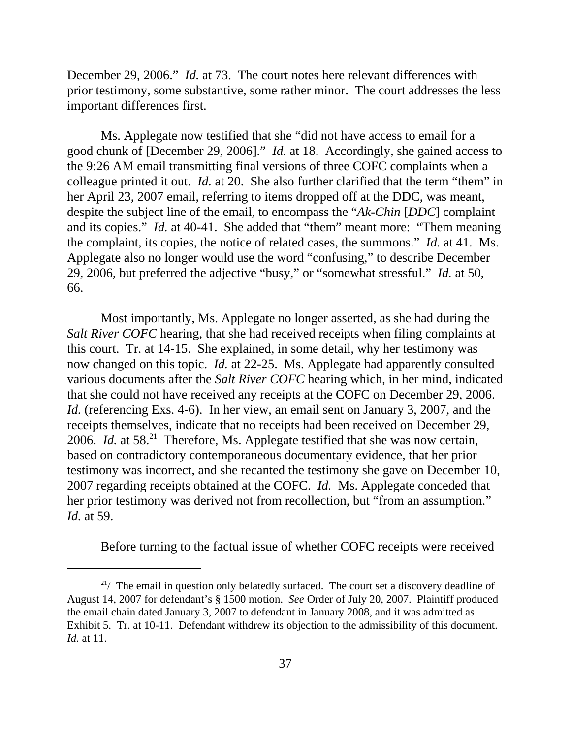December 29, 2006." *Id.* at 73. The court notes here relevant differences with prior testimony, some substantive, some rather minor. The court addresses the less important differences first.

Ms. Applegate now testified that she "did not have access to email for a good chunk of [December 29, 2006]." *Id.* at 18. Accordingly, she gained access to the 9:26 AM email transmitting final versions of three COFC complaints when a colleague printed it out. *Id.* at 20. She also further clarified that the term "them" in her April 23, 2007 email, referring to items dropped off at the DDC, was meant, despite the subject line of the email, to encompass the "*Ak-Chin* [*DDC*] complaint and its copies." *Id.* at 40-41. She added that "them" meant more: "Them meaning the complaint, its copies, the notice of related cases, the summons." *Id.* at 41. Ms. Applegate also no longer would use the word "confusing," to describe December 29, 2006, but preferred the adjective "busy," or "somewhat stressful." *Id.* at 50, 66.

Most importantly, Ms. Applegate no longer asserted, as she had during the *Salt River COFC* hearing, that she had received receipts when filing complaints at this court. Tr. at 14-15. She explained, in some detail, why her testimony was now changed on this topic. *Id.* at 22-25. Ms. Applegate had apparently consulted various documents after the *Salt River COFC* hearing which, in her mind, indicated that she could not have received any receipts at the COFC on December 29, 2006. *Id.* (referencing Exs. 4-6). In her view, an email sent on January 3, 2007, and the receipts themselves, indicate that no receipts had been received on December 29, 2006. *Id.* at 58.[21] Therefore, Ms. Applegate testified that she was now certain, based on contradictory contemporaneous documentary evidence, that her prior testimony was incorrect, and she recanted the testimony she gave on December 10, 2007 regarding receipts obtained at the COFC. *Id.* Ms. Applegate conceded that her prior testimony was derived not from recollection, but "from an assumption." *Id.* at 59.

Before turning to the factual issue of whether COFC receipts were received

---

[21]/ The email in question only belatedly surfaced. The court set a discovery deadline of August 14, 2007 for defendant's § 1500 motion. *See* Order of July 20, 2007. Plaintiff produced the email chain dated January 3, 2007 to defendant in January 2008, and it was admitted as Exhibit 5. Tr. at 10-11. Defendant withdrew its objection to the admissibility of this document. *Id.* at 11.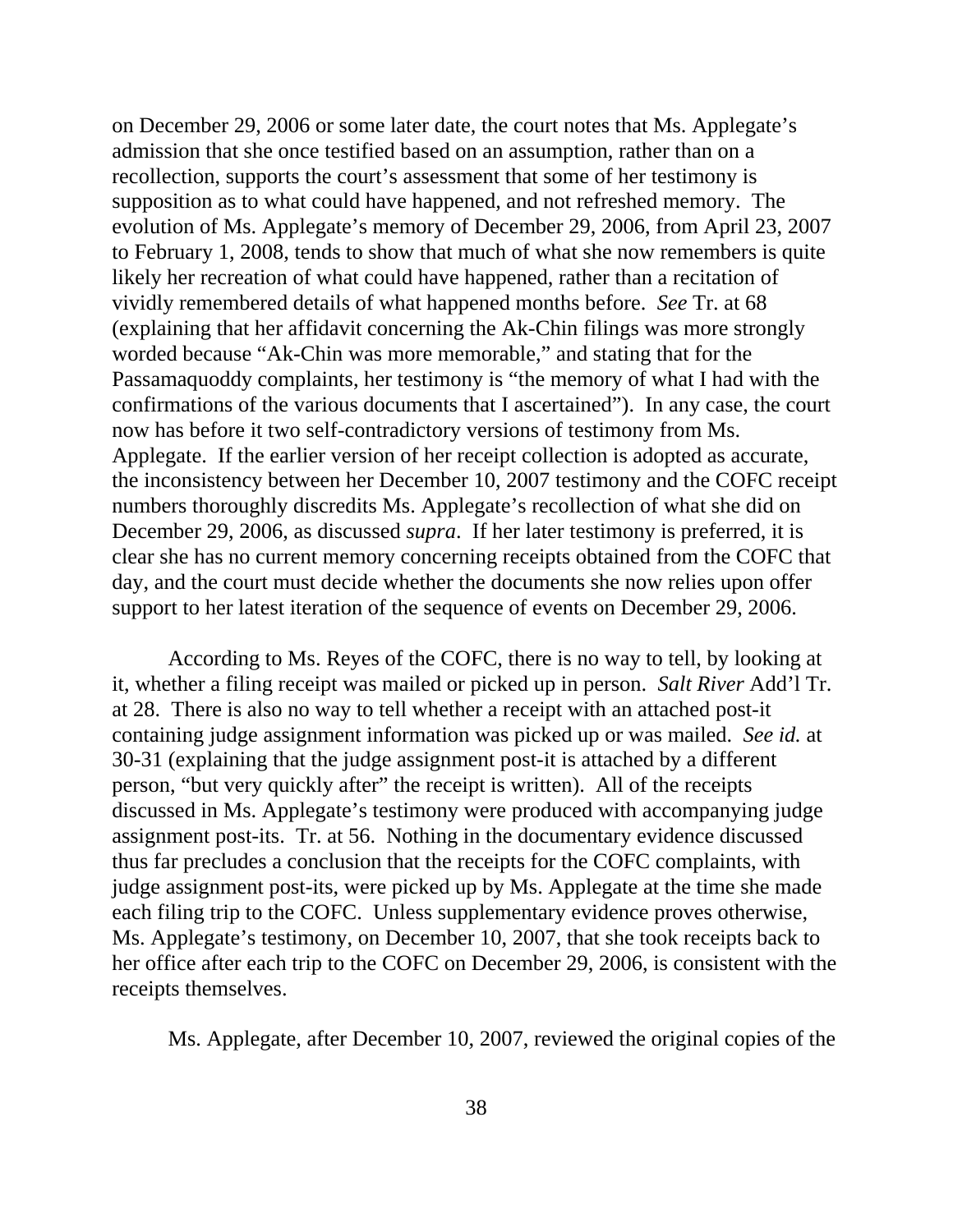on December 29, 2006 or some later date, the court notes that Ms. Applegate's admission that she once testified based on an assumption, rather than on a recollection, supports the court's assessment that some of her testimony is supposition as to what could have happened, and not refreshed memory. The evolution of Ms. Applegate's memory of December 29, 2006, from April 23, 2007 to February 1, 2008, tends to show that much of what she now remembers is quite likely her recreation of what could have happened, rather than a recitation of vividly remembered details of what happened months before. *See* Tr. at 68 (explaining that her affidavit concerning the Ak-Chin filings was more strongly worded because "Ak-Chin was more memorable," and stating that for the Passamaquoddy complaints, her testimony is "the memory of what I had with the confirmations of the various documents that I ascertained"). In any case, the court now has before it two self-contradictory versions of testimony from Ms. Applegate. If the earlier version of her receipt collection is adopted as accurate, the inconsistency between her December 10, 2007 testimony and the COFC receipt numbers thoroughly discredits Ms. Applegate's recollection of what she did on December 29, 2006, as discussed *supra*. If her later testimony is preferred, it is clear she has no current memory concerning receipts obtained from the COFC that day, and the court must decide whether the documents she now relies upon offer support to her latest iteration of the sequence of events on December 29, 2006.

According to Ms. Reyes of the COFC, there is no way to tell, by looking at it, whether a filing receipt was mailed or picked up in person. *Salt River* Add'l Tr. at 28. There is also no way to tell whether a receipt with an attached post-it containing judge assignment information was picked up or was mailed. *See id.* at 30-31 (explaining that the judge assignment post-it is attached by a different person, "but very quickly after" the receipt is written). All of the receipts discussed in Ms. Applegate's testimony were produced with accompanying judge assignment post-its. Tr. at 56. Nothing in the documentary evidence discussed thus far precludes a conclusion that the receipts for the COFC complaints, with judge assignment post-its, were picked up by Ms. Applegate at the time she made each filing trip to the COFC. Unless supplementary evidence proves otherwise, Ms. Applegate's testimony, on December 10, 2007, that she took receipts back to her office after each trip to the COFC on December 29, 2006, is consistent with the receipts themselves.

Ms. Applegate, after December 10, 2007, reviewed the original copies of the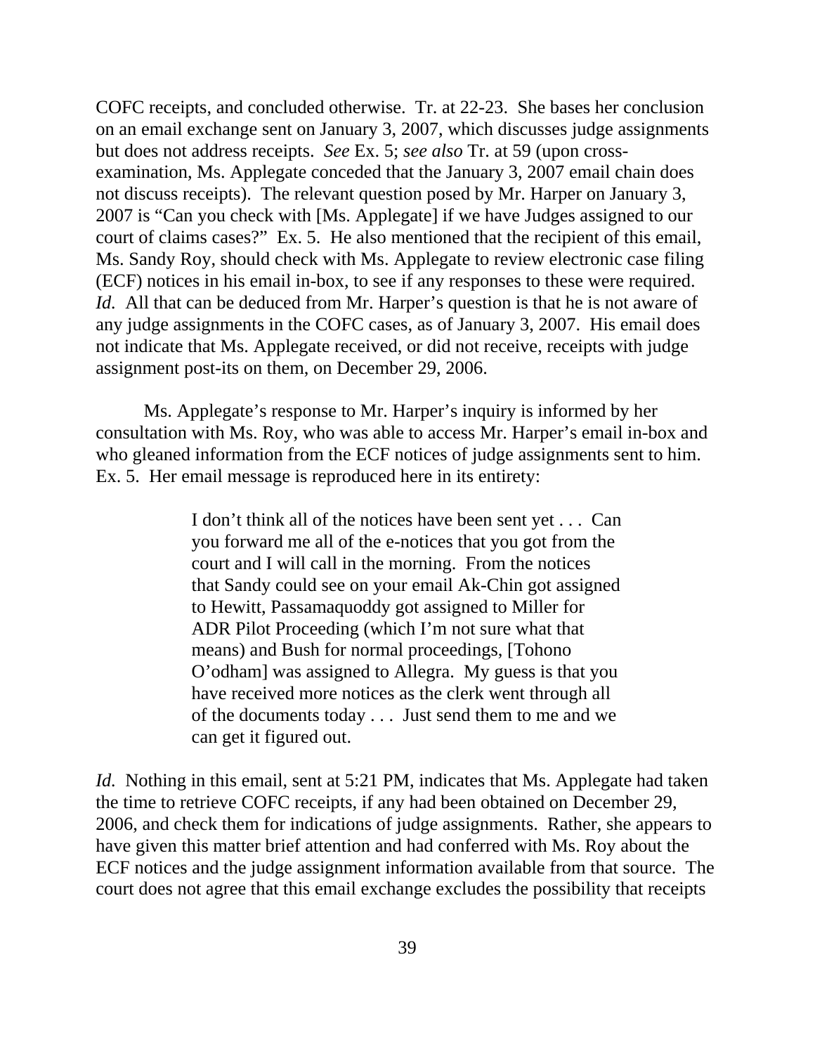COFC receipts, and concluded otherwise. Tr. at 22-23. She bases her conclusion on an email exchange sent on January 3, 2007, which discusses judge assignments but does not address receipts. *See* Ex. 5; *see also* Tr. at 59 (upon cross-examination, Ms. Applegate conceded that the January 3, 2007 email chain does not discuss receipts). The relevant question posed by Mr. Harper on January 3, 2007 is "Can you check with [Ms. Applegate] if we have Judges assigned to our court of claims cases?" Ex. 5. He also mentioned that the recipient of this email, Ms. Sandy Roy, should check with Ms. Applegate to review electronic case filing (ECF) notices in his email in-box, to see if any responses to these were required. *Id.* All that can be deduced from Mr. Harper's question is that he is not aware of any judge assignments in the COFC cases, as of January 3, 2007. His email does not indicate that Ms. Applegate received, or did not receive, receipts with judge assignment post-its on them, on December 29, 2006.

Ms. Applegate's response to Mr. Harper's inquiry is informed by her consultation with Ms. Roy, who was able to access Mr. Harper's email in-box and who gleaned information from the ECF notices of judge assignments sent to him. Ex. 5. Her email message is reproduced here in its entirety:

> I don't think all of the notices have been sent yet . . . Can you forward me all of the e-notices that you got from the court and I will call in the morning. From the notices that Sandy could see on your email Ak-Chin got assigned to Hewitt, Passamaquoddy got assigned to Miller for ADR Pilot Proceeding (which I'm not sure what that means) and Bush for normal proceedings, [Tohono O'odham] was assigned to Allegra. My guess is that you have received more notices as the clerk went through all of the documents today . . . Just send them to me and we can get it figured out.

*Id.* Nothing in this email, sent at 5:21 PM, indicates that Ms. Applegate had taken the time to retrieve COFC receipts, if any had been obtained on December 29, 2006, and check them for indications of judge assignments. Rather, she appears to have given this matter brief attention and had conferred with Ms. Roy about the ECF notices and the judge assignment information available from that source. The court does not agree that this email exchange excludes the possibility that receipts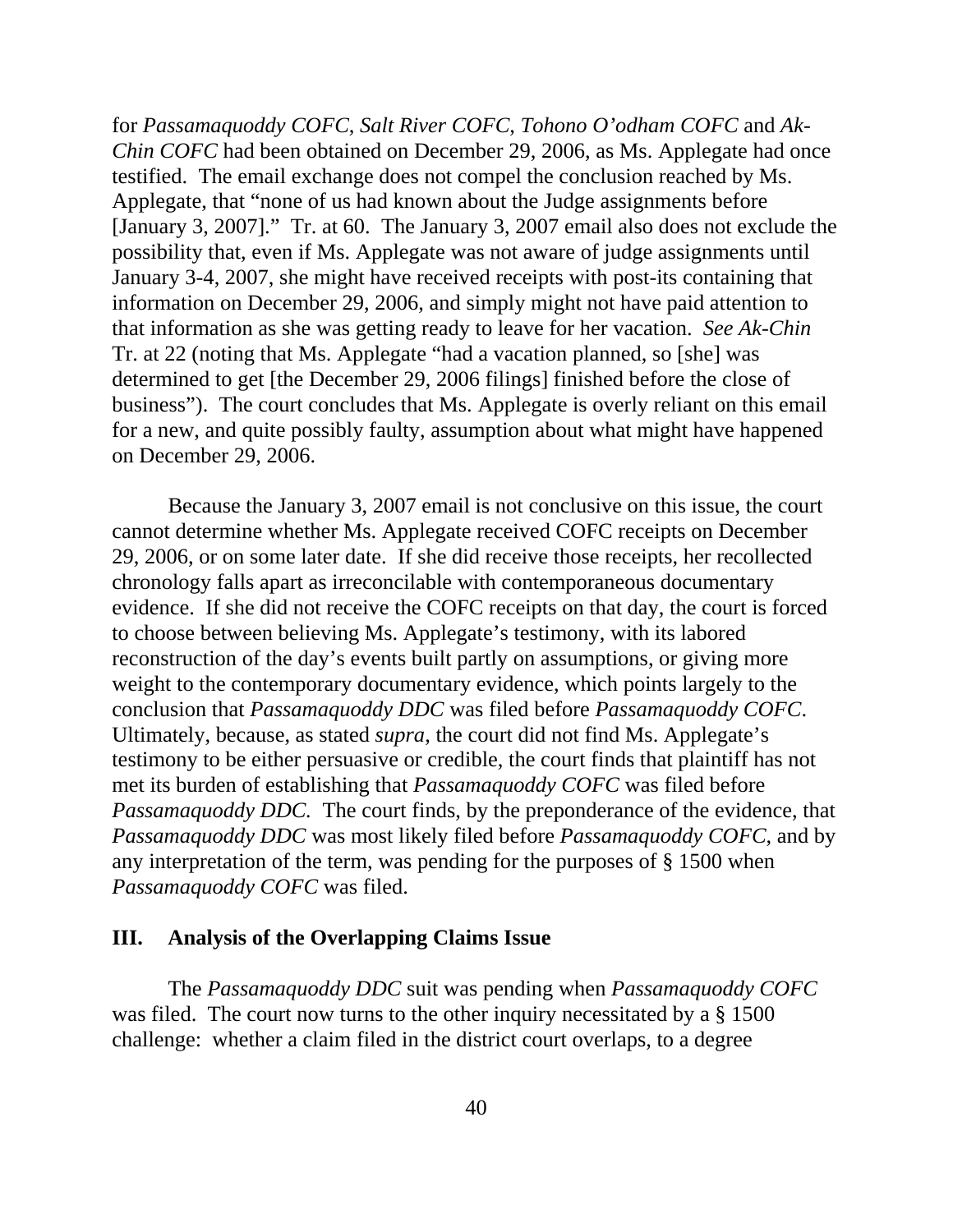for *Passamaquoddy COFC*, *Salt River COFC*, *Tohono O'odham COFC* and *Ak-Chin COFC* had been obtained on December 29, 2006, as Ms. Applegate had once testified. The email exchange does not compel the conclusion reached by Ms. Applegate, that "none of us had known about the Judge assignments before [January 3, 2007]." Tr. at 60. The January 3, 2007 email also does not exclude the possibility that, even if Ms. Applegate was not aware of judge assignments until January 3-4, 2007, she might have received receipts with post-its containing that information on December 29, 2006, and simply might not have paid attention to that information as she was getting ready to leave for her vacation. *See Ak-Chin* Tr. at 22 (noting that Ms. Applegate "had a vacation planned, so [she] was determined to get [the December 29, 2006 filings] finished before the close of business"). The court concludes that Ms. Applegate is overly reliant on this email for a new, and quite possibly faulty, assumption about what might have happened on December 29, 2006.

Because the January 3, 2007 email is not conclusive on this issue, the court cannot determine whether Ms. Applegate received COFC receipts on December 29, 2006, or on some later date. If she did receive those receipts, her recollected chronology falls apart as irreconcilable with contemporaneous documentary evidence. If she did not receive the COFC receipts on that day, the court is forced to choose between believing Ms. Applegate's testimony, with its labored reconstruction of the day's events built partly on assumptions, or giving more weight to the contemporary documentary evidence, which points largely to the conclusion that *Passamaquoddy DDC* was filed before *Passamaquoddy COFC*. Ultimately, because, as stated *supra*, the court did not find Ms. Applegate's testimony to be either persuasive or credible, the court finds that plaintiff has not met its burden of establishing that *Passamaquoddy COFC* was filed before *Passamaquoddy DDC*. The court finds, by the preponderance of the evidence, that *Passamaquoddy DDC* was most likely filed before *Passamaquoddy COFC*, and by any interpretation of the term, was pending for the purposes of § 1500 when *Passamaquoddy COFC* was filed.

## III. Analysis of the Overlapping Claims Issue

The *Passamaquoddy DDC* suit was pending when *Passamaquoddy COFC* was filed. The court now turns to the other inquiry necessitated by a § 1500 challenge: whether a claim filed in the district court overlaps, to a degree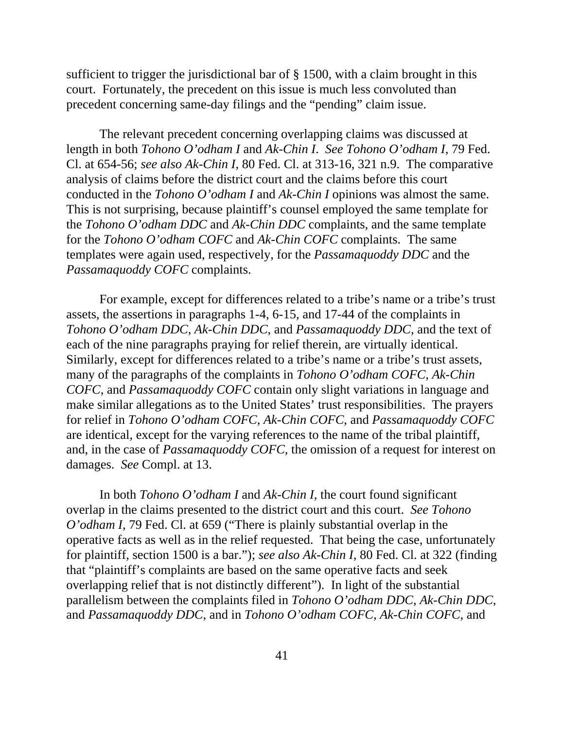sufficient to trigger the jurisdictional bar of § 1500, with a claim brought in this court. Fortunately, the precedent on this issue is much less convoluted than precedent concerning same-day filings and the "pending" claim issue.

The relevant precedent concerning overlapping claims was discussed at length in both *Tohono O'odham I* and *Ak-Chin I*. *See Tohono O'odham I*, 79 Fed. Cl. at 654-56; *see also Ak-Chin I*, 80 Fed. Cl. at 313-16, 321 n.9. The comparative analysis of claims before the district court and the claims before this court conducted in the *Tohono O'odham I* and *Ak-Chin I* opinions was almost the same. This is not surprising, because plaintiff's counsel employed the same template for the *Tohono O'odham DDC* and *Ak-Chin DDC* complaints, and the same template for the *Tohono O'odham COFC* and *Ak-Chin COFC* complaints. The same templates were again used, respectively, for the *Passamaquoddy DDC* and the *Passamaquoddy COFC* complaints.

For example, except for differences related to a tribe's name or a tribe's trust assets, the assertions in paragraphs 1-4, 6-15, and 17-44 of the complaints in *Tohono O'odham DDC*, *Ak-Chin DDC*, and *Passamaquoddy DDC*, and the text of each of the nine paragraphs praying for relief therein, are virtually identical. Similarly, except for differences related to a tribe's name or a tribe's trust assets, many of the paragraphs of the complaints in *Tohono O'odham COFC*, *Ak-Chin COFC*, and *Passamaquoddy COFC* contain only slight variations in language and make similar allegations as to the United States' trust responsibilities. The prayers for relief in *Tohono O'odham COFC*, *Ak-Chin COFC*, and *Passamaquoddy COFC* are identical, except for the varying references to the name of the tribal plaintiff, and, in the case of *Passamaquoddy COFC*, the omission of a request for interest on damages. *See* Compl. at 13.

In both *Tohono O'odham I* and *Ak-Chin I*, the court found significant overlap in the claims presented to the district court and this court. *See Tohono O'odham I*, 79 Fed. Cl. at 659 ("There is plainly substantial overlap in the operative facts as well as in the relief requested. That being the case, unfortunately for plaintiff, section 1500 is a bar."); *see also Ak-Chin I*, 80 Fed. Cl. at 322 (finding that "plaintiff's complaints are based on the same operative facts and seek overlapping relief that is not distinctly different"). In light of the substantial parallelism between the complaints filed in *Tohono O'odham DDC*, *Ak-Chin DDC*, and *Passamaquoddy DDC*, and in *Tohono O'odham COFC*, *Ak-Chin COFC*, and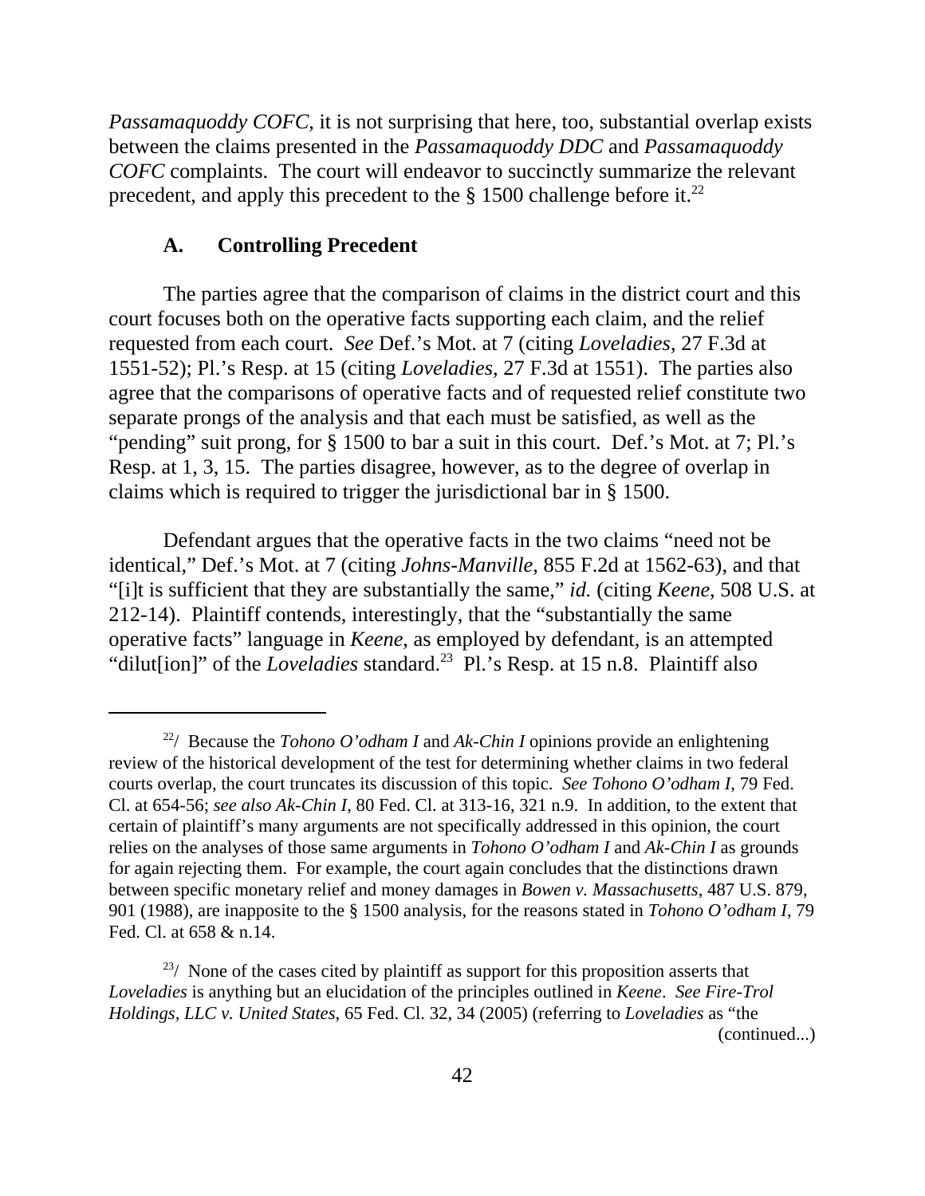*Passamaquoddy COFC*, it is not surprising that here, too, substantial overlap exists between the claims presented in the *Passamaquoddy DDC* and *Passamaquoddy COFC* complaints. The court will endeavor to succinctly summarize the relevant precedent, and apply this precedent to the § 1500 challenge before it.[22]

### A. Controlling Precedent

The parties agree that the comparison of claims in the district court and this court focuses both on the operative facts supporting each claim, and the relief requested from each court. *See* Def.'s Mot. at 7 (citing *Loveladies*, 27 F.3d at 1551-52); Pl.'s Resp. at 15 (citing *Loveladies*, 27 F.3d at 1551). The parties also agree that the comparisons of operative facts and of requested relief constitute two separate prongs of the analysis and that each must be satisfied, as well as the "pending" suit prong, for § 1500 to bar a suit in this court. Def.'s Mot. at 7; Pl.'s Resp. at 1, 3, 15. The parties disagree, however, as to the degree of overlap in claims which is required to trigger the jurisdictional bar in § 1500.

Defendant argues that the operative facts in the two claims "need not be identical," Def.'s Mot. at 7 (citing *Johns-Manville*, 855 F.2d at 1562-63), and that "[i]t is sufficient that they are substantially the same," *id.* (citing *Keene*, 508 U.S. at 212-14). Plaintiff contends, interestingly, that the "substantially the same operative facts" language in *Keene*, as employed by defendant, is an attempted "dilut[ion]" of the *Loveladies* standard.[23] Pl.'s Resp. at 15 n.8. Plaintiff also

---

[22]/ Because the *Tohono O'odham I* and *Ak-Chin I* opinions provide an enlightening review of the historical development of the test for determining whether claims in two federal courts overlap, the court truncates its discussion of this topic. *See Tohono O'odham I*, 79 Fed. Cl. at 654-56; *see also Ak-Chin I*, 80 Fed. Cl. at 313-16, 321 n.9. In addition, to the extent that certain of plaintiff's many arguments are not specifically addressed in this opinion, the court relies on the analyses of those same arguments in *Tohono O'odham I* and *Ak-Chin I* as grounds for again rejecting them. For example, the court again concludes that the distinctions drawn between specific monetary relief and money damages in *Bowen v. Massachusetts*, 487 U.S. 879, 901 (1988), are inapposite to the § 1500 analysis, for the reasons stated in *Tohono O'odham I*, 79 Fed. Cl. at 658 & n.14.

[23]/ None of the cases cited by plaintiff as support for this proposition asserts that *Loveladies* is anything but an elucidation of the principles outlined in *Keene*. *See Fire-Trol Holdings, LLC v. United States*, 65 Fed. Cl. 32, 34 (2005) (referring to *Loveladies* as "the (continued...)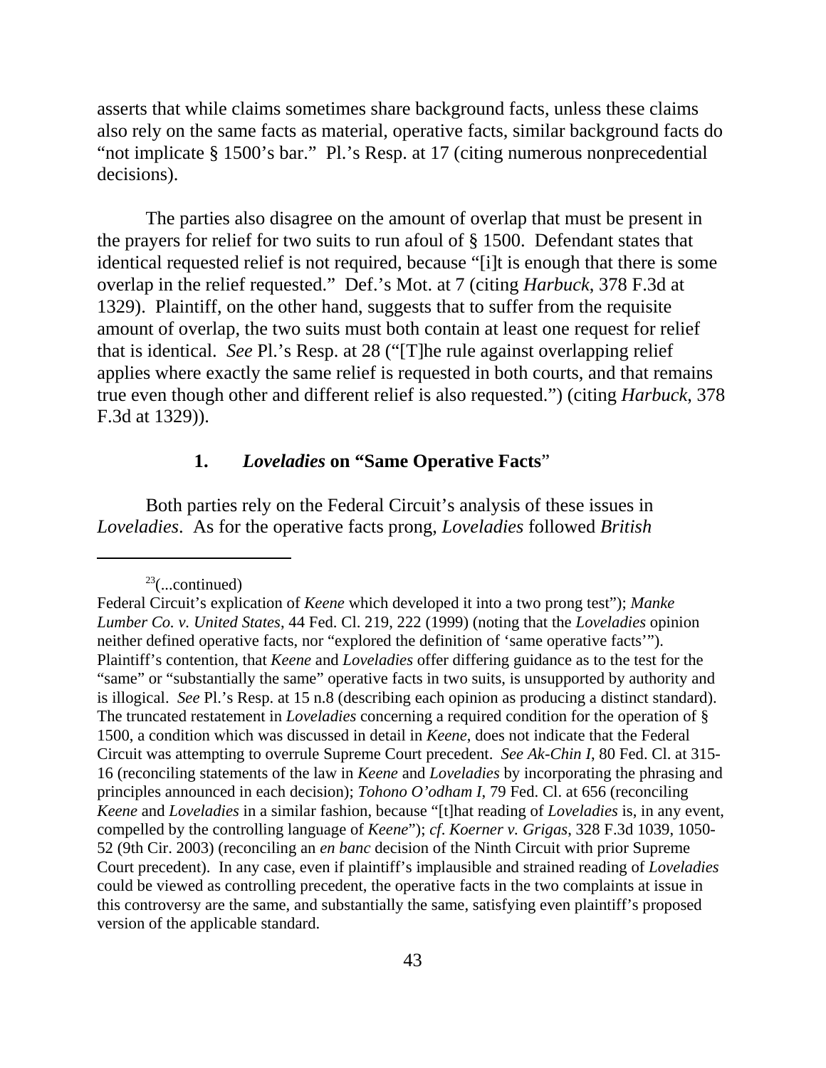asserts that while claims sometimes share background facts, unless these claims also rely on the same facts as material, operative facts, similar background facts do "not implicate § 1500's bar." Pl.'s Resp. at 17 (citing numerous nonprecedential decisions).

The parties also disagree on the amount of overlap that must be present in the prayers for relief for two suits to run afoul of § 1500. Defendant states that identical requested relief is not required, because "[i]t is enough that there is some overlap in the relief requested." Def.'s Mot. at 7 (citing *Harbuck*, 378 F.3d at 1329). Plaintiff, on the other hand, suggests that to suffer from the requisite amount of overlap, the two suits must both contain at least one request for relief that is identical. *See* Pl.'s Resp. at 28 ("[T]he rule against overlapping relief applies where exactly the same relief is requested in both courts, and that remains true even though other and different relief is also requested.") (citing *Harbuck*, 378 F.3d at 1329)).

### 1. *Loveladies* on "Same Operative Facts"

Both parties rely on the Federal Circuit's analysis of these issues in *Loveladies*. As for the operative facts prong, *Loveladies* followed *British*

---

[23](...continued)
Federal Circuit's explication of *Keene* which developed it into a two prong test"); *Manke Lumber Co. v. United States*, 44 Fed. Cl. 219, 222 (1999) (noting that the *Loveladies* opinion neither defined operative facts, nor "explored the definition of 'same operative facts'"). Plaintiff's contention, that *Keene* and *Loveladies* offer differing guidance as to the test for the "same" or "substantially the same" operative facts in two suits, is unsupported by authority and is illogical. *See* Pl.'s Resp. at 15 n.8 (describing each opinion as producing a distinct standard). The truncated restatement in *Loveladies* concerning a required condition for the operation of § 1500, a condition which was discussed in detail in *Keene*, does not indicate that the Federal Circuit was attempting to overrule Supreme Court precedent. *See Ak-Chin I*, 80 Fed. Cl. at 315-16 (reconciling statements of the law in *Keene* and *Loveladies* by incorporating the phrasing and principles announced in each decision); *Tohono O'odham I*, 79 Fed. Cl. at 656 (reconciling *Keene* and *Loveladies* in a similar fashion, because "[t]hat reading of *Loveladies* is, in any event, compelled by the controlling language of *Keene*"); *cf. Koerner v. Grigas*, 328 F.3d 1039, 1050-52 (9th Cir. 2003) (reconciling an *en banc* decision of the Ninth Circuit with prior Supreme Court precedent). In any case, even if plaintiff's implausible and strained reading of *Loveladies* could be viewed as controlling precedent, the operative facts in the two complaints at issue in this controversy are the same, and substantially the same, satisfying even plaintiff's proposed version of the applicable standard.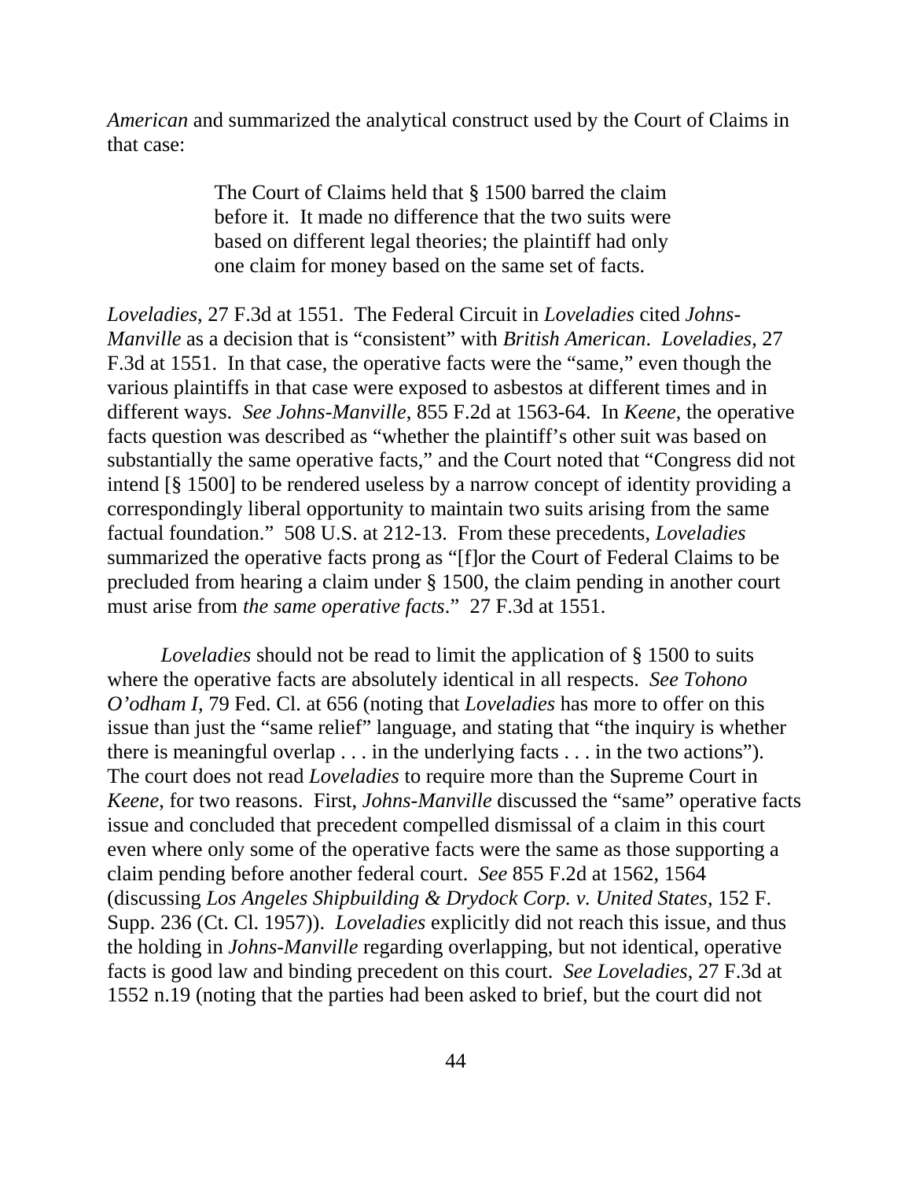*American* and summarized the analytical construct used by the Court of Claims in that case:

> The Court of Claims held that § 1500 barred the claim before it. It made no difference that the two suits were based on different legal theories; the plaintiff had only one claim for money based on the same set of facts.

*Loveladies*, 27 F.3d at 1551. The Federal Circuit in *Loveladies* cited *Johns-Manville* as a decision that is "consistent" with *British American*. *Loveladies*, 27 F.3d at 1551. In that case, the operative facts were the "same," even though the various plaintiffs in that case were exposed to asbestos at different times and in different ways. *See Johns-Manville*, 855 F.2d at 1563-64. In *Keene*, the operative facts question was described as "whether the plaintiff's other suit was based on substantially the same operative facts," and the Court noted that "Congress did not intend [§ 1500] to be rendered useless by a narrow concept of identity providing a correspondingly liberal opportunity to maintain two suits arising from the same factual foundation." 508 U.S. at 212-13. From these precedents, *Loveladies* summarized the operative facts prong as "[f]or the Court of Federal Claims to be precluded from hearing a claim under § 1500, the claim pending in another court must arise from *the same operative facts*." 27 F.3d at 1551.

*Loveladies* should not be read to limit the application of § 1500 to suits where the operative facts are absolutely identical in all respects. *See Tohono O'odham I*, 79 Fed. Cl. at 656 (noting that *Loveladies* has more to offer on this issue than just the "same relief" language, and stating that "the inquiry is whether there is meaningful overlap . . . in the underlying facts . . . in the two actions"). The court does not read *Loveladies* to require more than the Supreme Court in *Keene,* for two reasons. First, *Johns-Manville* discussed the "same" operative facts issue and concluded that precedent compelled dismissal of a claim in this court even where only some of the operative facts were the same as those supporting a claim pending before another federal court. *See* 855 F.2d at 1562, 1564 (discussing *Los Angeles Shipbuilding & Drydock Corp. v. United States*, 152 F. Supp. 236 (Ct. Cl. 1957)). *Loveladies* explicitly did not reach this issue, and thus the holding in *Johns-Manville* regarding overlapping, but not identical, operative facts is good law and binding precedent on this court. *See Loveladies*, 27 F.3d at 1552 n.19 (noting that the parties had been asked to brief, but the court did not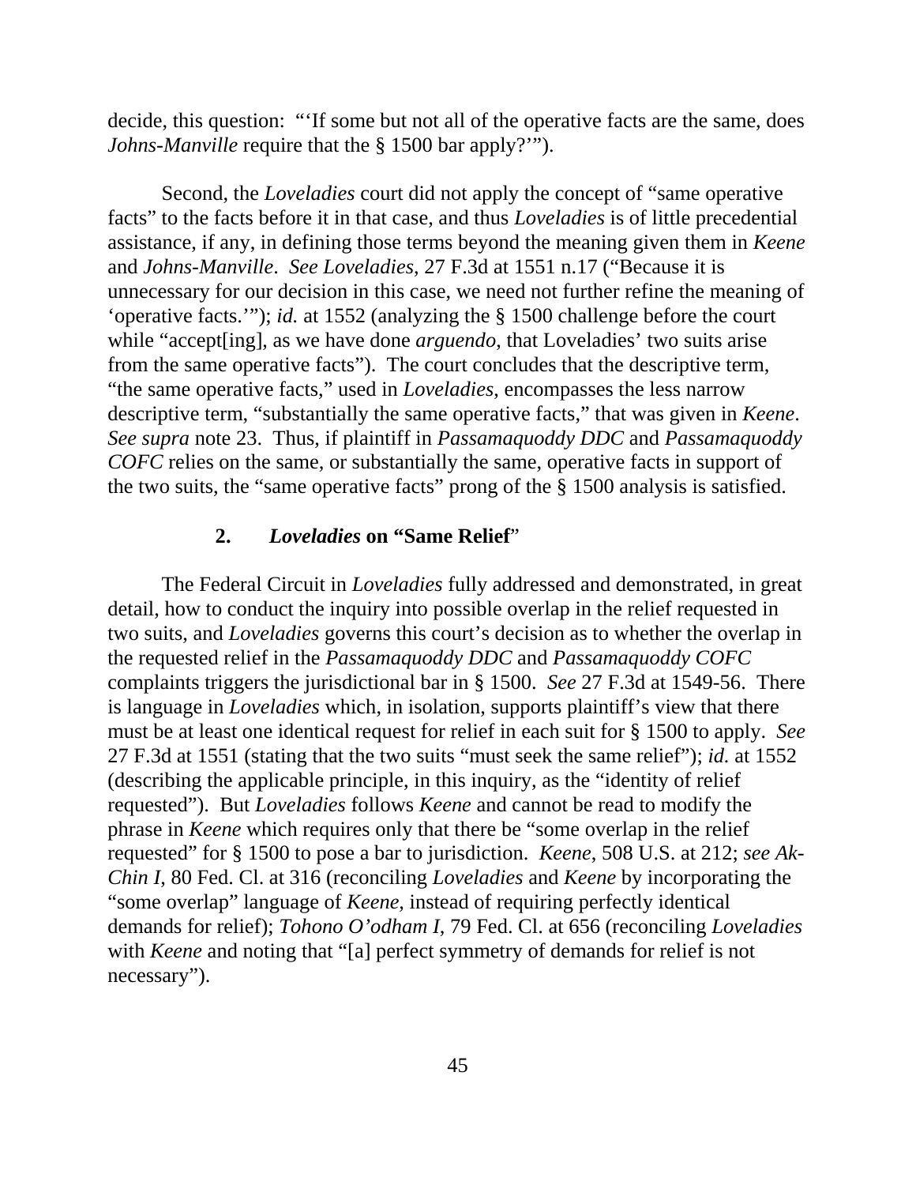decide, this question: "'If some but not all of the operative facts are the same, does *Johns-Manville* require that the § 1500 bar apply?'").

Second, the *Loveladies* court did not apply the concept of "same operative facts" to the facts before it in that case, and thus *Loveladies* is of little precedential assistance, if any, in defining those terms beyond the meaning given them in *Keene* and *Johns-Manville*. *See Loveladies*, 27 F.3d at 1551 n.17 ("Because it is unnecessary for our decision in this case, we need not further refine the meaning of 'operative facts.'"); *id.* at 1552 (analyzing the § 1500 challenge before the court while "accept[ing], as we have done *arguendo*, that Loveladies' two suits arise from the same operative facts"). The court concludes that the descriptive term, "the same operative facts," used in *Loveladies*, encompasses the less narrow descriptive term, "substantially the same operative facts," that was given in *Keene*. *See supra* note 23. Thus, if plaintiff in *Passamaquoddy DDC* and *Passamaquoddy COFC* relies on the same, or substantially the same, operative facts in support of the two suits, the "same operative facts" prong of the § 1500 analysis is satisfied.

### 2. *Loveladies* on "Same Relief"

The Federal Circuit in *Loveladies* fully addressed and demonstrated, in great detail, how to conduct the inquiry into possible overlap in the relief requested in two suits, and *Loveladies* governs this court's decision as to whether the overlap in the requested relief in the *Passamaquoddy DDC* and *Passamaquoddy COFC* complaints triggers the jurisdictional bar in § 1500. *See* 27 F.3d at 1549-56. There is language in *Loveladies* which, in isolation, supports plaintiff's view that there must be at least one identical request for relief in each suit for § 1500 to apply. *See* 27 F.3d at 1551 (stating that the two suits "must seek the same relief"); *id.* at 1552 (describing the applicable principle, in this inquiry, as the "identity of relief requested"). But *Loveladies* follows *Keene* and cannot be read to modify the phrase in *Keene* which requires only that there be "some overlap in the relief requested" for § 1500 to pose a bar to jurisdiction. *Keene*, 508 U.S. at 212; *see Ak-Chin I*, 80 Fed. Cl. at 316 (reconciling *Loveladies* and *Keene* by incorporating the "some overlap" language of *Keene*, instead of requiring perfectly identical demands for relief); *Tohono O'odham I*, 79 Fed. Cl. at 656 (reconciling *Loveladies* with *Keene* and noting that "[a] perfect symmetry of demands for relief is not necessary").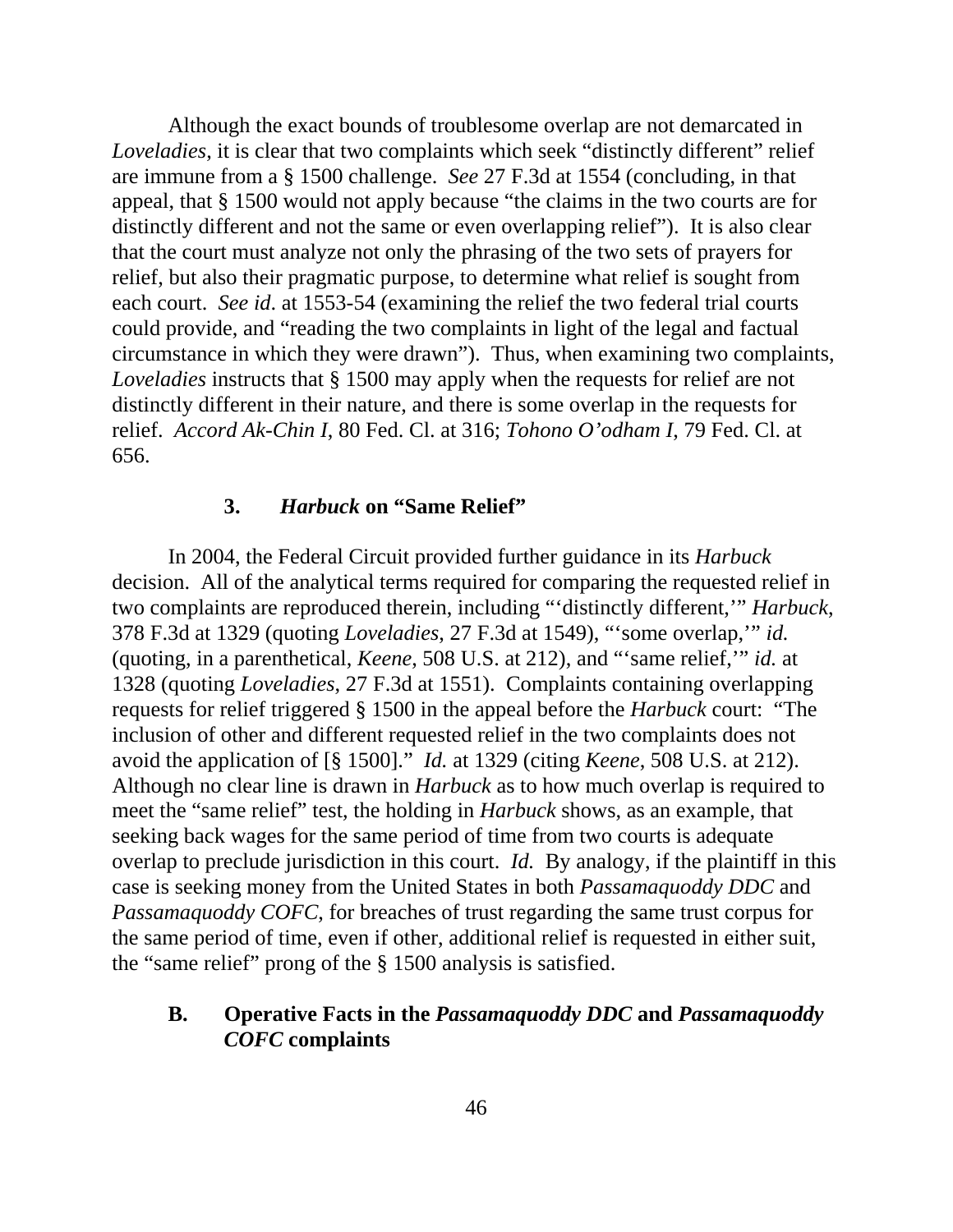Although the exact bounds of troublesome overlap are not demarcated in *Loveladies*, it is clear that two complaints which seek "distinctly different" relief are immune from a § 1500 challenge. *See* 27 F.3d at 1554 (concluding, in that appeal, that § 1500 would not apply because "the claims in the two courts are for distinctly different and not the same or even overlapping relief"). It is also clear that the court must analyze not only the phrasing of the two sets of prayers for relief, but also their pragmatic purpose, to determine what relief is sought from each court. *See id*. at 1553-54 (examining the relief the two federal trial courts could provide, and "reading the two complaints in light of the legal and factual circumstance in which they were drawn"). Thus, when examining two complaints, *Loveladies* instructs that § 1500 may apply when the requests for relief are not distinctly different in their nature, and there is some overlap in the requests for relief. *Accord Ak-Chin I*, 80 Fed. Cl. at 316; *Tohono O'odham I*, 79 Fed. Cl. at 656.

### 3. *Harbuck* on "Same Relief"

In 2004, the Federal Circuit provided further guidance in its *Harbuck* decision. All of the analytical terms required for comparing the requested relief in two complaints are reproduced therein, including "'distinctly different,'" *Harbuck*, 378 F.3d at 1329 (quoting *Loveladies*, 27 F.3d at 1549), "'some overlap,'" *id.* (quoting, in a parenthetical, *Keene*, 508 U.S. at 212), and "'same relief,'" *id.* at 1328 (quoting *Loveladies*, 27 F.3d at 1551). Complaints containing overlapping requests for relief triggered § 1500 in the appeal before the *Harbuck* court: "The inclusion of other and different requested relief in the two complaints does not avoid the application of [§ 1500]." *Id.* at 1329 (citing *Keene*, 508 U.S. at 212). Although no clear line is drawn in *Harbuck* as to how much overlap is required to meet the "same relief" test, the holding in *Harbuck* shows, as an example, that seeking back wages for the same period of time from two courts is adequate overlap to preclude jurisdiction in this court. *Id.* By analogy, if the plaintiff in this case is seeking money from the United States in both *Passamaquoddy DDC* and *Passamaquoddy COFC*, for breaches of trust regarding the same trust corpus for the same period of time, even if other, additional relief is requested in either suit, the "same relief" prong of the § 1500 analysis is satisfied.

## B. Operative Facts in the *Passamaquoddy DDC* and *Passamaquoddy COFC* complaints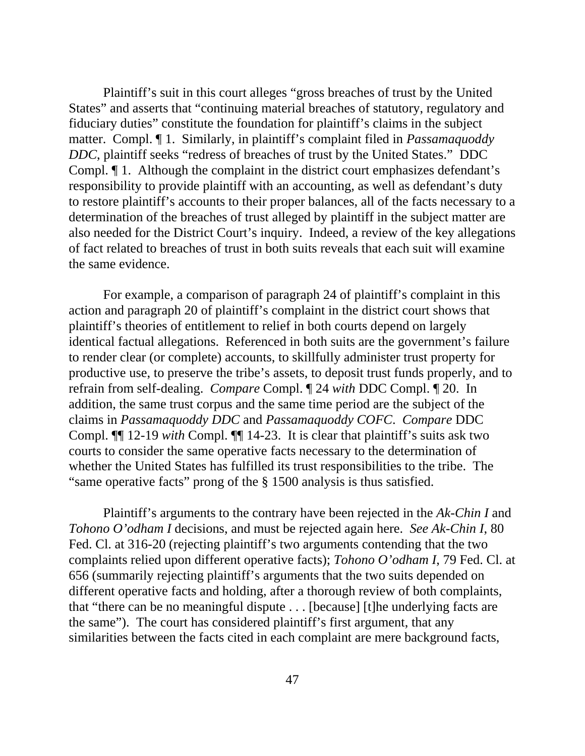Plaintiff's suit in this court alleges "gross breaches of trust by the United States" and asserts that "continuing material breaches of statutory, regulatory and fiduciary duties" constitute the foundation for plaintiff's claims in the subject matter. Compl. ¶ 1. Similarly, in plaintiff's complaint filed in *Passamaquoddy DDC*, plaintiff seeks "redress of breaches of trust by the United States." DDC Compl. ¶ 1. Although the complaint in the district court emphasizes defendant's responsibility to provide plaintiff with an accounting, as well as defendant's duty to restore plaintiff's accounts to their proper balances, all of the facts necessary to a determination of the breaches of trust alleged by plaintiff in the subject matter are also needed for the District Court's inquiry. Indeed, a review of the key allegations of fact related to breaches of trust in both suits reveals that each suit will examine the same evidence.

For example, a comparison of paragraph 24 of plaintiff's complaint in this action and paragraph 20 of plaintiff's complaint in the district court shows that plaintiff's theories of entitlement to relief in both courts depend on largely identical factual allegations. Referenced in both suits are the government's failure to render clear (or complete) accounts, to skillfully administer trust property for productive use, to preserve the tribe's assets, to deposit trust funds properly, and to refrain from self-dealing. *Compare* Compl. ¶ 24 *with* DDC Compl. ¶ 20. In addition, the same trust corpus and the same time period are the subject of the claims in *Passamaquoddy DDC* and *Passamaquoddy COFC*. *Compare* DDC Compl. ¶¶ 12-19 *with* Compl. ¶¶ 14-23. It is clear that plaintiff's suits ask two courts to consider the same operative facts necessary to the determination of whether the United States has fulfilled its trust responsibilities to the tribe. The "same operative facts" prong of the § 1500 analysis is thus satisfied.

Plaintiff's arguments to the contrary have been rejected in the *Ak-Chin I* and *Tohono O'odham I* decisions, and must be rejected again here. *See Ak-Chin I*, 80 Fed. Cl. at 316-20 (rejecting plaintiff's two arguments contending that the two complaints relied upon different operative facts); *Tohono O'odham I*, 79 Fed. Cl. at 656 (summarily rejecting plaintiff's arguments that the two suits depended on different operative facts and holding, after a thorough review of both complaints, that "there can be no meaningful dispute . . . [because] [t]he underlying facts are the same"). The court has considered plaintiff's first argument, that any similarities between the facts cited in each complaint are mere background facts,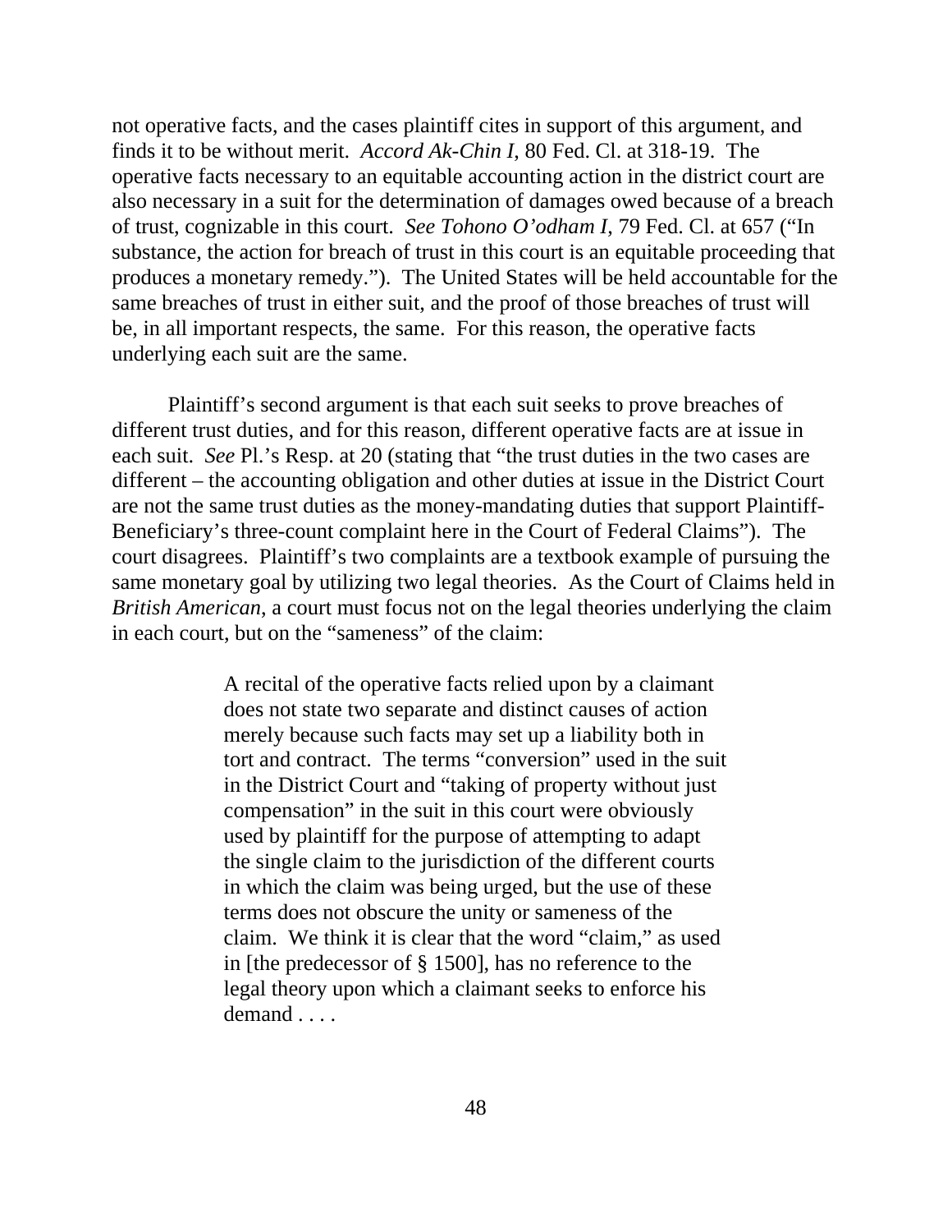not operative facts, and the cases plaintiff cites in support of this argument, and finds it to be without merit. *Accord Ak-Chin I*, 80 Fed. Cl. at 318-19. The operative facts necessary to an equitable accounting action in the district court are also necessary in a suit for the determination of damages owed because of a breach of trust, cognizable in this court. *See Tohono O'odham I*, 79 Fed. Cl. at 657 ("In substance, the action for breach of trust in this court is an equitable proceeding that produces a monetary remedy."). The United States will be held accountable for the same breaches of trust in either suit, and the proof of those breaches of trust will be, in all important respects, the same. For this reason, the operative facts underlying each suit are the same.

Plaintiff's second argument is that each suit seeks to prove breaches of different trust duties, and for this reason, different operative facts are at issue in each suit. *See* Pl.'s Resp. at 20 (stating that "the trust duties in the two cases are different – the accounting obligation and other duties at issue in the District Court are not the same trust duties as the money-mandating duties that support Plaintiff-Beneficiary's three-count complaint here in the Court of Federal Claims"). The court disagrees. Plaintiff's two complaints are a textbook example of pursuing the same monetary goal by utilizing two legal theories. As the Court of Claims held in *British American*, a court must focus not on the legal theories underlying the claim in each court, but on the "sameness" of the claim:

> A recital of the operative facts relied upon by a claimant does not state two separate and distinct causes of action merely because such facts may set up a liability both in tort and contract. The terms "conversion" used in the suit in the District Court and "taking of property without just compensation" in the suit in this court were obviously used by plaintiff for the purpose of attempting to adapt the single claim to the jurisdiction of the different courts in which the claim was being urged, but the use of these terms does not obscure the unity or sameness of the claim. We think it is clear that the word "claim," as used in [the predecessor of § 1500], has no reference to the legal theory upon which a claimant seeks to enforce his demand . . . .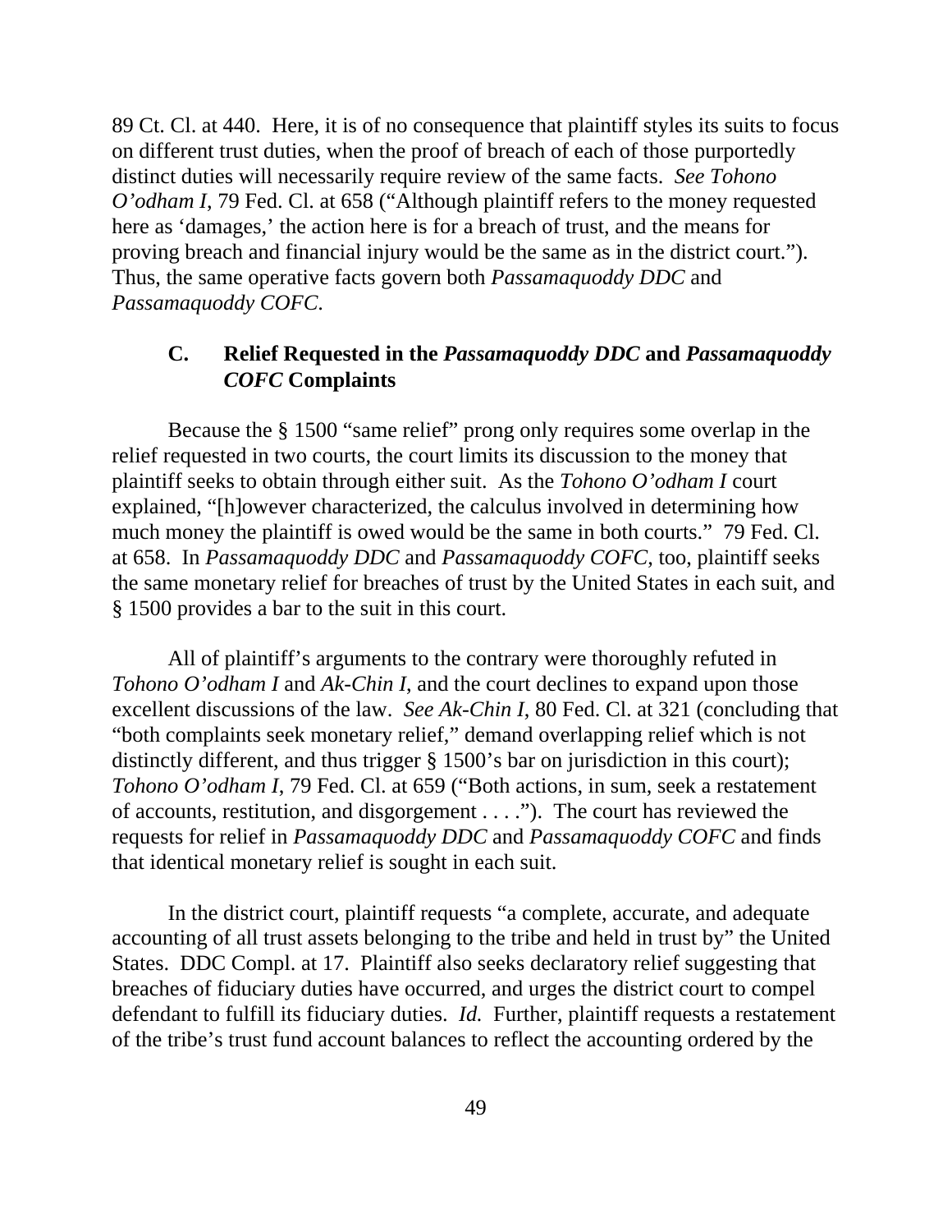89 Ct. Cl. at 440. Here, it is of no consequence that plaintiff styles its suits to focus on different trust duties, when the proof of breach of each of those purportedly distinct duties will necessarily require review of the same facts. *See Tohono O'odham I*, 79 Fed. Cl. at 658 ("Although plaintiff refers to the money requested here as 'damages,' the action here is for a breach of trust, and the means for proving breach and financial injury would be the same as in the district court."). Thus, the same operative facts govern both *Passamaquoddy DDC* and *Passamaquoddy COFC*.

### C. Relief Requested in the *Passamaquoddy DDC* and *Passamaquoddy COFC* Complaints

Because the § 1500 "same relief" prong only requires some overlap in the relief requested in two courts, the court limits its discussion to the money that plaintiff seeks to obtain through either suit. As the *Tohono O'odham I* court explained, "[h]owever characterized, the calculus involved in determining how much money the plaintiff is owed would be the same in both courts." 79 Fed. Cl. at 658. In *Passamaquoddy DDC* and *Passamaquoddy COFC*, too, plaintiff seeks the same monetary relief for breaches of trust by the United States in each suit, and § 1500 provides a bar to the suit in this court.

All of plaintiff's arguments to the contrary were thoroughly refuted in *Tohono O'odham I* and *Ak-Chin I*, and the court declines to expand upon those excellent discussions of the law. *See Ak-Chin I*, 80 Fed. Cl. at 321 (concluding that "both complaints seek monetary relief," demand overlapping relief which is not distinctly different, and thus trigger § 1500's bar on jurisdiction in this court); *Tohono O'odham I*, 79 Fed. Cl. at 659 ("Both actions, in sum, seek a restatement of accounts, restitution, and disgorgement . . . ."). The court has reviewed the requests for relief in *Passamaquoddy DDC* and *Passamaquoddy COFC* and finds that identical monetary relief is sought in each suit.

In the district court, plaintiff requests "a complete, accurate, and adequate accounting of all trust assets belonging to the tribe and held in trust by" the United States. DDC Compl. at 17. Plaintiff also seeks declaratory relief suggesting that breaches of fiduciary duties have occurred, and urges the district court to compel defendant to fulfill its fiduciary duties. *Id.* Further, plaintiff requests a restatement of the tribe's trust fund account balances to reflect the accounting ordered by the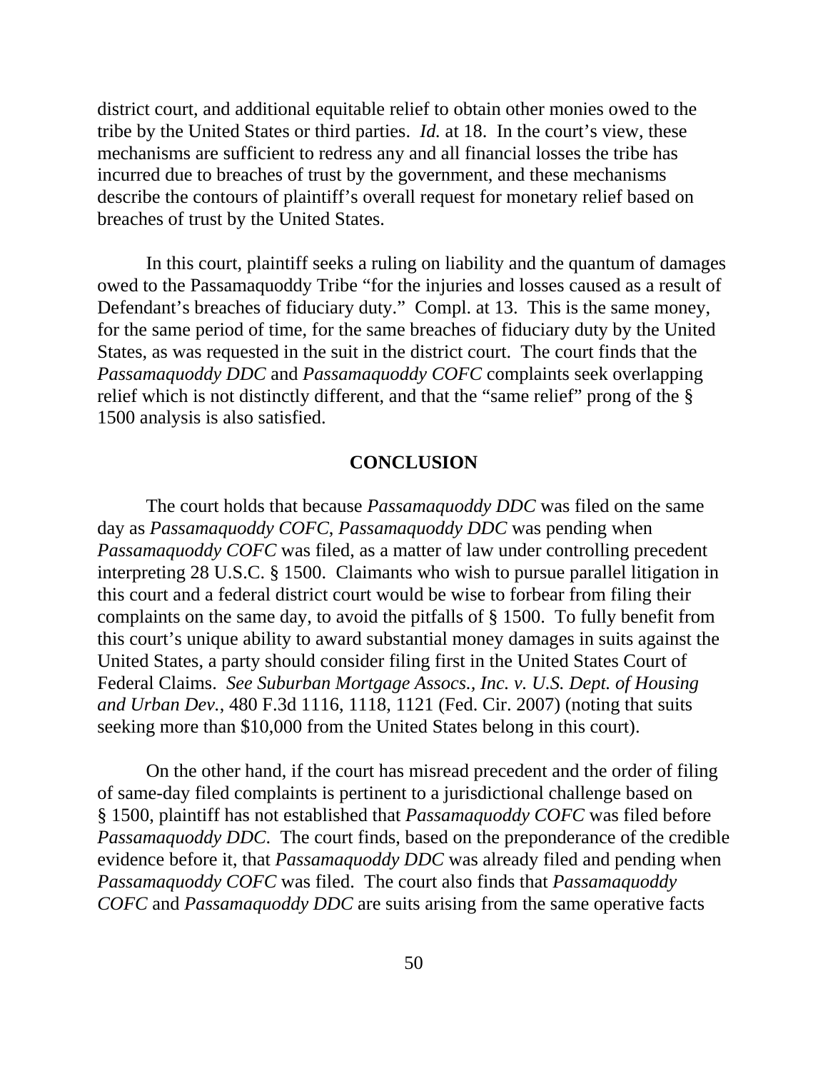district court, and additional equitable relief to obtain other monies owed to the tribe by the United States or third parties. *Id.* at 18. In the court's view, these mechanisms are sufficient to redress any and all financial losses the tribe has incurred due to breaches of trust by the government, and these mechanisms describe the contours of plaintiff's overall request for monetary relief based on breaches of trust by the United States.

In this court, plaintiff seeks a ruling on liability and the quantum of damages owed to the Passamaquoddy Tribe "for the injuries and losses caused as a result of Defendant's breaches of fiduciary duty." Compl. at 13. This is the same money, for the same period of time, for the same breaches of fiduciary duty by the United States, as was requested in the suit in the district court. The court finds that the *Passamaquoddy DDC* and *Passamaquoddy COFC* complaints seek overlapping relief which is not distinctly different, and that the "same relief" prong of the § 1500 analysis is also satisfied.

## CONCLUSION

The court holds that because *Passamaquoddy DDC* was filed on the same day as *Passamaquoddy COFC*, *Passamaquoddy DDC* was pending when *Passamaquoddy COFC* was filed, as a matter of law under controlling precedent interpreting 28 U.S.C. § 1500. Claimants who wish to pursue parallel litigation in this court and a federal district court would be wise to forbear from filing their complaints on the same day, to avoid the pitfalls of § 1500. To fully benefit from this court's unique ability to award substantial money damages in suits against the United States, a party should consider filing first in the United States Court of Federal Claims. *See Suburban Mortgage Assocs., Inc. v. U.S. Dept. of Housing and Urban Dev.*, 480 F.3d 1116, 1118, 1121 (Fed. Cir. 2007) (noting that suits seeking more than $10,000 from the United States belong in this court).

On the other hand, if the court has misread precedent and the order of filing of same-day filed complaints is pertinent to a jurisdictional challenge based on § 1500, plaintiff has not established that *Passamaquoddy COFC* was filed before *Passamaquoddy DDC*. The court finds, based on the preponderance of the credible evidence before it, that *Passamaquoddy DDC* was already filed and pending when *Passamaquoddy COFC* was filed. The court also finds that *Passamaquoddy COFC* and *Passamaquoddy DDC* are suits arising from the same operative facts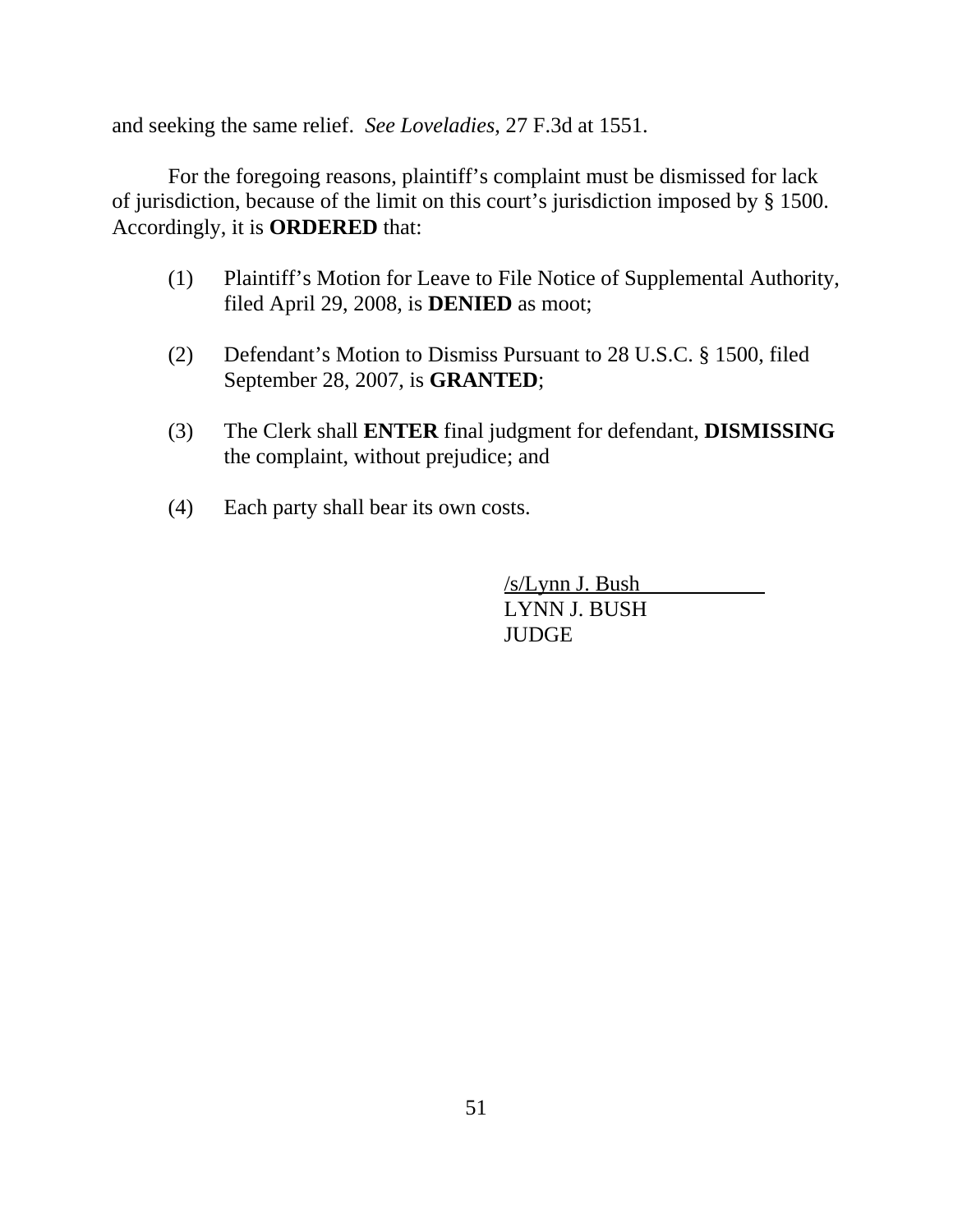and seeking the same relief. *See Loveladies*, 27 F.3d at 1551.

For the foregoing reasons, plaintiff's complaint must be dismissed for lack of jurisdiction, because of the limit on this court's jurisdiction imposed by § 1500. Accordingly, it is **ORDERED** that:

(1) Plaintiff's Motion for Leave to File Notice of Supplemental Authority, filed April 29, 2008, is **DENIED** as moot;

(2) Defendant's Motion to Dismiss Pursuant to 28 U.S.C. § 1500, filed September 28, 2007, is **GRANTED**;

(3) The Clerk shall **ENTER** final judgment for defendant, **DISMISSING** the complaint, without prejudice; and

(4) Each party shall bear its own costs.

/s/Lynn J. Bush
LYNN J. BUSH
JUDGE